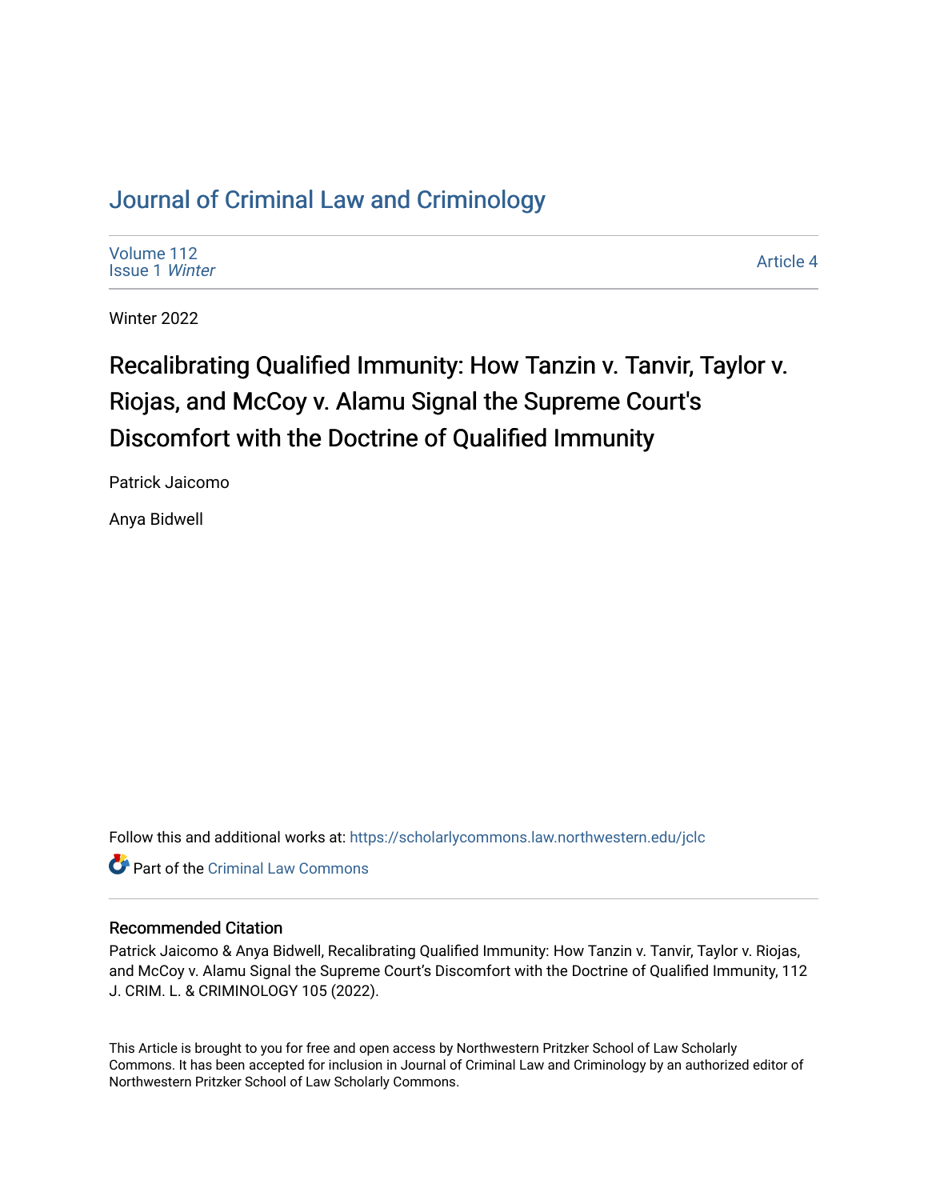# Journal of Criminal Law and Criminology

Volume 112
Issue 1 *Winter*

Article 4

Winter 2022

## Recalibrating Qualified Immunity: How Tanzin v. Tanvir, Taylor v. Riojas, and McCoy v. Alamu Signal the Supreme Court's Discomfort with the Doctrine of Qualified Immunity

Patrick Jaicomo

Anya Bidwell

Follow this and additional works at: https://scholarlycommons.law.northwestern.edu/jclc

Part of the Criminal Law Commons

### Recommended Citation

Patrick Jaicomo & Anya Bidwell, Recalibrating Qualified Immunity: How Tanzin v. Tanvir, Taylor v. Riojas, and McCoy v. Alamu Signal the Supreme Court's Discomfort with the Doctrine of Qualified Immunity, 112 J. CRIM. L. & CRIMINOLOGY 105 (2022).

This Article is brought to you for free and open access by Northwestern Pritzker School of Law Scholarly Commons. It has been accepted for inclusion in Journal of Criminal Law and Criminology by an authorized editor of Northwestern Pritzker School of Law Scholarly Commons.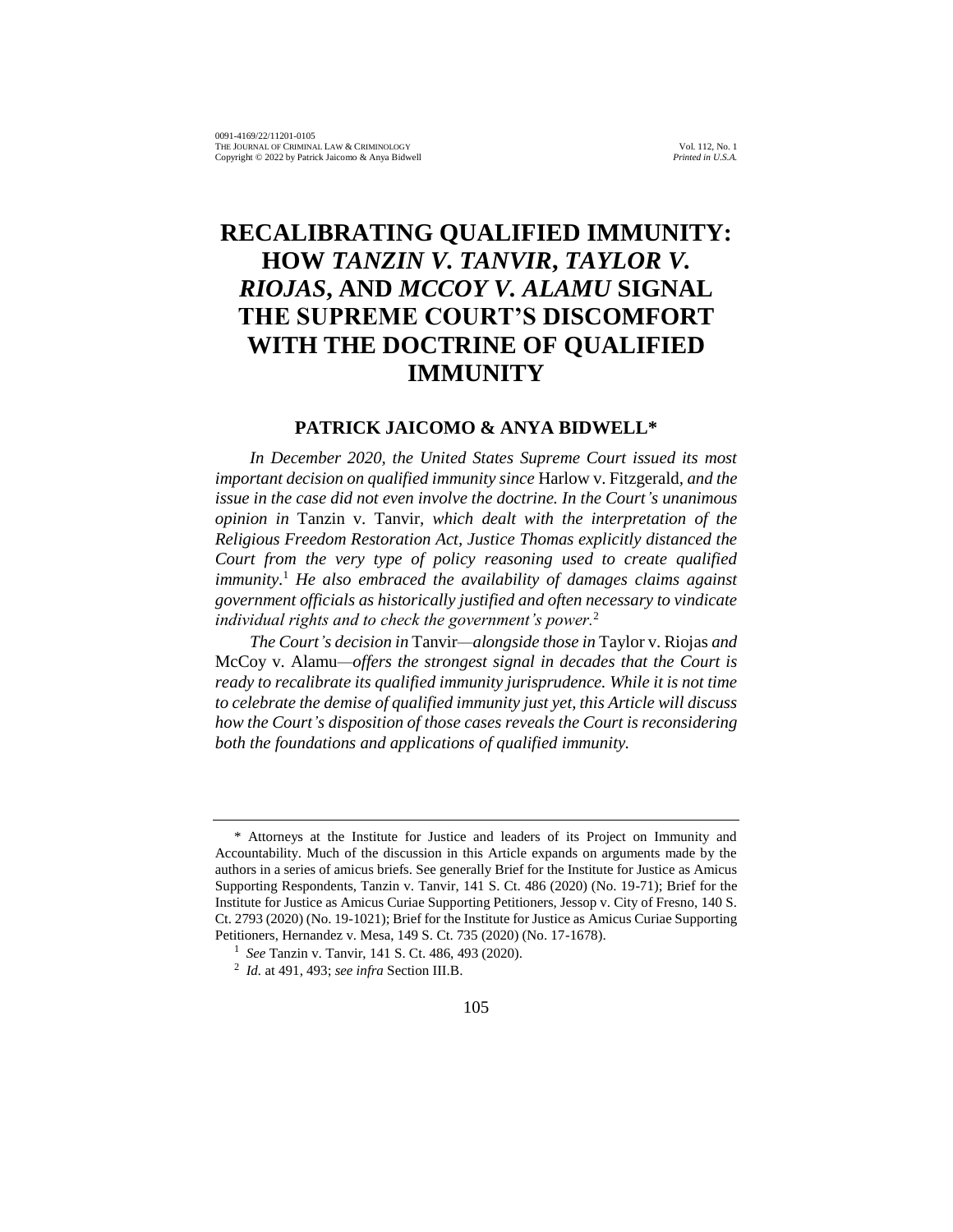# RECALIBRATING QUALIFIED IMMUNITY: HOW *TANZIN V. TANVIR*, *TAYLOR V. RIOJAS*, AND *MCCOY V. ALAMU* SIGNAL THE SUPREME COURT'S DISCOMFORT WITH THE DOCTRINE OF QUALIFIED IMMUNITY

**PATRICK JAICOMO & ANYA BIDWELL***

*In December 2020, the United States Supreme Court issued its most important decision on qualified immunity since* Harlow v. Fitzgerald*, and the issue in the case did not even involve the doctrine. In the Court's unanimous opinion in* Tanzin v. Tanvir*, which dealt with the interpretation of the Religious Freedom Restoration Act, Justice Thomas explicitly distanced the Court from the very type of policy reasoning used to create qualified immunity.*[1] *He also embraced the availability of damages claims against government officials as historically justified and often necessary to vindicate individual rights and to check the government's power.*[2]

*The Court's decision in* Tanvir*—alongside those in* Taylor v. Riojas *and* McCoy v. Alamu*—offers the strongest signal in decades that the Court is ready to recalibrate its qualified immunity jurisprudence. While it is not time to celebrate the demise of qualified immunity just yet, this Article will discuss how the Court's disposition of those cases reveals the Court is reconsidering both the foundations and applications of qualified immunity.*

---

\* Attorneys at the Institute for Justice and leaders of its Project on Immunity and Accountability. Much of the discussion in this Article expands on arguments made by the authors in a series of amicus briefs. See generally Brief for the Institute for Justice as Amicus Supporting Respondents, Tanzin v. Tanvir, 141 S. Ct. 486 (2020) (No. 19-71); Brief for the Institute for Justice as Amicus Curiae Supporting Petitioners, Jessop v. City of Fresno, 140 S. Ct. 2793 (2020) (No. 19-1021); Brief for the Institute for Justice as Amicus Curiae Supporting Petitioners, Hernandez v. Mesa, 149 S. Ct. 735 (2020) (No. 17-1678).

[1] *See* Tanzin v. Tanvir, 141 S. Ct. 486, 493 (2020).

[2] *Id.* at 491, 493; *see infra* Section III.B.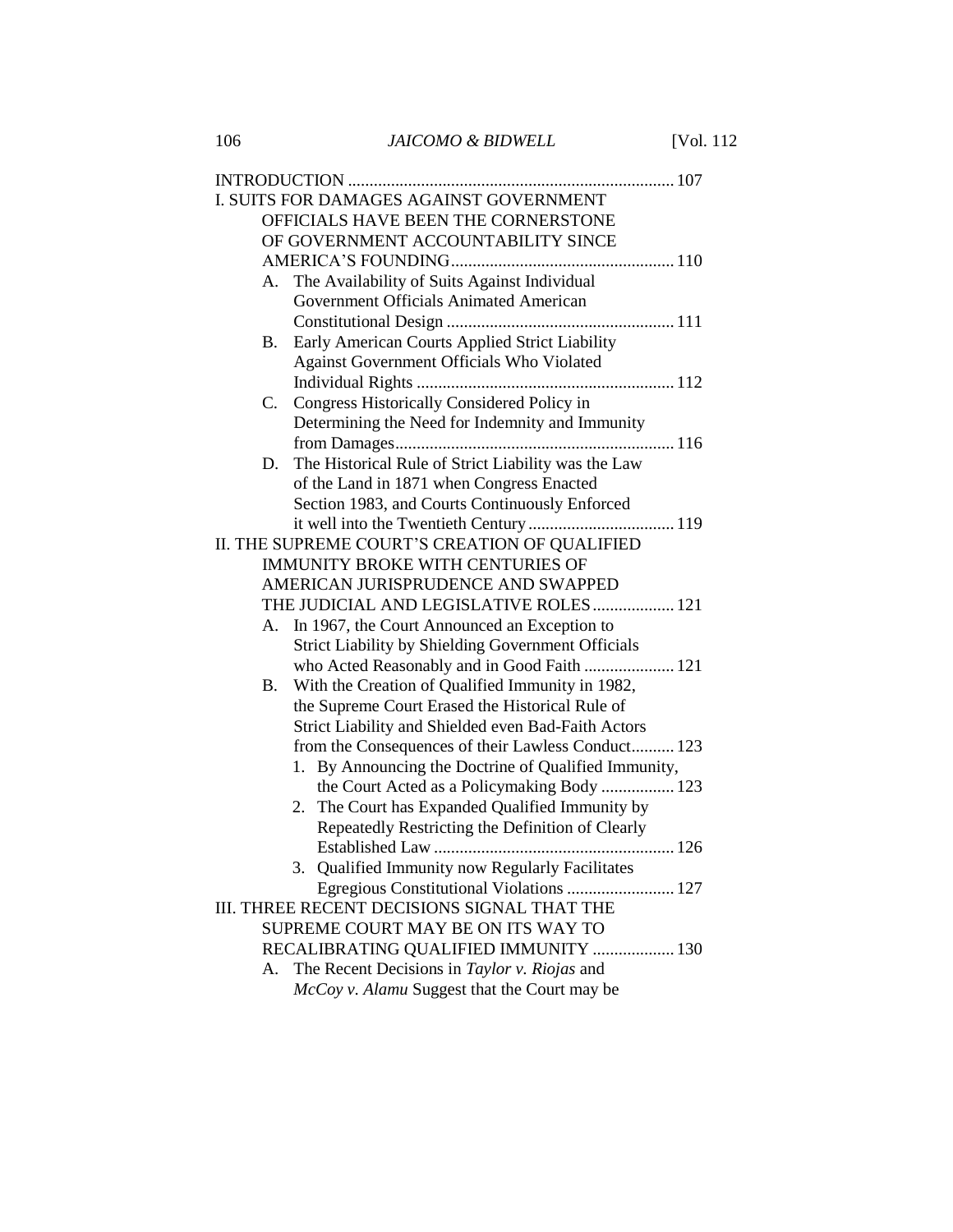INTRODUCTION ............................................................................ 107

I. SUITS FOR DAMAGES AGAINST GOVERNMENT OFFICIALS HAVE BEEN THE CORNERSTONE OF GOVERNMENT ACCOUNTABILITY SINCE AMERICA'S FOUNDING .................................................... 110

- A. The Availability of Suits Against Individual Government Officials Animated American Constitutional Design ..................................................... 111
- B. Early American Courts Applied Strict Liability Against Government Officials Who Violated Individual Rights ............................................................ 112
- C. Congress Historically Considered Policy in Determining the Need for Indemnity and Immunity from Damages ................................................................. 116
- D. The Historical Rule of Strict Liability was the Law of the Land in 1871 when Congress Enacted Section 1983, and Courts Continuously Enforced it well into the Twentieth Century .................................. 119

II. THE SUPREME COURT'S CREATION OF QUALIFIED IMMUNITY BROKE WITH CENTURIES OF AMERICAN JURISPRUDENCE AND SWAPPED THE JUDICIAL AND LEGISLATIVE ROLES ................... 121

- A. In 1967, the Court Announced an Exception to Strict Liability by Shielding Government Officials who Acted Reasonably and in Good Faith ..................... 121
- B. With the Creation of Qualified Immunity in 1982, the Supreme Court Erased the Historical Rule of Strict Liability and Shielded even Bad-Faith Actors from the Consequences of their Lawless Conduct .......... 123
  1. By Announcing the Doctrine of Qualified Immunity, the Court Acted as a Policymaking Body ................. 123
  2. The Court has Expanded Qualified Immunity by Repeatedly Restricting the Definition of Clearly Established Law ........................................................ 126
  3. Qualified Immunity now Regularly Facilitates Egregious Constitutional Violations ......................... 127

III. THREE RECENT DECISIONS SIGNAL THAT THE SUPREME COURT MAY BE ON ITS WAY TO RECALIBRATING QUALIFIED IMMUNITY ................... 130

- A. The Recent Decisions in *Taylor v. Riojas* and *McCoy v. Alamu* Suggest that the Court may be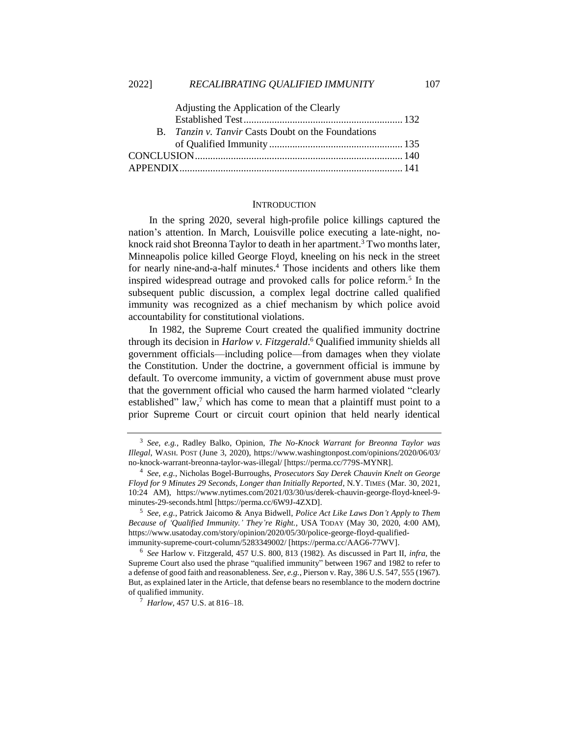Adjusting the Application of the Clearly Established Test ............................................................. 132

B. *Tanzin v. Tanvir* Casts Doubt on the Foundations of Qualified Immunity .................................................... 135

CONCLUSION ................................................................................. 140

APPENDIX ....................................................................................... 141

## INTRODUCTION

In the spring 2020, several high-profile police killings captured the nation's attention. In March, Louisville police executing a late-night, no-knock raid shot Breonna Taylor to death in her apartment.[3] Two months later, Minneapolis police killed George Floyd, kneeling on his neck in the street for nearly nine-and-a-half minutes.[4] Those incidents and others like them inspired widespread outrage and provoked calls for police reform.[5] In the subsequent public discussion, a complex legal doctrine called qualified immunity was recognized as a chief mechanism by which police avoid accountability for constitutional violations.

In 1982, the Supreme Court created the qualified immunity doctrine through its decision in *Harlow v. Fitzgerald*.[6] Qualified immunity shields all government officials—including police—from damages when they violate the Constitution. Under the doctrine, a government official is immune by default. To overcome immunity, a victim of government abuse must prove that the government official who caused the harm harmed violated "clearly established" law,[7] which has come to mean that a plaintiff must point to a prior Supreme Court or circuit court opinion that held nearly identical

---

[3] *See, e.g.*, Radley Balko, Opinion, *The No-Knock Warrant for Breonna Taylor was Illegal*, WASH. POST (June 3, 2020), https://www.washingtonpost.com/opinions/2020/06/03/no-knock-warrant-breonna-taylor-was-illegal/ [https://perma.cc/779S-MYNR].

[4] *See, e.g.*, Nicholas Bogel-Burroughs, *Prosecutors Say Derek Chauvin Knelt on George Floyd for 9 Minutes 29 Seconds, Longer than Initially Reported*, N.Y. TIMES (Mar. 30, 2021, 10:24 AM), https://www.nytimes.com/2021/03/30/us/derek-chauvin-george-floyd-kneel-9-minutes-29-seconds.html [https://perma.cc/6W9J-4ZXD].

[5] *See, e.g.*, Patrick Jaicomo & Anya Bidwell, *Police Act Like Laws Don't Apply to Them Because of 'Qualified Immunity.' They're Right.*, USA TODAY (May 30, 2020, 4:00 AM), https://www.usatoday.com/story/opinion/2020/05/30/police-george-floyd-qualified-immunity-supreme-court-column/5283349002/ [https://perma.cc/AAG6-77WV].

[6] *See* Harlow v. Fitzgerald, 457 U.S. 800, 813 (1982). As discussed in Part II, *infra*, the Supreme Court also used the phrase "qualified immunity" between 1967 and 1982 to refer to a defense of good faith and reasonableness. *See, e.g.*, Pierson v. Ray, 386 U.S. 547, 555 (1967). But, as explained later in the Article, that defense bears no resemblance to the modern doctrine of qualified immunity.

[7] *Harlow*, 457 U.S. at 816–18.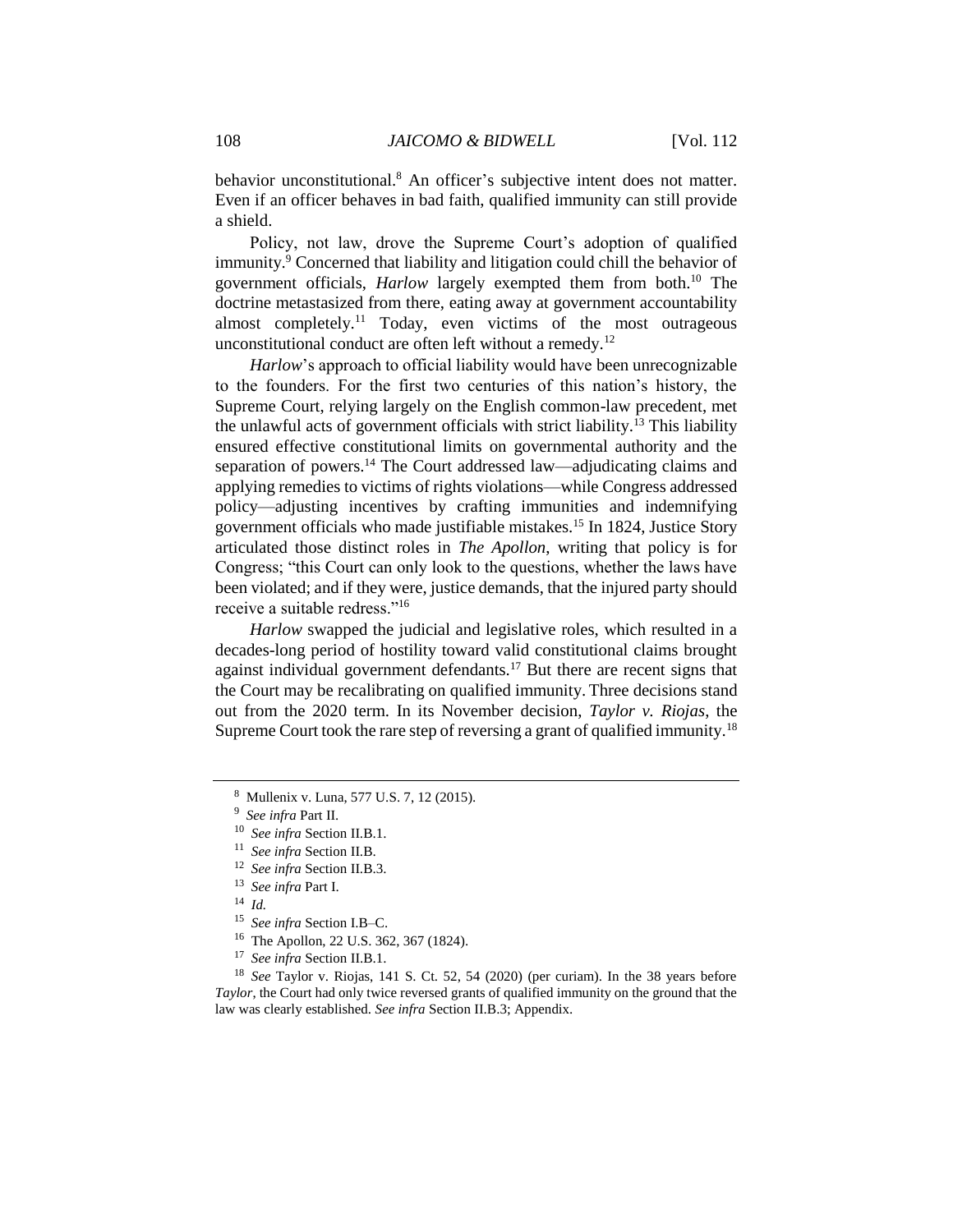behavior unconstitutional.[8] An officer's subjective intent does not matter. Even if an officer behaves in bad faith, qualified immunity can still provide a shield.

Policy, not law, drove the Supreme Court's adoption of qualified immunity.[9] Concerned that liability and litigation could chill the behavior of government officials, *Harlow* largely exempted them from both.[10] The doctrine metastasized from there, eating away at government accountability almost completely.[11] Today, even victims of the most outrageous unconstitutional conduct are often left without a remedy.[12]

*Harlow*'s approach to official liability would have been unrecognizable to the founders. For the first two centuries of this nation's history, the Supreme Court, relying largely on the English common-law precedent, met the unlawful acts of government officials with strict liability.[13] This liability ensured effective constitutional limits on governmental authority and the separation of powers.[14] The Court addressed law—adjudicating claims and applying remedies to victims of rights violations—while Congress addressed policy—adjusting incentives by crafting immunities and indemnifying government officials who made justifiable mistakes.[15] In 1824, Justice Story articulated those distinct roles in *The Apollon*, writing that policy is for Congress; "this Court can only look to the questions, whether the laws have been violated; and if they were, justice demands, that the injured party should receive a suitable redress."[16]

*Harlow* swapped the judicial and legislative roles, which resulted in a decades-long period of hostility toward valid constitutional claims brought against individual government defendants.[17] But there are recent signs that the Court may be recalibrating on qualified immunity. Three decisions stand out from the 2020 term. In its November decision, *Taylor v. Riojas*, the Supreme Court took the rare step of reversing a grant of qualified immunity.[18]

---

[8] Mullenix v. Luna, 577 U.S. 7, 12 (2015).

[9] *See infra* Part II.

[10] *See infra* Section II.B.1.

[11] *See infra* Section II.B.

[12] *See infra* Section II.B.3.

[13] *See infra* Part I.

[14] *Id.*

[15] *See infra* Section I.B–C.

[16] The Apollon, 22 U.S. 362, 367 (1824).

[17] *See infra* Section II.B.1.

[18] *See* Taylor v. Riojas, 141 S. Ct. 52, 54 (2020) (per curiam). In the 38 years before *Taylor*, the Court had only twice reversed grants of qualified immunity on the ground that the law was clearly established. *See infra* Section II.B.3; Appendix.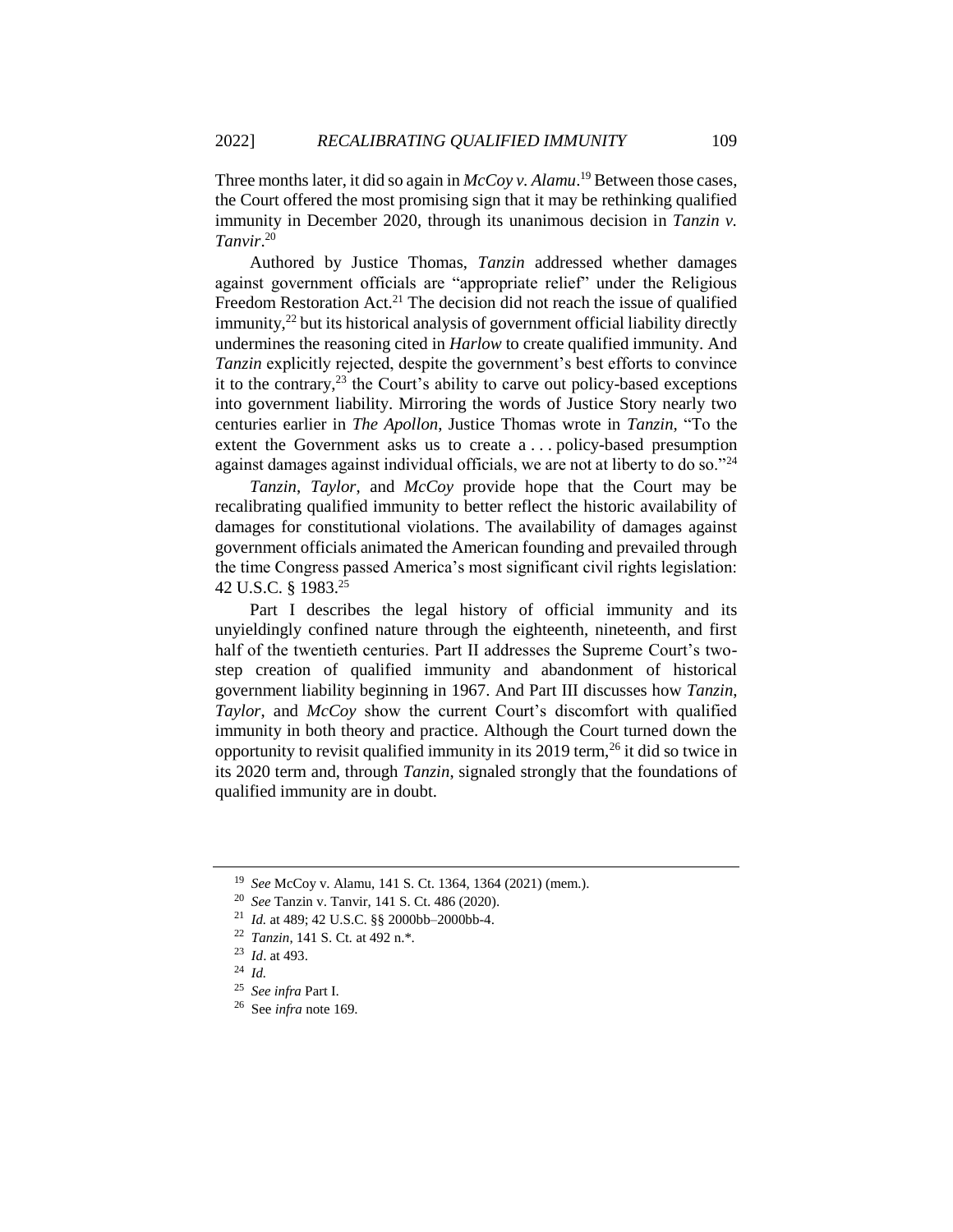Three months later, it did so again in *McCoy v. Alamu*.[19] Between those cases, the Court offered the most promising sign that it may be rethinking qualified immunity in December 2020, through its unanimous decision in *Tanzin v. Tanvir*.[20]

Authored by Justice Thomas, *Tanzin* addressed whether damages against government officials are "appropriate relief" under the Religious Freedom Restoration Act.[21] The decision did not reach the issue of qualified immunity,[22] but its historical analysis of government official liability directly undermines the reasoning cited in *Harlow* to create qualified immunity. And *Tanzin* explicitly rejected, despite the government's best efforts to convince it to the contrary,[23] the Court's ability to carve out policy-based exceptions into government liability. Mirroring the words of Justice Story nearly two centuries earlier in *The Apollon*, Justice Thomas wrote in *Tanzin*, "To the extent the Government asks us to create a . . . policy-based presumption against damages against individual officials, we are not at liberty to do so."[24]

*Tanzin*, *Taylor*, and *McCoy* provide hope that the Court may be recalibrating qualified immunity to better reflect the historic availability of damages for constitutional violations. The availability of damages against government officials animated the American founding and prevailed through the time Congress passed America's most significant civil rights legislation: 42 U.S.C. § 1983.[25]

Part I describes the legal history of official immunity and its unyieldingly confined nature through the eighteenth, nineteenth, and first half of the twentieth centuries. Part II addresses the Supreme Court's two-step creation of qualified immunity and abandonment of historical government liability beginning in 1967. And Part III discusses how *Tanzin*, *Taylor*, and *McCoy* show the current Court's discomfort with qualified immunity in both theory and practice. Although the Court turned down the opportunity to revisit qualified immunity in its 2019 term,[26] it did so twice in its 2020 term and, through *Tanzin*, signaled strongly that the foundations of qualified immunity are in doubt.

---

[19] *See* McCoy v. Alamu, 141 S. Ct. 1364, 1364 (2021) (mem.).

[20] *See* Tanzin v. Tanvir, 141 S. Ct. 486 (2020).

[21] *Id.* at 489; 42 U.S.C. §§ 2000bb–2000bb-4.

[22] *Tanzin*, 141 S. Ct. at 492 n.*.

[23] *Id*. at 493.

[24] *Id.*

[25] *See infra* Part I.

[26] See *infra* note 169.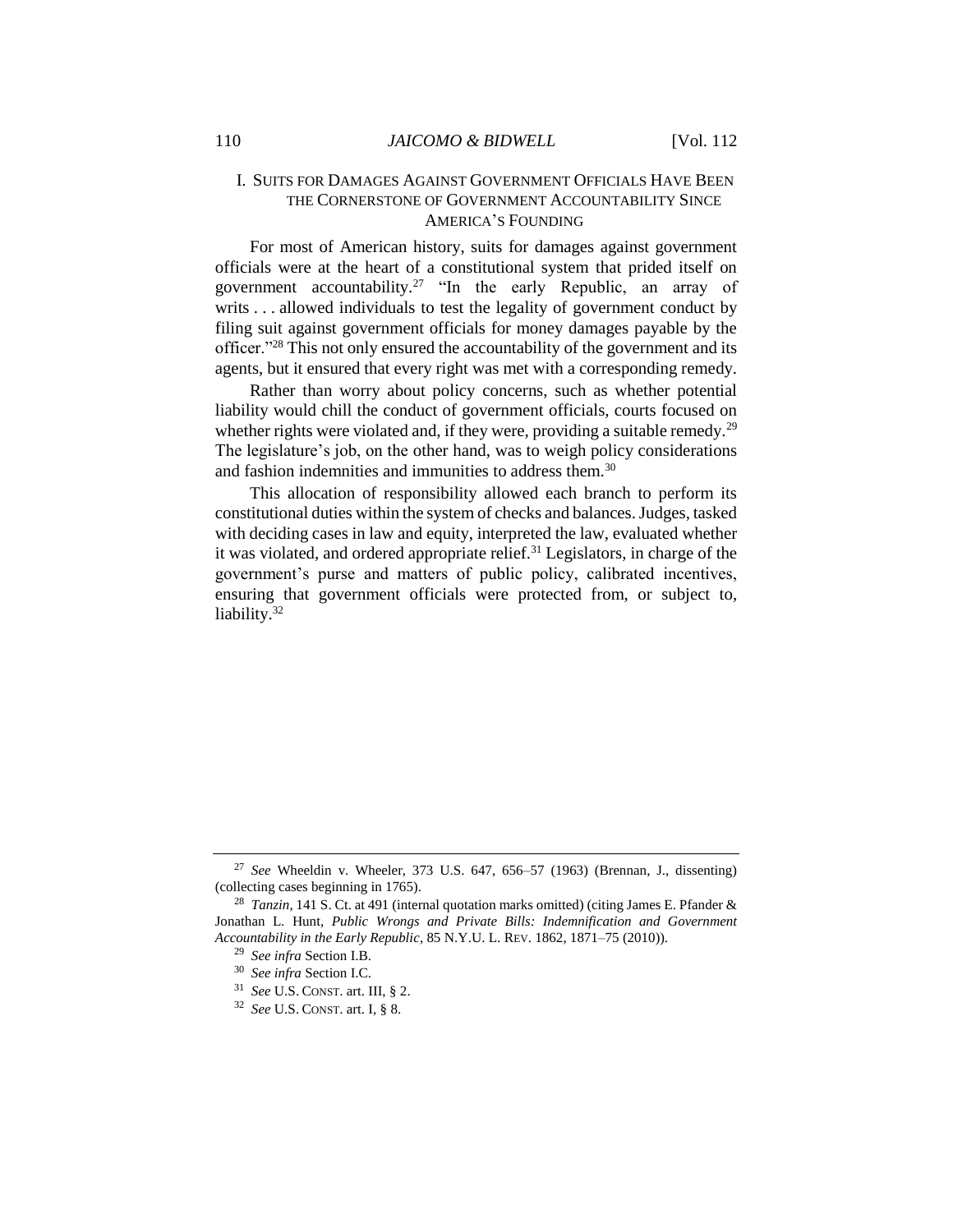## I. SUITS FOR DAMAGES AGAINST GOVERNMENT OFFICIALS HAVE BEEN THE CORNERSTONE OF GOVERNMENT ACCOUNTABILITY SINCE AMERICA'S FOUNDING

For most of American history, suits for damages against government officials were at the heart of a constitutional system that prided itself on government accountability.[27] "In the early Republic, an array of writs . . . allowed individuals to test the legality of government conduct by filing suit against government officials for money damages payable by the officer."[28] This not only ensured the accountability of the government and its agents, but it ensured that every right was met with a corresponding remedy.

Rather than worry about policy concerns, such as whether potential liability would chill the conduct of government officials, courts focused on whether rights were violated and, if they were, providing a suitable remedy.[29] The legislature's job, on the other hand, was to weigh policy considerations and fashion indemnities and immunities to address them.[30]

This allocation of responsibility allowed each branch to perform its constitutional duties within the system of checks and balances. Judges, tasked with deciding cases in law and equity, interpreted the law, evaluated whether it was violated, and ordered appropriate relief.[31] Legislators, in charge of the government's purse and matters of public policy, calibrated incentives, ensuring that government officials were protected from, or subject to, liability.[32]

---

[27] *See* Wheeldin v. Wheeler, 373 U.S. 647, 656–57 (1963) (Brennan, J., dissenting) (collecting cases beginning in 1765).

[28] *Tanzin*, 141 S. Ct. at 491 (internal quotation marks omitted) (citing James E. Pfander & Jonathan L. Hunt, *Public Wrongs and Private Bills: Indemnification and Government Accountability in the Early Republic*, 85 N.Y.U. L. REV. 1862, 1871–75 (2010)).

[29] *See infra* Section I.B.

[30] *See infra* Section I.C.

[31] *See* U.S. CONST. art. III, § 2.

[32] *See* U.S. CONST. art. I, § 8.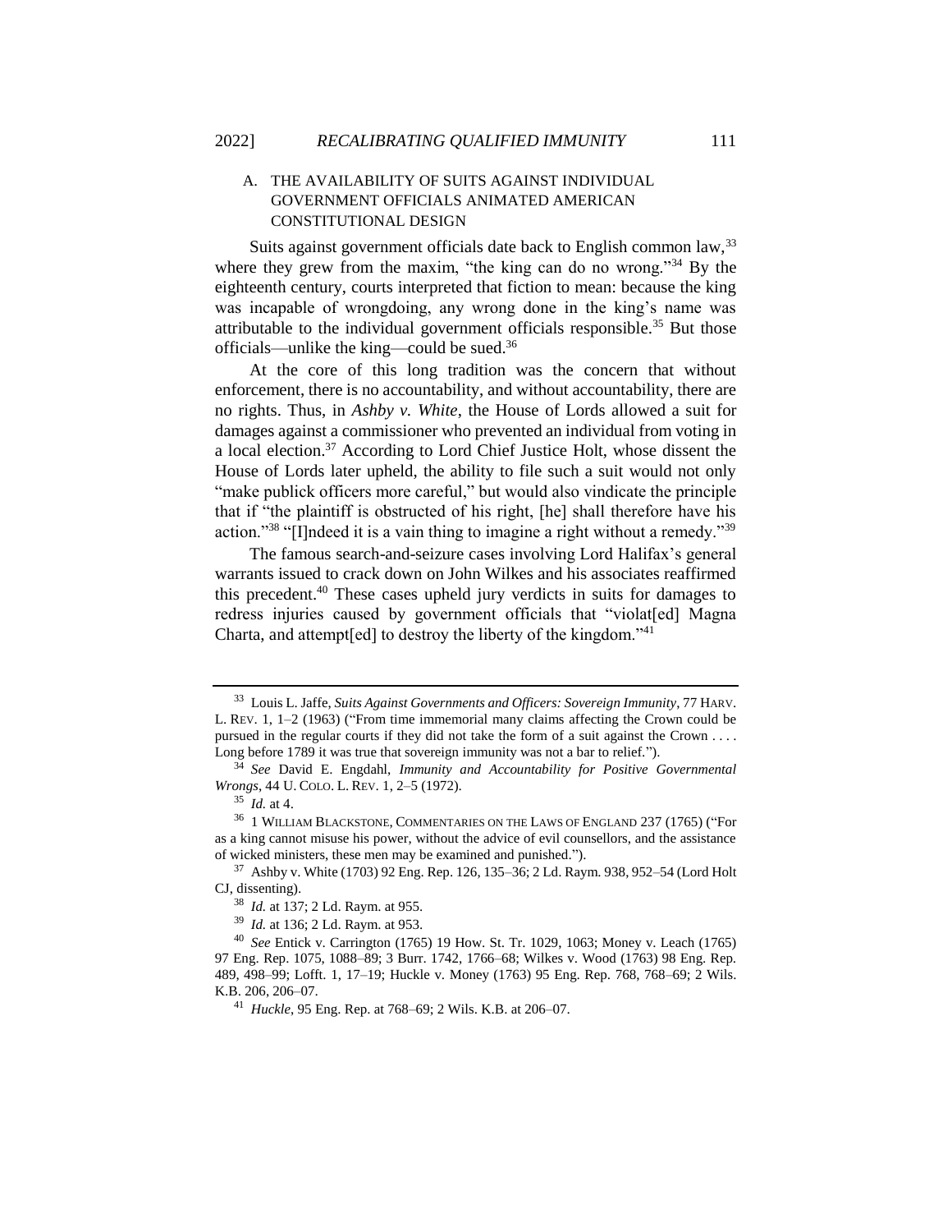### A. THE AVAILABILITY OF SUITS AGAINST INDIVIDUAL GOVERNMENT OFFICIALS ANIMATED AMERICAN CONSTITUTIONAL DESIGN

Suits against government officials date back to English common law,[33] where they grew from the maxim, "the king can do no wrong."[34] By the eighteenth century, courts interpreted that fiction to mean: because the king was incapable of wrongdoing, any wrong done in the king's name was attributable to the individual government officials responsible.[35] But those officials—unlike the king—could be sued.[36]

At the core of this long tradition was the concern that without enforcement, there is no accountability, and without accountability, there are no rights. Thus, in *Ashby v. White*, the House of Lords allowed a suit for damages against a commissioner who prevented an individual from voting in a local election.[37] According to Lord Chief Justice Holt, whose dissent the House of Lords later upheld, the ability to file such a suit would not only "make publick officers more careful," but would also vindicate the principle that if "the plaintiff is obstructed of his right, [he] shall therefore have his action."[38] "[I]ndeed it is a vain thing to imagine a right without a remedy."[39]

The famous search-and-seizure cases involving Lord Halifax's general warrants issued to crack down on John Wilkes and his associates reaffirmed this precedent.[40] These cases upheld jury verdicts in suits for damages to redress injuries caused by government officials that "violat[ed] Magna Charta, and attempt[ed] to destroy the liberty of the kingdom."[41]

---

[33] Louis L. Jaffe, *Suits Against Governments and Officers: Sovereign Immunity*, 77 HARV. L. REV. 1, 1–2 (1963) ("From time immemorial many claims affecting the Crown could be pursued in the regular courts if they did not take the form of a suit against the Crown . . . . Long before 1789 it was true that sovereign immunity was not a bar to relief.").

[34] *See* David E. Engdahl, *Immunity and Accountability for Positive Governmental Wrongs*, 44 U. COLO. L. REV. 1, 2–5 (1972).

[35] *Id.* at 4.

[36] 1 WILLIAM BLACKSTONE, COMMENTARIES ON THE LAWS OF ENGLAND 237 (1765) ("For as a king cannot misuse his power, without the advice of evil counsellors, and the assistance of wicked ministers, these men may be examined and punished.").

[37] Ashby v. White (1703) 92 Eng. Rep. 126, 135–36; 2 Ld. Raym. 938, 952–54 (Lord Holt CJ, dissenting).

[38] *Id.* at 137; 2 Ld. Raym. at 955.

[39] *Id.* at 136; 2 Ld. Raym. at 953.

[40] *See* Entick v. Carrington (1765) 19 How. St. Tr. 1029, 1063; Money v. Leach (1765) 97 Eng. Rep. 1075, 1088–89; 3 Burr. 1742, 1766–68; Wilkes v. Wood (1763) 98 Eng. Rep. 489, 498–99; Lofft. 1, 17–19; Huckle v. Money (1763) 95 Eng. Rep. 768, 768–69; 2 Wils. K.B. 206, 206–07.

[41] *Huckle*, 95 Eng. Rep. at 768–69; 2 Wils. K.B. at 206–07.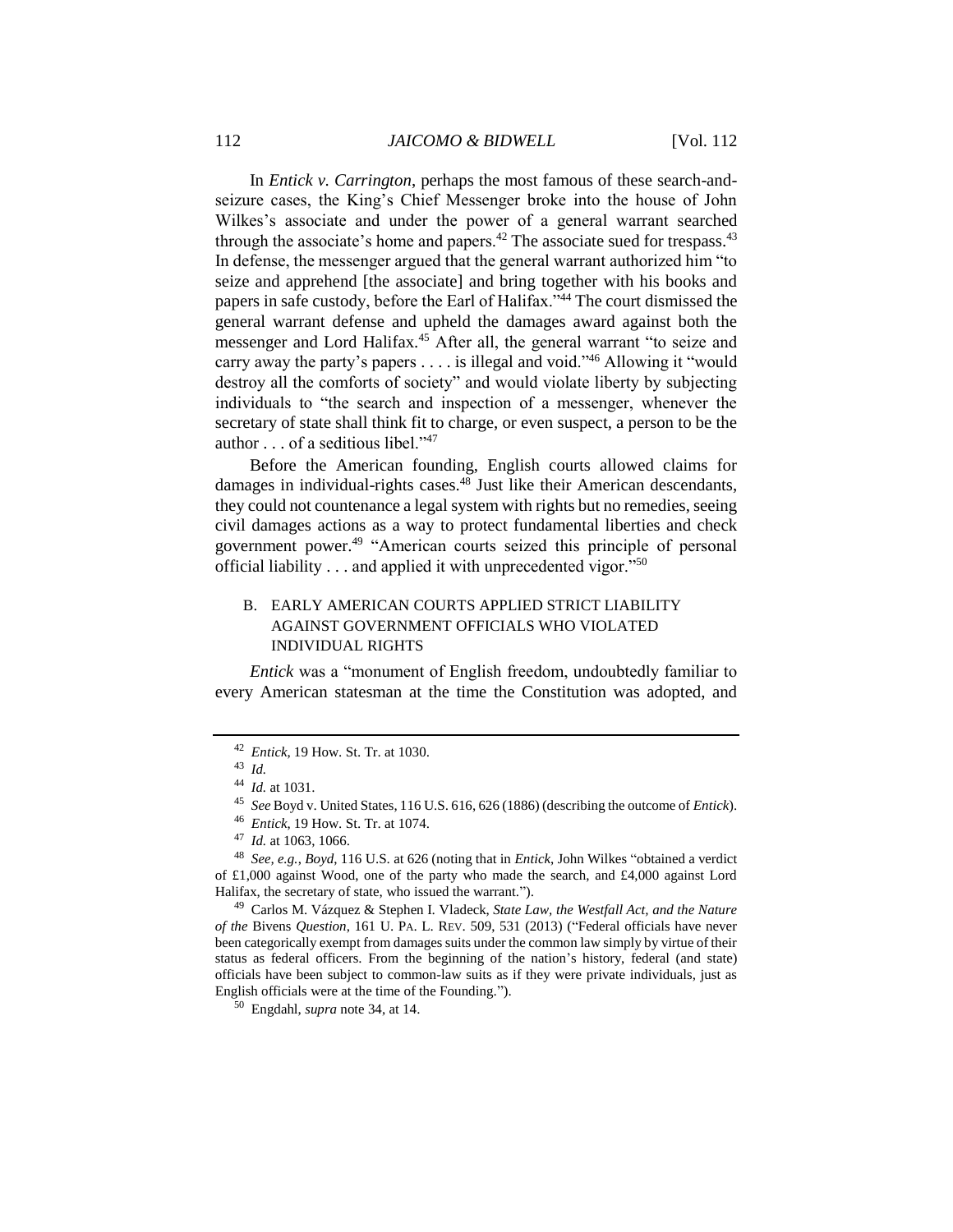In *Entick v. Carrington*, perhaps the most famous of these search-and-seizure cases, the King's Chief Messenger broke into the house of John Wilkes's associate and under the power of a general warrant searched through the associate's home and papers.[42] The associate sued for trespass.[43] In defense, the messenger argued that the general warrant authorized him "to seize and apprehend [the associate] and bring together with his books and papers in safe custody, before the Earl of Halifax."[44] The court dismissed the general warrant defense and upheld the damages award against both the messenger and Lord Halifax.[45] After all, the general warrant "to seize and carry away the party's papers . . . . is illegal and void."[46] Allowing it "would destroy all the comforts of society" and would violate liberty by subjecting individuals to "the search and inspection of a messenger, whenever the secretary of state shall think fit to charge, or even suspect, a person to be the author . . . of a seditious libel."[47]

Before the American founding, English courts allowed claims for damages in individual-rights cases.[48] Just like their American descendants, they could not countenance a legal system with rights but no remedies, seeing civil damages actions as a way to protect fundamental liberties and check government power.[49] "American courts seized this principle of personal official liability . . . and applied it with unprecedented vigor."[50]

## B. EARLY AMERICAN COURTS APPLIED STRICT LIABILITY AGAINST GOVERNMENT OFFICIALS WHO VIOLATED INDIVIDUAL RIGHTS

*Entick* was a "monument of English freedom, undoubtedly familiar to every American statesman at the time the Constitution was adopted, and

---

42 *Entick*, 19 How. St. Tr. at 1030.

43 *Id.*

44 *Id.* at 1031.

45 *See* Boyd v. United States, 116 U.S. 616, 626 (1886) (describing the outcome of *Entick*).

46 *Entick*, 19 How. St. Tr. at 1074.

47 *Id.* at 1063, 1066.

48 *See, e.g.*, *Boyd*, 116 U.S. at 626 (noting that in *Entick*, John Wilkes "obtained a verdict of £1,000 against Wood, one of the party who made the search, and £4,000 against Lord Halifax, the secretary of state, who issued the warrant.").

49 Carlos M. Vázquez & Stephen I. Vladeck, *State Law, the Westfall Act, and the Nature of the* Bivens *Question*, 161 U. PA. L. REV. 509, 531 (2013) ("Federal officials have never been categorically exempt from damages suits under the common law simply by virtue of their status as federal officers. From the beginning of the nation's history, federal (and state) officials have been subject to common-law suits as if they were private individuals, just as English officials were at the time of the Founding.").

50 Engdahl, *supra* note 34, at 14.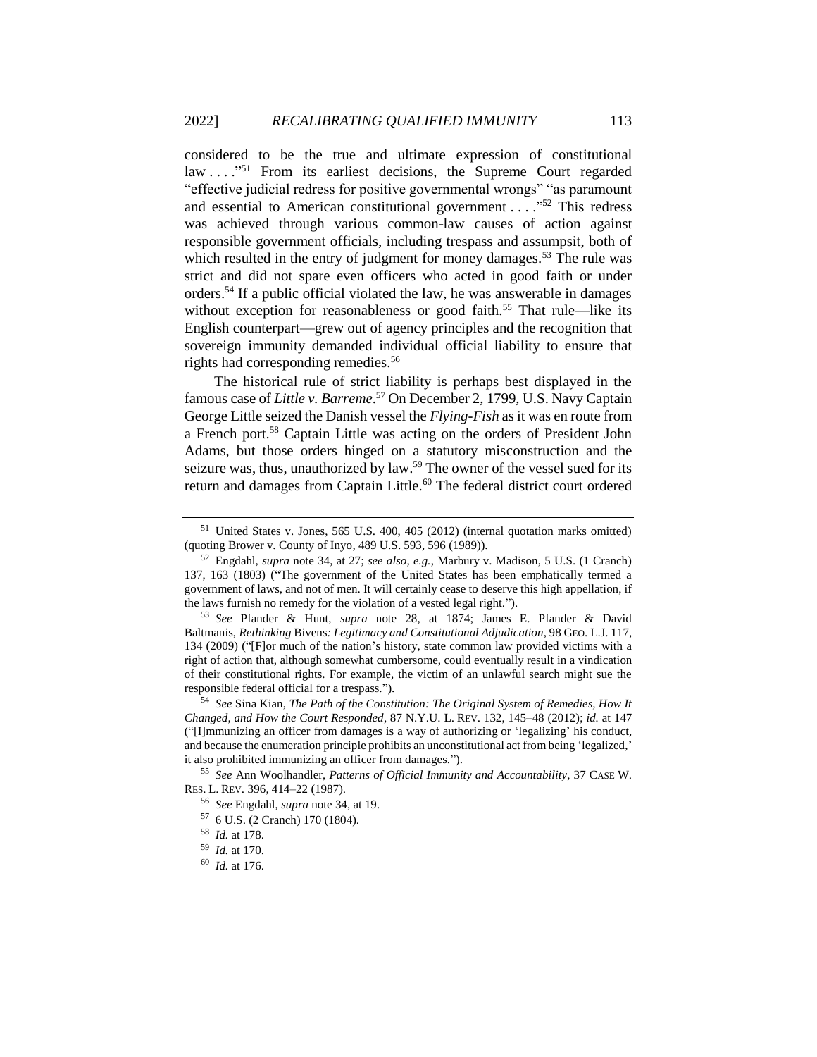considered to be the true and ultimate expression of constitutional law . . . ."[51] From its earliest decisions, the Supreme Court regarded "effective judicial redress for positive governmental wrongs" "as paramount and essential to American constitutional government . . . ."[52] This redress was achieved through various common-law causes of action against responsible government officials, including trespass and assumpsit, both of which resulted in the entry of judgment for money damages.[53] The rule was strict and did not spare even officers who acted in good faith or under orders.[54] If a public official violated the law, he was answerable in damages without exception for reasonableness or good faith.[55] That rule—like its English counterpart—grew out of agency principles and the recognition that sovereign immunity demanded individual official liability to ensure that rights had corresponding remedies.[56]

The historical rule of strict liability is perhaps best displayed in the famous case of *Little v. Barreme*.[57] On December 2, 1799, U.S. Navy Captain George Little seized the Danish vessel the *Flying-Fish* as it was en route from a French port.[58] Captain Little was acting on the orders of President John Adams, but those orders hinged on a statutory misconstruction and the seizure was, thus, unauthorized by law.[59] The owner of the vessel sued for its return and damages from Captain Little.[60] The federal district court ordered

---

[51] United States v. Jones, 565 U.S. 400, 405 (2012) (internal quotation marks omitted) (quoting Brower v. County of Inyo, 489 U.S. 593, 596 (1989)).

[52] Engdahl, *supra* note 34, at 27; *see also, e.g.*, Marbury v. Madison, 5 U.S. (1 Cranch) 137, 163 (1803) ("The government of the United States has been emphatically termed a government of laws, and not of men. It will certainly cease to deserve this high appellation, if the laws furnish no remedy for the violation of a vested legal right.").

[53] *See* Pfander & Hunt, *supra* note 28, at 1874; James E. Pfander & David Baltmanis, *Rethinking* Bivens*: Legitimacy and Constitutional Adjudication*, 98 GEO. L.J. 117, 134 (2009) ("[F]or much of the nation's history, state common law provided victims with a right of action that, although somewhat cumbersome, could eventually result in a vindication of their constitutional rights. For example, the victim of an unlawful search might sue the responsible federal official for a trespass.").

[54] *See* Sina Kian, *The Path of the Constitution: The Original System of Remedies, How It Changed, and How the Court Responded*, 87 N.Y.U. L. REV. 132, 145–48 (2012); *id.* at 147 ("[I]mmunizing an officer from damages is a way of authorizing or 'legalizing' his conduct, and because the enumeration principle prohibits an unconstitutional act from being 'legalized,' it also prohibited immunizing an officer from damages.").

[55] *See* Ann Woolhandler, *Patterns of Official Immunity and Accountability*, 37 CASE W. RES. L. REV. 396, 414–22 (1987).

[56] *See* Engdahl, *supra* note 34, at 19.

[57] 6 U.S. (2 Cranch) 170 (1804).

[58] *Id.* at 178.

[59] *Id.* at 170.

[60] *Id.* at 176.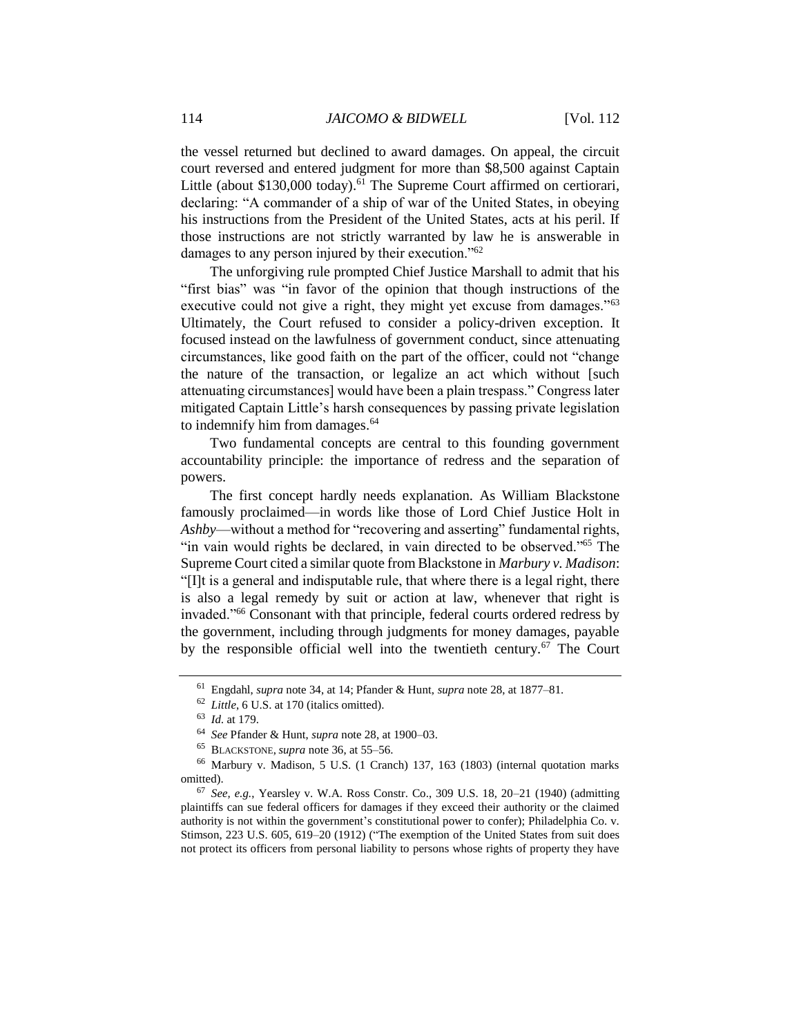the vessel returned but declined to award damages. On appeal, the circuit court reversed and entered judgment for more than $8,500 against Captain Little (about $130,000 today).[61] The Supreme Court affirmed on certiorari, declaring: "A commander of a ship of war of the United States, in obeying his instructions from the President of the United States, acts at his peril. If those instructions are not strictly warranted by law he is answerable in damages to any person injured by their execution."[62]

The unforgiving rule prompted Chief Justice Marshall to admit that his "first bias" was "in favor of the opinion that though instructions of the executive could not give a right, they might yet excuse from damages."[63] Ultimately, the Court refused to consider a policy-driven exception. It focused instead on the lawfulness of government conduct, since attenuating circumstances, like good faith on the part of the officer, could not "change the nature of the transaction, or legalize an act which without [such attenuating circumstances] would have been a plain trespass." Congress later mitigated Captain Little's harsh consequences by passing private legislation to indemnify him from damages.[64]

Two fundamental concepts are central to this founding government accountability principle: the importance of redress and the separation of powers.

The first concept hardly needs explanation. As William Blackstone famously proclaimed—in words like those of Lord Chief Justice Holt in *Ashby*—without a method for "recovering and asserting" fundamental rights, "in vain would rights be declared, in vain directed to be observed."[65] The Supreme Court cited a similar quote from Blackstone in *Marbury v. Madison*: "[I]t is a general and indisputable rule, that where there is a legal right, there is also a legal remedy by suit or action at law, whenever that right is invaded."[66] Consonant with that principle, federal courts ordered redress by the government, including through judgments for money damages, payable by the responsible official well into the twentieth century.[67] The Court

---

[61] Engdahl, *supra* note 34, at 14; Pfander & Hunt, *supra* note 28, at 1877–81.

[62] *Little*, 6 U.S. at 170 (italics omitted).

[63] *Id.* at 179.

[64] *See* Pfander & Hunt, *supra* note 28, at 1900–03.

[65] BLACKSTONE, *supra* note 36, at 55–56.

[66] Marbury v. Madison, 5 U.S. (1 Cranch) 137, 163 (1803) (internal quotation marks omitted).

[67] *See, e.g.*, Yearsley v. W.A. Ross Constr. Co., 309 U.S. 18, 20–21 (1940) (admitting plaintiffs can sue federal officers for damages if they exceed their authority or the claimed authority is not within the government's constitutional power to confer); Philadelphia Co. v. Stimson, 223 U.S. 605, 619–20 (1912) ("The exemption of the United States from suit does not protect its officers from personal liability to persons whose rights of property they have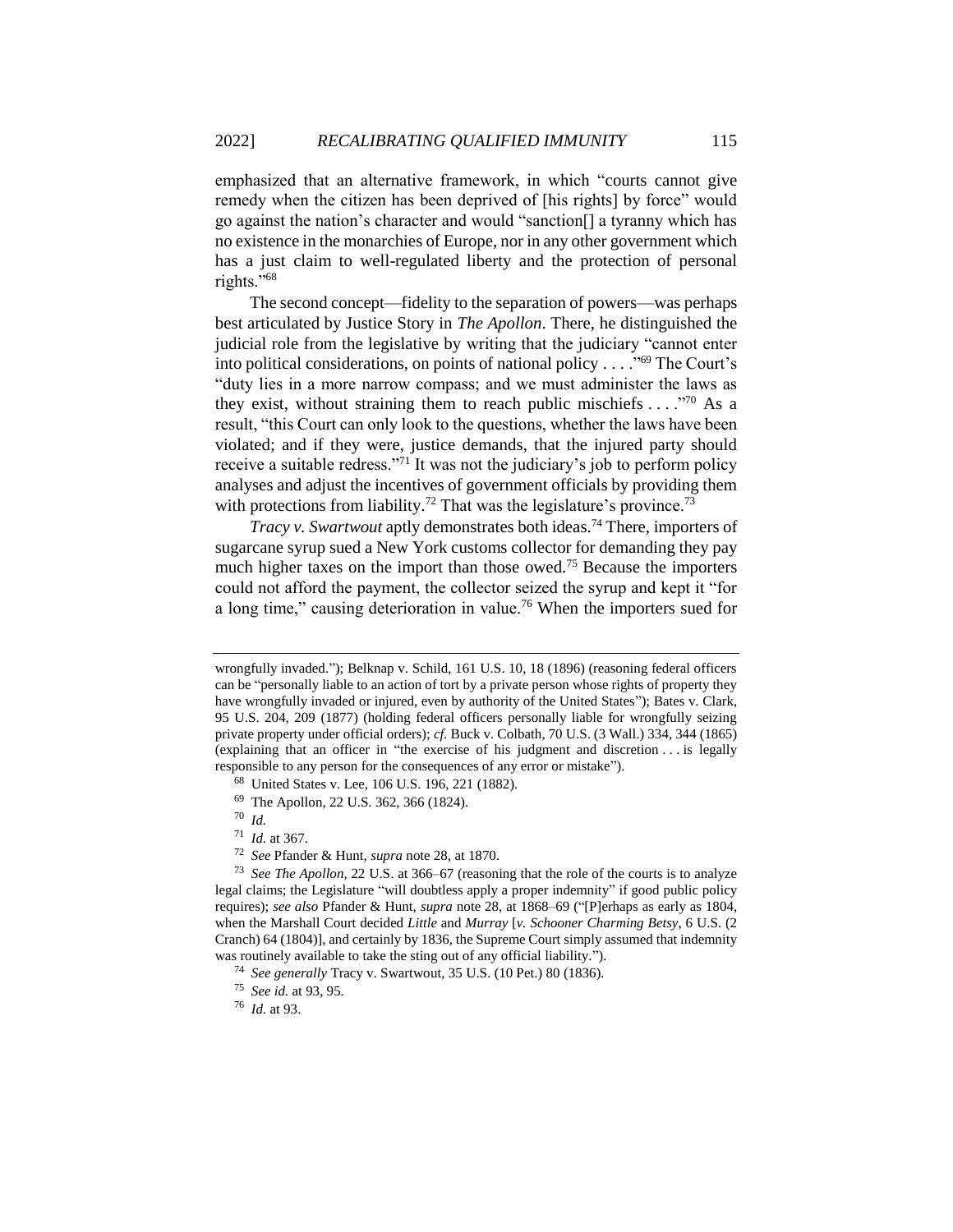emphasized that an alternative framework, in which "courts cannot give remedy when the citizen has been deprived of [his rights] by force" would go against the nation's character and would "sanction[] a tyranny which has no existence in the monarchies of Europe, nor in any other government which has a just claim to well-regulated liberty and the protection of personal rights."[68]

The second concept—fidelity to the separation of powers—was perhaps best articulated by Justice Story in *The Apollon*. There, he distinguished the judicial role from the legislative by writing that the judiciary "cannot enter into political considerations, on points of national policy . . . ."[69] The Court's "duty lies in a more narrow compass; and we must administer the laws as they exist, without straining them to reach public mischiefs . . . ."[70] As a result, "this Court can only look to the questions, whether the laws have been violated; and if they were, justice demands, that the injured party should receive a suitable redress."[71] It was not the judiciary's job to perform policy analyses and adjust the incentives of government officials by providing them with protections from liability.[72] That was the legislature's province.[73]

*Tracy v. Swartwout* aptly demonstrates both ideas.[74] There, importers of sugarcane syrup sued a New York customs collector for demanding they pay much higher taxes on the import than those owed.[75] Because the importers could not afford the payment, the collector seized the syrup and kept it "for a long time," causing deterioration in value.[76] When the importers sued for

---

wrongfully invaded."); Belknap v. Schild, 161 U.S. 10, 18 (1896) (reasoning federal officers can be "personally liable to an action of tort by a private person whose rights of property they have wrongfully invaded or injured, even by authority of the United States"); Bates v. Clark, 95 U.S. 204, 209 (1877) (holding federal officers personally liable for wrongfully seizing private property under official orders); *cf.* Buck v. Colbath, 70 U.S. (3 Wall.) 334, 344 (1865) (explaining that an officer in "the exercise of his judgment and discretion . . . is legally responsible to any person for the consequences of any error or mistake").

[68] United States v. Lee, 106 U.S. 196, 221 (1882).

[69] The Apollon, 22 U.S. 362, 366 (1824).

[70] *Id.*

[71] *Id.* at 367.

[72] *See* Pfander & Hunt, *supra* note 28, at 1870.

[73] *See The Apollon*, 22 U.S. at 366–67 (reasoning that the role of the courts is to analyze legal claims; the Legislature "will doubtless apply a proper indemnity" if good public policy requires); *see also* Pfander & Hunt, *supra* note 28, at 1868–69 ("[P]erhaps as early as 1804, when the Marshall Court decided *Little* and *Murray* [*v. Schooner Charming Betsy*, 6 U.S. (2 Cranch) 64 (1804)], and certainly by 1836, the Supreme Court simply assumed that indemnity was routinely available to take the sting out of any official liability.").

[74] *See generally* Tracy v. Swartwout, 35 U.S. (10 Pet.) 80 (1836).

[75] *See id.* at 93, 95.

[76] *Id.* at 93.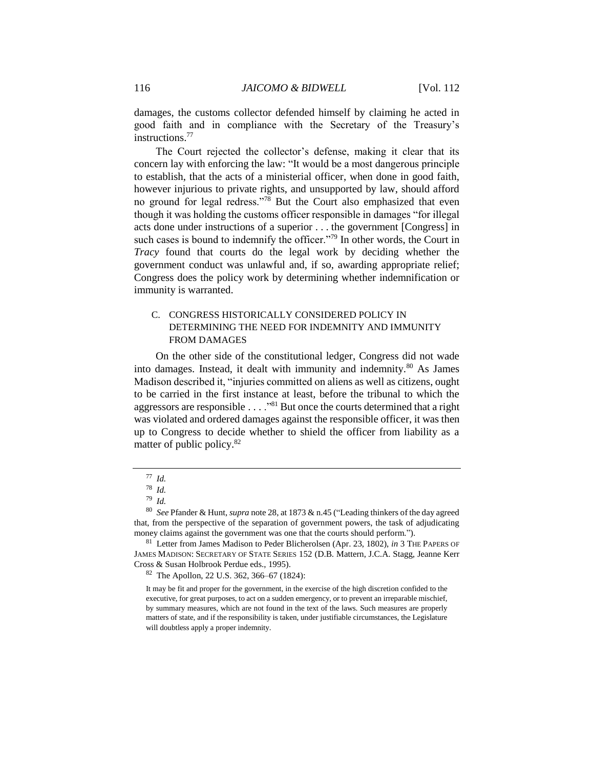damages, the customs collector defended himself by claiming he acted in good faith and in compliance with the Secretary of the Treasury's instructions.[77]

The Court rejected the collector's defense, making it clear that its concern lay with enforcing the law: "It would be a most dangerous principle to establish, that the acts of a ministerial officer, when done in good faith, however injurious to private rights, and unsupported by law, should afford no ground for legal redress."[78] But the Court also emphasized that even though it was holding the customs officer responsible in damages "for illegal acts done under instructions of a superior . . . the government [Congress] in such cases is bound to indemnify the officer."[79] In other words, the Court in *Tracy* found that courts do the legal work by deciding whether the government conduct was unlawful and, if so, awarding appropriate relief; Congress does the policy work by determining whether indemnification or immunity is warranted.

### C. CONGRESS HISTORICALLY CONSIDERED POLICY IN DETERMINING THE NEED FOR INDEMNITY AND IMMUNITY FROM DAMAGES

On the other side of the constitutional ledger, Congress did not wade into damages. Instead, it dealt with immunity and indemnity.[80] As James Madison described it, "injuries committed on aliens as well as citizens, ought to be carried in the first instance at least, before the tribunal to which the aggressors are responsible . . . ."[81] But once the courts determined that a right was violated and ordered damages against the responsible officer, it was then up to Congress to decide whether to shield the officer from liability as a matter of public policy.[82]

---

[77] *Id.*

[78] *Id.*

[79] *Id.*

[80] *See* Pfander & Hunt, *supra* note 28, at 1873 & n.45 ("Leading thinkers of the day agreed that, from the perspective of the separation of government powers, the task of adjudicating money claims against the government was one that the courts should perform.").

[81] Letter from James Madison to Peder Blicherolsen (Apr. 23, 1802), *in* 3 THE PAPERS OF JAMES MADISON: SECRETARY OF STATE SERIES 152 (D.B. Mattern, J.C.A. Stagg, Jeanne Kerr Cross & Susan Holbrook Perdue eds., 1995).

[82] The Apollon, 22 U.S. 362, 366–67 (1824):

> It may be fit and proper for the government, in the exercise of the high discretion confided to the executive, for great purposes, to act on a sudden emergency, or to prevent an irreparable mischief, by summary measures, which are not found in the text of the laws. Such measures are properly matters of state, and if the responsibility is taken, under justifiable circumstances, the Legislature will doubtless apply a proper indemnity.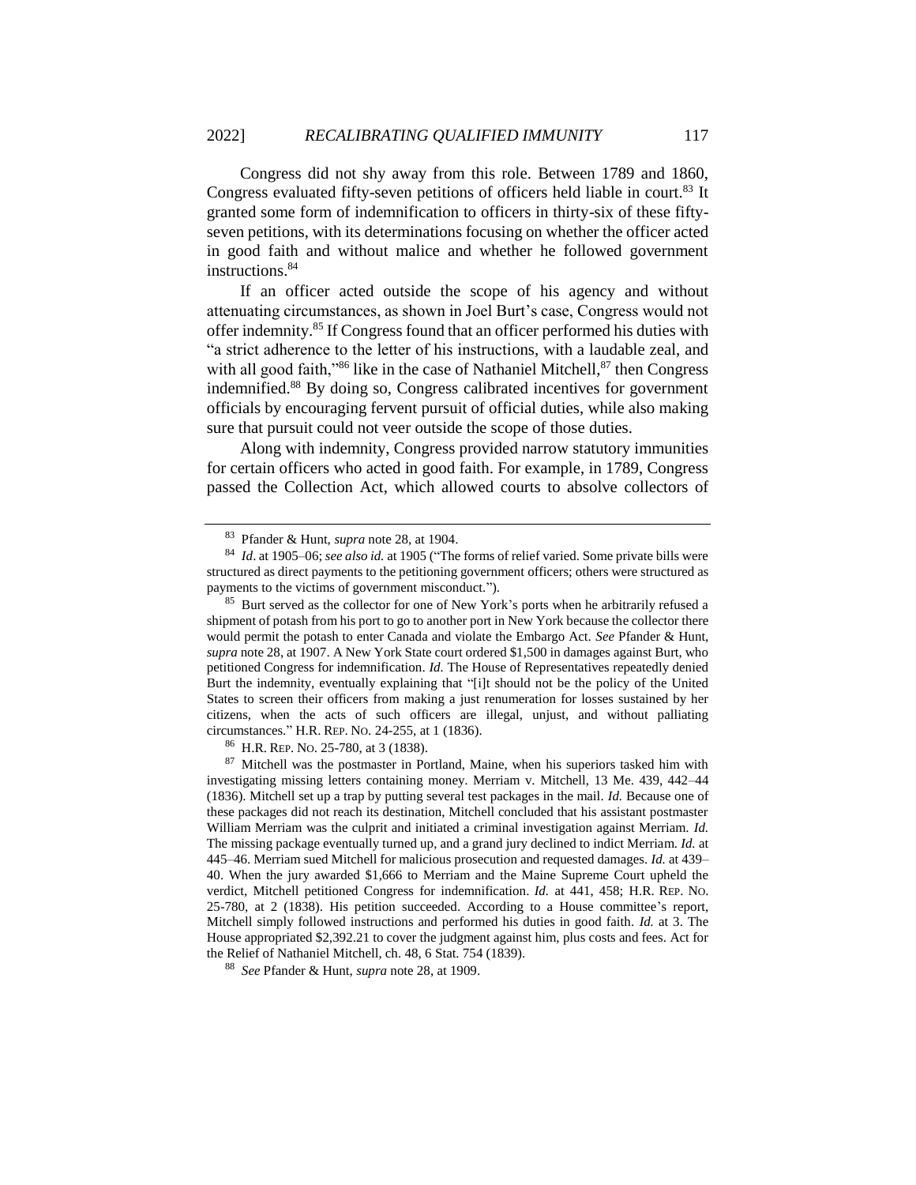Congress did not shy away from this role. Between 1789 and 1860, Congress evaluated fifty-seven petitions of officers held liable in court.[83] It granted some form of indemnification to officers in thirty-six of these fifty-seven petitions, with its determinations focusing on whether the officer acted in good faith and without malice and whether he followed government instructions.[84]

If an officer acted outside the scope of his agency and without attenuating circumstances, as shown in Joel Burt's case, Congress would not offer indemnity.[85] If Congress found that an officer performed his duties with "a strict adherence to the letter of his instructions, with a laudable zeal, and with all good faith,"[86] like in the case of Nathaniel Mitchell,[87] then Congress indemnified.[88] By doing so, Congress calibrated incentives for government officials by encouraging fervent pursuit of official duties, while also making sure that pursuit could not veer outside the scope of those duties.

Along with indemnity, Congress provided narrow statutory immunities for certain officers who acted in good faith. For example, in 1789, Congress passed the Collection Act, which allowed courts to absolve collectors of

---

[83] Pfander & Hunt, *supra* note 28, at 1904.

[84] *Id*. at 1905–06; *see also id.* at 1905 ("The forms of relief varied. Some private bills were structured as direct payments to the petitioning government officers; others were structured as payments to the victims of government misconduct.").

[85] Burt served as the collector for one of New York's ports when he arbitrarily refused a shipment of potash from his port to go to another port in New York because the collector there would permit the potash to enter Canada and violate the Embargo Act. *See* Pfander & Hunt, *supra* note 28, at 1907. A New York State court ordered $1,500 in damages against Burt, who petitioned Congress for indemnification. *Id.* The House of Representatives repeatedly denied Burt the indemnity, eventually explaining that "[i]t should not be the policy of the United States to screen their officers from making a just renumeration for losses sustained by her citizens, when the acts of such officers are illegal, unjust, and without palliating circumstances." H.R. REP. NO. 24-255, at 1 (1836).

[86] H.R. REP. NO. 25-780, at 3 (1838).

[87] Mitchell was the postmaster in Portland, Maine, when his superiors tasked him with investigating missing letters containing money. Merriam v. Mitchell, 13 Me. 439, 442–44 (1836). Mitchell set up a trap by putting several test packages in the mail. *Id.* Because one of these packages did not reach its destination, Mitchell concluded that his assistant postmaster William Merriam was the culprit and initiated a criminal investigation against Merriam. *Id.* The missing package eventually turned up, and a grand jury declined to indict Merriam. *Id.* at 445–46. Merriam sued Mitchell for malicious prosecution and requested damages. *Id.* at 439–40. When the jury awarded $1,666 to Merriam and the Maine Supreme Court upheld the verdict, Mitchell petitioned Congress for indemnification. *Id.* at 441, 458; H.R. REP. NO. 25-780, at 2 (1838). His petition succeeded. According to a House committee's report, Mitchell simply followed instructions and performed his duties in good faith. *Id.* at 3. The House appropriated $2,392.21 to cover the judgment against him, plus costs and fees. Act for the Relief of Nathaniel Mitchell, ch. 48, 6 Stat. 754 (1839).

[88] *See* Pfander & Hunt, *supra* note 28, at 1909.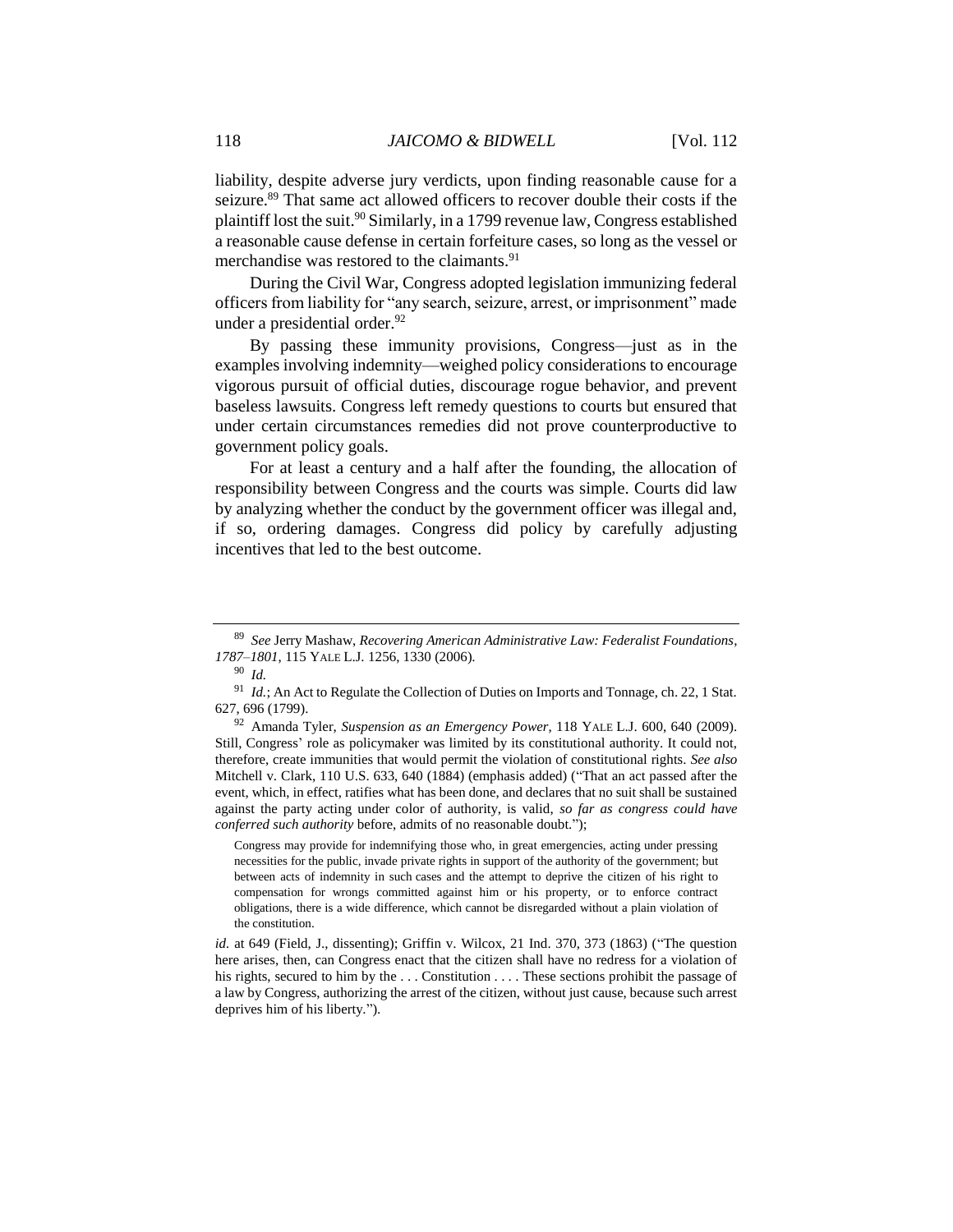liability, despite adverse jury verdicts, upon finding reasonable cause for a seizure.[89] That same act allowed officers to recover double their costs if the plaintiff lost the suit.[90] Similarly, in a 1799 revenue law, Congress established a reasonable cause defense in certain forfeiture cases, so long as the vessel or merchandise was restored to the claimants.[91]

During the Civil War, Congress adopted legislation immunizing federal officers from liability for "any search, seizure, arrest, or imprisonment" made under a presidential order.[92]

By passing these immunity provisions, Congress—just as in the examples involving indemnity—weighed policy considerations to encourage vigorous pursuit of official duties, discourage rogue behavior, and prevent baseless lawsuits. Congress left remedy questions to courts but ensured that under certain circumstances remedies did not prove counterproductive to government policy goals.

For at least a century and a half after the founding, the allocation of responsibility between Congress and the courts was simple. Courts did law by analyzing whether the conduct by the government officer was illegal and, if so, ordering damages. Congress did policy by carefully adjusting incentives that led to the best outcome.

---

[89] *See* Jerry Mashaw, *Recovering American Administrative Law: Federalist Foundations, 1787–1801*, 115 YALE L.J. 1256, 1330 (2006).

[90] *Id.*

[91] *Id.*; An Act to Regulate the Collection of Duties on Imports and Tonnage, ch. 22, 1 Stat. 627, 696 (1799).

[92] Amanda Tyler, *Suspension as an Emergency Power*, 118 YALE L.J. 600, 640 (2009). Still, Congress' role as policymaker was limited by its constitutional authority. It could not, therefore, create immunities that would permit the violation of constitutional rights. *See also* Mitchell v. Clark, 110 U.S. 633, 640 (1884) (emphasis added) ("That an act passed after the event, which, in effect, ratifies what has been done, and declares that no suit shall be sustained against the party acting under color of authority, is valid, *so far as congress could have conferred such authority* before, admits of no reasonable doubt.");

> Congress may provide for indemnifying those who, in great emergencies, acting under pressing necessities for the public, invade private rights in support of the authority of the government; but between acts of indemnity in such cases and the attempt to deprive the citizen of his right to compensation for wrongs committed against him or his property, or to enforce contract obligations, there is a wide difference, which cannot be disregarded without a plain violation of the constitution.

*id.* at 649 (Field, J., dissenting); Griffin v. Wilcox, 21 Ind. 370, 373 (1863) ("The question here arises, then, can Congress enact that the citizen shall have no redress for a violation of his rights, secured to him by the . . . Constitution . . . . These sections prohibit the passage of a law by Congress, authorizing the arrest of the citizen, without just cause, because such arrest deprives him of his liberty.").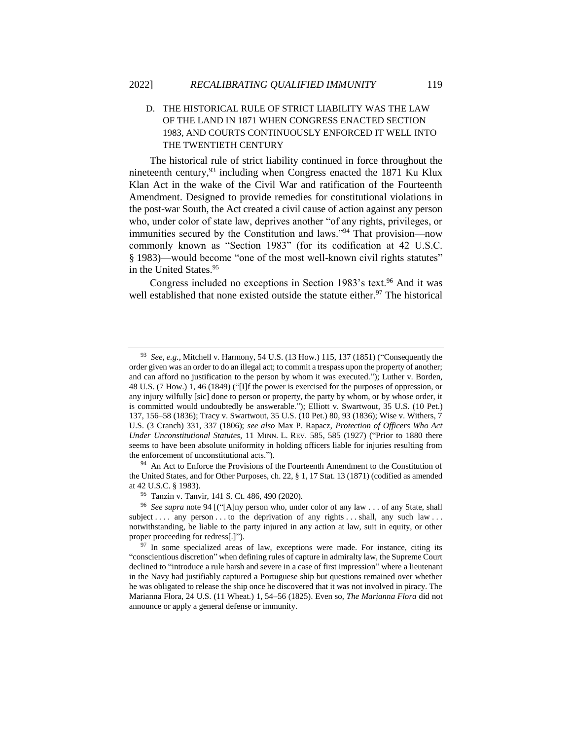### D. THE HISTORICAL RULE OF STRICT LIABILITY WAS THE LAW OF THE LAND IN 1871 WHEN CONGRESS ENACTED SECTION 1983, AND COURTS CONTINUOUSLY ENFORCED IT WELL INTO THE TWENTIETH CENTURY

The historical rule of strict liability continued in force throughout the nineteenth century,[93] including when Congress enacted the 1871 Ku Klux Klan Act in the wake of the Civil War and ratification of the Fourteenth Amendment. Designed to provide remedies for constitutional violations in the post-war South, the Act created a civil cause of action against any person who, under color of state law, deprives another "of any rights, privileges, or immunities secured by the Constitution and laws."[94] That provision—now commonly known as "Section 1983" (for its codification at 42 U.S.C. § 1983)—would become "one of the most well-known civil rights statutes" in the United States.[95]

Congress included no exceptions in Section 1983's text.[96] And it was well established that none existed outside the statute either.[97] The historical

---

[93] *See, e.g.*, Mitchell v. Harmony, 54 U.S. (13 How.) 115, 137 (1851) ("Consequently the order given was an order to do an illegal act; to commit a trespass upon the property of another; and can afford no justification to the person by whom it was executed."); Luther v. Borden, 48 U.S. (7 How.) 1, 46 (1849) ("[I]f the power is exercised for the purposes of oppression, or any injury wilfully [sic] done to person or property, the party by whom, or by whose order, it is committed would undoubtedly be answerable."); Elliott v. Swartwout, 35 U.S. (10 Pet.) 137, 156–58 (1836); Tracy v. Swartwout, 35 U.S. (10 Pet.) 80, 93 (1836); Wise v. Withers, 7 U.S. (3 Cranch) 331, 337 (1806); *see also* Max P. Rapacz, *Protection of Officers Who Act Under Unconstitutional Statutes*, 11 MINN. L. REV. 585, 585 (1927) ("Prior to 1880 there seems to have been absolute uniformity in holding officers liable for injuries resulting from the enforcement of unconstitutional acts.").

[94] An Act to Enforce the Provisions of the Fourteenth Amendment to the Constitution of the United States, and for Other Purposes, ch. 22, § 1, 17 Stat. 13 (1871) (codified as amended at 42 U.S.C. § 1983).

[95] Tanzin v. Tanvir, 141 S. Ct. 486, 490 (2020).

[96] *See supra* note 94 [("[A]ny person who, under color of any law . . . of any State, shall subject . . . . any person . . . to the deprivation of any rights . . . shall, any such law . . . notwithstanding, be liable to the party injured in any action at law, suit in equity, or other proper proceeding for redress[.]").

[97] In some specialized areas of law, exceptions were made. For instance, citing its "conscientious discretion" when defining rules of capture in admiralty law, the Supreme Court declined to "introduce a rule harsh and severe in a case of first impression" where a lieutenant in the Navy had justifiably captured a Portuguese ship but questions remained over whether he was obligated to release the ship once he discovered that it was not involved in piracy. The Marianna Flora, 24 U.S. (11 Wheat.) 1, 54–56 (1825). Even so, *The Marianna Flora* did not announce or apply a general defense or immunity.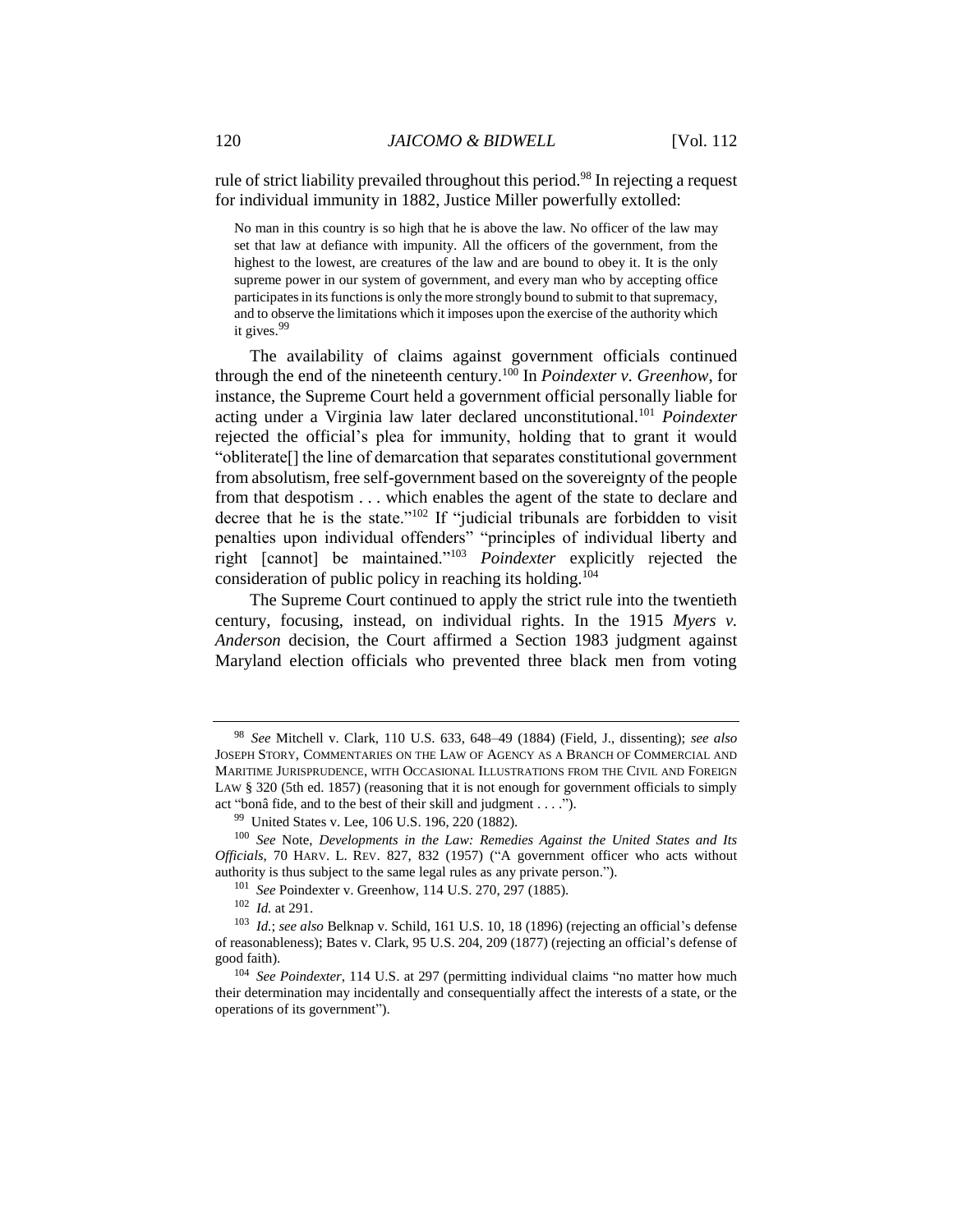rule of strict liability prevailed throughout this period.[98] In rejecting a request for individual immunity in 1882, Justice Miller powerfully extolled:

> No man in this country is so high that he is above the law. No officer of the law may set that law at defiance with impunity. All the officers of the government, from the highest to the lowest, are creatures of the law and are bound to obey it. It is the only supreme power in our system of government, and every man who by accepting office participates in its functions is only the more strongly bound to submit to that supremacy, and to observe the limitations which it imposes upon the exercise of the authority which it gives.[99]

The availability of claims against government officials continued through the end of the nineteenth century.[100] In *Poindexter v. Greenhow*, for instance, the Supreme Court held a government official personally liable for acting under a Virginia law later declared unconstitutional.[101] *Poindexter* rejected the official's plea for immunity, holding that to grant it would "obliterate[] the line of demarcation that separates constitutional government from absolutism, free self-government based on the sovereignty of the people from that despotism . . . which enables the agent of the state to declare and decree that he is the state."[102] If "judicial tribunals are forbidden to visit penalties upon individual offenders" "principles of individual liberty and right [cannot] be maintained."[103] *Poindexter* explicitly rejected the consideration of public policy in reaching its holding.[104]

The Supreme Court continued to apply the strict rule into the twentieth century, focusing, instead, on individual rights. In the 1915 *Myers v. Anderson* decision, the Court affirmed a Section 1983 judgment against Maryland election officials who prevented three black men from voting

---

[98] *See* Mitchell v. Clark, 110 U.S. 633, 648–49 (1884) (Field, J., dissenting); *see also* JOSEPH STORY, COMMENTARIES ON THE LAW OF AGENCY AS A BRANCH OF COMMERCIAL AND MARITIME JURISPRUDENCE, WITH OCCASIONAL ILLUSTRATIONS FROM THE CIVIL AND FOREIGN LAW § 320 (5th ed. 1857) (reasoning that it is not enough for government officials to simply act "bonâ fide, and to the best of their skill and judgment . . . .").

[99] United States v. Lee, 106 U.S. 196, 220 (1882).

[100] *See* Note, *Developments in the Law: Remedies Against the United States and Its Officials*, 70 HARV. L. REV. 827, 832 (1957) ("A government officer who acts without authority is thus subject to the same legal rules as any private person.").

[101] *See* Poindexter v. Greenhow, 114 U.S. 270, 297 (1885).

[102] *Id.* at 291.

[103] *Id.*; *see also* Belknap v. Schild, 161 U.S. 10, 18 (1896) (rejecting an official's defense of reasonableness); Bates v. Clark, 95 U.S. 204, 209 (1877) (rejecting an official's defense of good faith).

[104] *See Poindexter*, 114 U.S. at 297 (permitting individual claims "no matter how much their determination may incidentally and consequentially affect the interests of a state, or the operations of its government").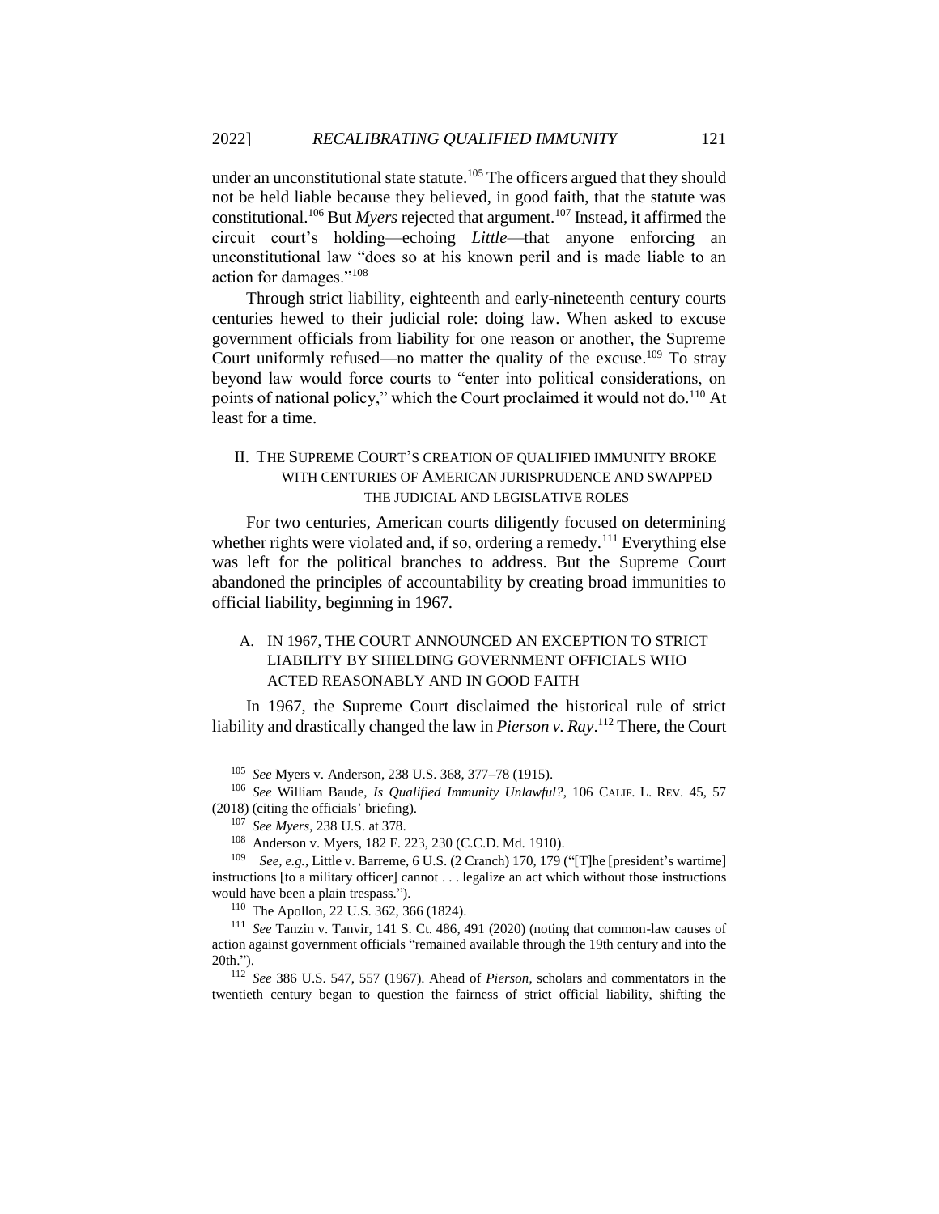under an unconstitutional state statute.[105] The officers argued that they should not be held liable because they believed, in good faith, that the statute was constitutional.[106] But *Myers* rejected that argument.[107] Instead, it affirmed the circuit court's holding—echoing *Little*—that anyone enforcing an unconstitutional law "does so at his known peril and is made liable to an action for damages."[108]

Through strict liability, eighteenth and early-nineteenth century courts centuries hewed to their judicial role: doing law. When asked to excuse government officials from liability for one reason or another, the Supreme Court uniformly refused—no matter the quality of the excuse.[109] To stray beyond law would force courts to "enter into political considerations, on points of national policy," which the Court proclaimed it would not do.[110] At least for a time.

## II. The Supreme Court's creation of qualified immunity broke with centuries of American jurisprudence and swapped the judicial and legislative roles

For two centuries, American courts diligently focused on determining whether rights were violated and, if so, ordering a remedy.[111] Everything else was left for the political branches to address. But the Supreme Court abandoned the principles of accountability by creating broad immunities to official liability, beginning in 1967.

### A. In 1967, the Court announced an exception to strict liability by shielding government officials who acted reasonably and in good faith

In 1967, the Supreme Court disclaimed the historical rule of strict liability and drastically changed the law in *Pierson v. Ray*.[112] There, the Court

---

[105] *See* Myers v. Anderson, 238 U.S. 368, 377–78 (1915).

[106] *See* William Baude, *Is Qualified Immunity Unlawful?*, 106 CALIF. L. REV. 45, 57 (2018) (citing the officials' briefing).

[107] *See Myers*, 238 U.S. at 378.

[108] Anderson v. Myers, 182 F. 223, 230 (C.C.D. Md. 1910).

[109] *See, e.g.*, Little v. Barreme, 6 U.S. (2 Cranch) 170, 179 ("[T]he [president's wartime] instructions [to a military officer] cannot . . . legalize an act which without those instructions would have been a plain trespass.").

[110] The Apollon, 22 U.S. 362, 366 (1824).

[111] *See* Tanzin v. Tanvir, 141 S. Ct. 486, 491 (2020) (noting that common-law causes of action against government officials "remained available through the 19th century and into the 20th.").

[112] *See* 386 U.S. 547, 557 (1967). Ahead of *Pierson*, scholars and commentators in the twentieth century began to question the fairness of strict official liability, shifting the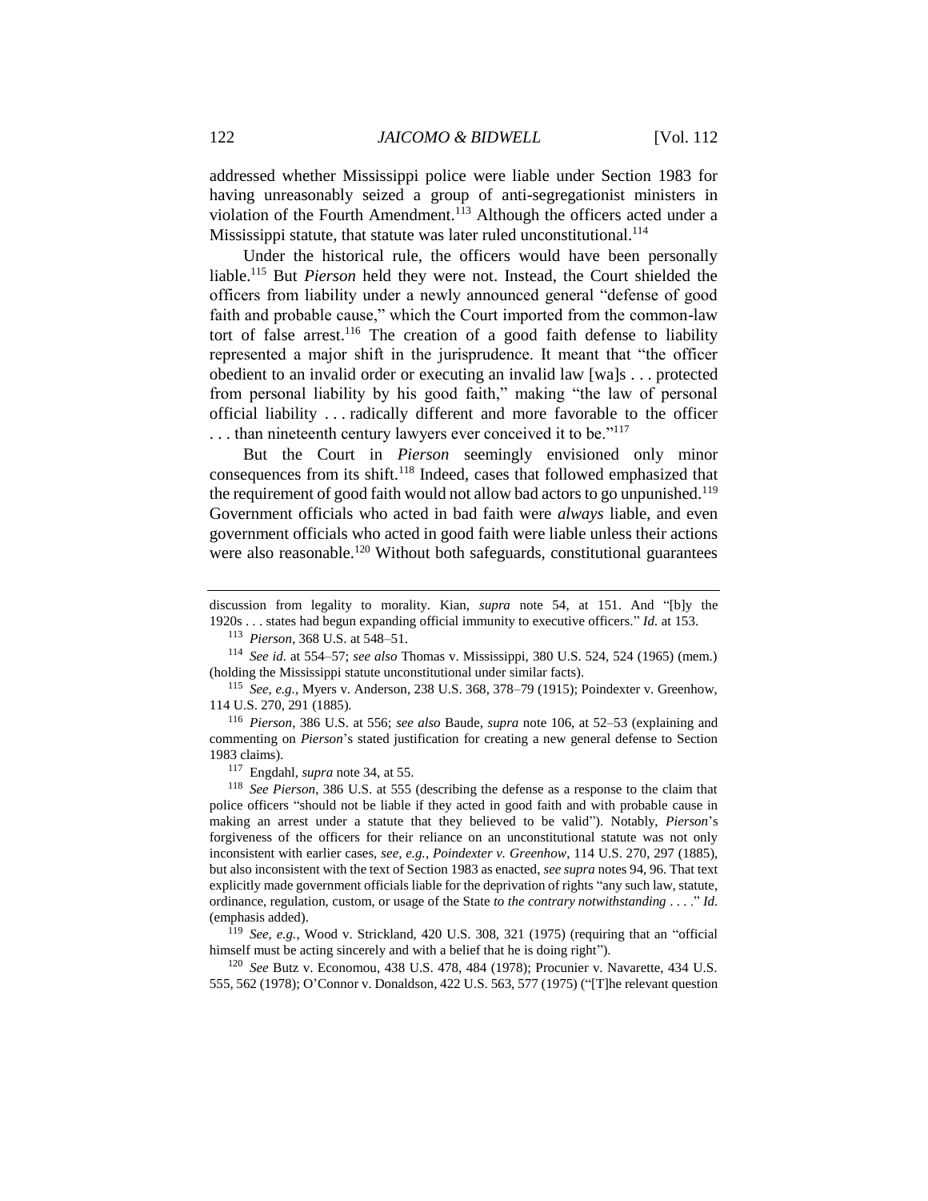addressed whether Mississippi police were liable under Section 1983 for having unreasonably seized a group of anti-segregationist ministers in violation of the Fourth Amendment.[113] Although the officers acted under a Mississippi statute, that statute was later ruled unconstitutional.[114]

Under the historical rule, the officers would have been personally liable.[115] But *Pierson* held they were not. Instead, the Court shielded the officers from liability under a newly announced general "defense of good faith and probable cause," which the Court imported from the common-law tort of false arrest.[116] The creation of a good faith defense to liability represented a major shift in the jurisprudence. It meant that "the officer obedient to an invalid order or executing an invalid law [wa]s . . . protected from personal liability by his good faith," making "the law of personal official liability . . . radically different and more favorable to the officer . . . than nineteenth century lawyers ever conceived it to be."[117]

But the Court in *Pierson* seemingly envisioned only minor consequences from its shift.[118] Indeed, cases that followed emphasized that the requirement of good faith would not allow bad actors to go unpunished.[119] Government officials who acted in bad faith were *always* liable, and even government officials who acted in good faith were liable unless their actions were also reasonable.[120] Without both safeguards, constitutional guarantees

---

discussion from legality to morality. Kian, *supra* note 54, at 151. And "[b]y the 1920s . . . states had begun expanding official immunity to executive officers." *Id.* at 153.

[113] *Pierson*, 368 U.S. at 548–51.

[114] *See id.* at 554–57; *see also* Thomas v. Mississippi, 380 U.S. 524, 524 (1965) (mem.) (holding the Mississippi statute unconstitutional under similar facts).

[115] *See, e.g.*, Myers v. Anderson, 238 U.S. 368, 378–79 (1915); Poindexter v. Greenhow, 114 U.S. 270, 291 (1885).

[116] *Pierson*, 386 U.S. at 556; *see also* Baude, *supra* note 106, at 52–53 (explaining and commenting on *Pierson*'s stated justification for creating a new general defense to Section 1983 claims).

[117] Engdahl, *supra* note 34, at 55.

[118] *See Pierson*, 386 U.S. at 555 (describing the defense as a response to the claim that police officers "should not be liable if they acted in good faith and with probable cause in making an arrest under a statute that they believed to be valid"). Notably, *Pierson*'s forgiveness of the officers for their reliance on an unconstitutional statute was not only inconsistent with earlier cases, *see, e.g.*, *Poindexter v. Greenhow*, 114 U.S. 270, 297 (1885), but also inconsistent with the text of Section 1983 as enacted, *see supra* notes 94, 96. That text explicitly made government officials liable for the deprivation of rights "any such law, statute, ordinance, regulation, custom, or usage of the State *to the contrary notwithstanding* . . . ." *Id.* (emphasis added).

[119] *See, e.g.*, Wood v. Strickland, 420 U.S. 308, 321 (1975) (requiring that an "official himself must be acting sincerely and with a belief that he is doing right").

[120] *See* Butz v. Economou, 438 U.S. 478, 484 (1978); Procunier v. Navarette, 434 U.S. 555, 562 (1978); O'Connor v. Donaldson, 422 U.S. 563, 577 (1975) ("[T]he relevant question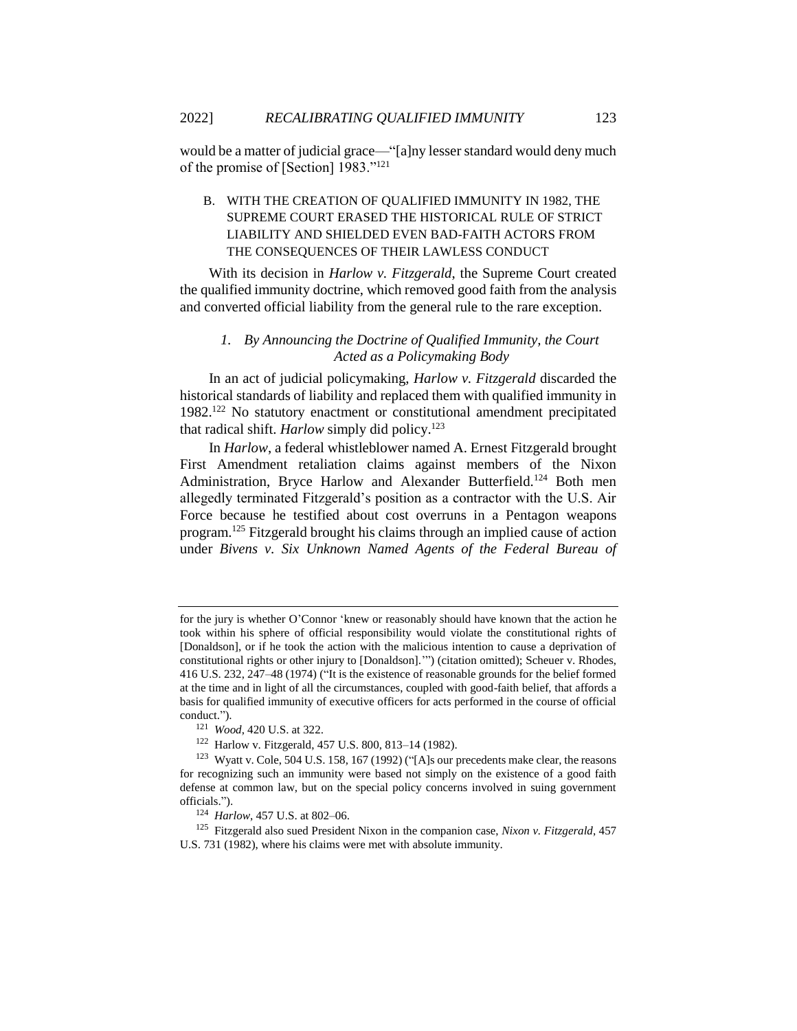would be a matter of judicial grace—"[a]ny lesser standard would deny much of the promise of [Section] 1983."[121]

### B. WITH THE CREATION OF QUALIFIED IMMUNITY IN 1982, THE SUPREME COURT ERASED THE HISTORICAL RULE OF STRICT LIABILITY AND SHIELDED EVEN BAD-FAITH ACTORS FROM THE CONSEQUENCES OF THEIR LAWLESS CONDUCT

With its decision in *Harlow v. Fitzgerald*, the Supreme Court created the qualified immunity doctrine, which removed good faith from the analysis and converted official liability from the general rule to the rare exception.

#### *1. By Announcing the Doctrine of Qualified Immunity, the Court Acted as a Policymaking Body*

In an act of judicial policymaking, *Harlow v. Fitzgerald* discarded the historical standards of liability and replaced them with qualified immunity in 1982.[122] No statutory enactment or constitutional amendment precipitated that radical shift. *Harlow* simply did policy.[123]

In *Harlow*, a federal whistleblower named A. Ernest Fitzgerald brought First Amendment retaliation claims against members of the Nixon Administration, Bryce Harlow and Alexander Butterfield.[124] Both men allegedly terminated Fitzgerald's position as a contractor with the U.S. Air Force because he testified about cost overruns in a Pentagon weapons program.[125] Fitzgerald brought his claims through an implied cause of action under *Bivens v. Six Unknown Named Agents of the Federal Bureau of*

---

for the jury is whether O'Connor 'knew or reasonably should have known that the action he took within his sphere of official responsibility would violate the constitutional rights of [Donaldson], or if he took the action with the malicious intention to cause a deprivation of constitutional rights or other injury to [Donaldson].'") (citation omitted); Scheuer v. Rhodes, 416 U.S. 232, 247–48 (1974) ("It is the existence of reasonable grounds for the belief formed at the time and in light of all the circumstances, coupled with good-faith belief, that affords a basis for qualified immunity of executive officers for acts performed in the course of official conduct.").

[121] *Wood*, 420 U.S. at 322.

[122] Harlow v. Fitzgerald, 457 U.S. 800, 813–14 (1982).

[123] Wyatt v. Cole, 504 U.S. 158, 167 (1992) ("[A]s our precedents make clear, the reasons for recognizing such an immunity were based not simply on the existence of a good faith defense at common law, but on the special policy concerns involved in suing government officials.").

[124] *Harlow*, 457 U.S. at 802–06.

[125] Fitzgerald also sued President Nixon in the companion case, *Nixon v. Fitzgerald*, 457 U.S. 731 (1982), where his claims were met with absolute immunity.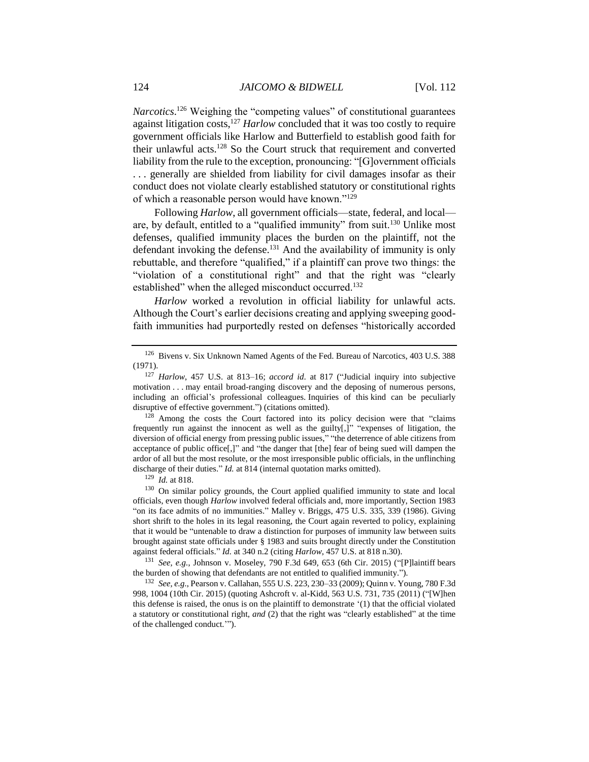*Narcotics*.[126] Weighing the "competing values" of constitutional guarantees against litigation costs,[127] *Harlow* concluded that it was too costly to require government officials like Harlow and Butterfield to establish good faith for their unlawful acts.[128] So the Court struck that requirement and converted liability from the rule to the exception, pronouncing: "[G]overnment officials . . . generally are shielded from liability for civil damages insofar as their conduct does not violate clearly established statutory or constitutional rights of which a reasonable person would have known."[129]

Following *Harlow*, all government officials—state, federal, and local—are, by default, entitled to a "qualified immunity" from suit.[130] Unlike most defenses, qualified immunity places the burden on the plaintiff, not the defendant invoking the defense.[131] And the availability of immunity is only rebuttable, and therefore "qualified," if a plaintiff can prove two things: the "violation of a constitutional right" and that the right was "clearly established" when the alleged misconduct occurred.[132]

*Harlow* worked a revolution in official liability for unlawful acts. Although the Court's earlier decisions creating and applying sweeping good-faith immunities had purportedly rested on defenses "historically accorded

---

[126] Bivens v. Six Unknown Named Agents of the Fed. Bureau of Narcotics, 403 U.S. 388 (1971).

[127] *Harlow*, 457 U.S. at 813–16; *accord id.* at 817 ("Judicial inquiry into subjective motivation . . . may entail broad-ranging discovery and the deposing of numerous persons, including an official's professional colleagues. Inquiries of this kind can be peculiarly disruptive of effective government.") (citations omitted).

[128] Among the costs the Court factored into its policy decision were that "claims frequently run against the innocent as well as the guilty[,]" "expenses of litigation, the diversion of official energy from pressing public issues," "the deterrence of able citizens from acceptance of public office[,]" and "the danger that [the] fear of being sued will dampen the ardor of all but the most resolute, or the most irresponsible public officials, in the unflinching discharge of their duties." *Id.* at 814 (internal quotation marks omitted).

[129] *Id.* at 818.

[130] On similar policy grounds, the Court applied qualified immunity to state and local officials, even though *Harlow* involved federal officials and, more importantly, Section 1983 "on its face admits of no immunities." Malley v. Briggs, 475 U.S. 335, 339 (1986). Giving short shrift to the holes in its legal reasoning, the Court again reverted to policy, explaining that it would be "untenable to draw a distinction for purposes of immunity law between suits brought against state officials under § 1983 and suits brought directly under the Constitution against federal officials." *Id.* at 340 n.2 (citing *Harlow*, 457 U.S. at 818 n.30).

[131] *See, e.g.*, Johnson v. Moseley, 790 F.3d 649, 653 (6th Cir. 2015) ("[P]laintiff bears the burden of showing that defendants are not entitled to qualified immunity.").

[132] *See, e.g.*, Pearson v. Callahan, 555 U.S. 223, 230–33 (2009); Quinn v. Young, 780 F.3d 998, 1004 (10th Cir. 2015) (quoting Ashcroft v. al-Kidd, 563 U.S. 731, 735 (2011) ("[W]hen this defense is raised, the onus is on the plaintiff to demonstrate '(1) that the official violated a statutory or constitutional right, *and* (2) that the right was "clearly established" at the time of the challenged conduct.'").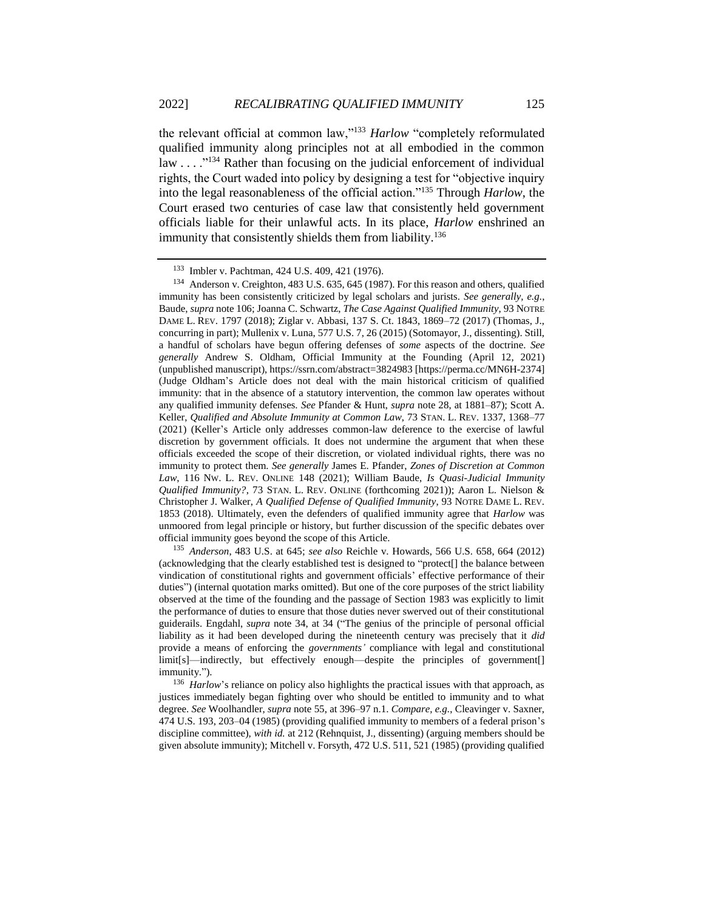the relevant official at common law,"[133] *Harlow* "completely reformulated qualified immunity along principles not at all embodied in the common law . . . ."[134] Rather than focusing on the judicial enforcement of individual rights, the Court waded into policy by designing a test for "objective inquiry into the legal reasonableness of the official action."[135] Through *Harlow*, the Court erased two centuries of case law that consistently held government officials liable for their unlawful acts. In its place, *Harlow* enshrined an immunity that consistently shields them from liability.[136]

---

[133] Imbler v. Pachtman, 424 U.S. 409, 421 (1976).

[134] Anderson v. Creighton, 483 U.S. 635, 645 (1987). For this reason and others, qualified immunity has been consistently criticized by legal scholars and jurists. *See generally, e.g.*, Baude, *supra* note 106; Joanna C. Schwartz, *The Case Against Qualified Immunity*, 93 NOTRE DAME L. REV. 1797 (2018); Ziglar v. Abbasi, 137 S. Ct. 1843, 1869–72 (2017) (Thomas, J., concurring in part); Mullenix v. Luna, 577 U.S. 7, 26 (2015) (Sotomayor, J., dissenting). Still, a handful of scholars have begun offering defenses of *some* aspects of the doctrine. *See generally* Andrew S. Oldham, Official Immunity at the Founding (April 12, 2021) (unpublished manuscript), https://ssrn.com/abstract=3824983 [https://perma.cc/MN6H-2374] (Judge Oldham's Article does not deal with the main historical criticism of qualified immunity: that in the absence of a statutory intervention, the common law operates without any qualified immunity defenses. *See* Pfander & Hunt, *supra* note 28, at 1881–87); Scott A. Keller, *Qualified and Absolute Immunity at Common Law*, 73 STAN. L. REV. 1337, 1368–77 (2021) (Keller's Article only addresses common-law deference to the exercise of lawful discretion by government officials. It does not undermine the argument that when these officials exceeded the scope of their discretion, or violated individual rights, there was no immunity to protect them. *See generally* James E. Pfander, *Zones of Discretion at Common Law*, 116 NW. L. REV. ONLINE 148 (2021); William Baude, *Is Quasi-Judicial Immunity Qualified Immunity?*, 73 STAN. L. REV. ONLINE (forthcoming 2021)); Aaron L. Nielson & Christopher J. Walker, *A Qualified Defense of Qualified Immunity*, 93 NOTRE DAME L. REV. 1853 (2018). Ultimately, even the defenders of qualified immunity agree that *Harlow* was unmoored from legal principle or history, but further discussion of the specific debates over official immunity goes beyond the scope of this Article.

[135] *Anderson*, 483 U.S. at 645; *see also* Reichle v. Howards, 566 U.S. 658, 664 (2012) (acknowledging that the clearly established test is designed to "protect[] the balance between vindication of constitutional rights and government officials' effective performance of their duties") (internal quotation marks omitted). But one of the core purposes of the strict liability observed at the time of the founding and the passage of Section 1983 was explicitly to limit the performance of duties to ensure that those duties never swerved out of their constitutional guiderails. Engdahl, *supra* note 34, at 34 ("The genius of the principle of personal official liability as it had been developed during the nineteenth century was precisely that it *did* provide a means of enforcing the *governments'* compliance with legal and constitutional limit[s]—indirectly, but effectively enough—despite the principles of government[] immunity.").

[136] *Harlow*'s reliance on policy also highlights the practical issues with that approach, as justices immediately began fighting over who should be entitled to immunity and to what degree. *See* Woolhandler, *supra* note 55, at 396–97 n.1. *Compare, e.g.*, Cleavinger v. Saxner, 474 U.S. 193, 203–04 (1985) (providing qualified immunity to members of a federal prison's discipline committee), *with id.* at 212 (Rehnquist, J., dissenting) (arguing members should be given absolute immunity); Mitchell v. Forsyth, 472 U.S. 511, 521 (1985) (providing qualified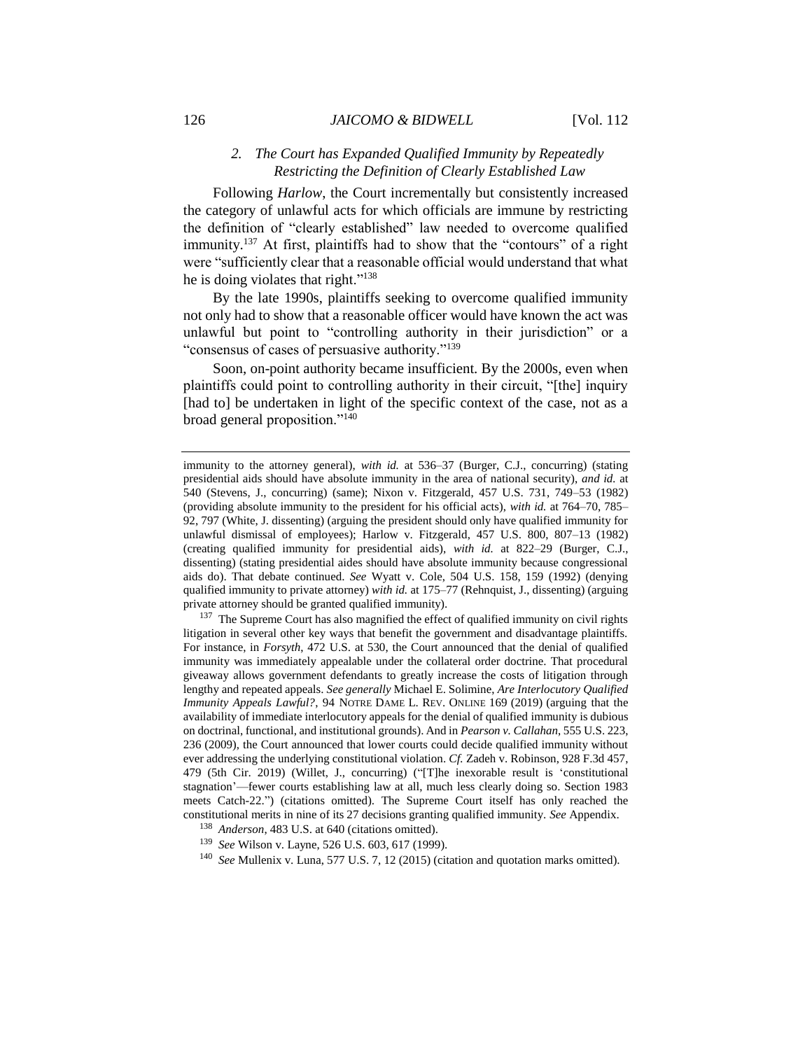### 2. *The Court has Expanded Qualified Immunity by Repeatedly Restricting the Definition of Clearly Established Law*

Following *Harlow*, the Court incrementally but consistently increased the category of unlawful acts for which officials are immune by restricting the definition of "clearly established" law needed to overcome qualified immunity.[137] At first, plaintiffs had to show that the "contours" of a right were "sufficiently clear that a reasonable official would understand that what he is doing violates that right."[138]

By the late 1990s, plaintiffs seeking to overcome qualified immunity not only had to show that a reasonable officer would have known the act was unlawful but point to "controlling authority in their jurisdiction" or a "consensus of cases of persuasive authority."[139]

Soon, on-point authority became insufficient. By the 2000s, even when plaintiffs could point to controlling authority in their circuit, "[the] inquiry [had to] be undertaken in light of the specific context of the case, not as a broad general proposition."[140]

---

immunity to the attorney general), *with id.* at 536–37 (Burger, C.J., concurring) (stating presidential aids should have absolute immunity in the area of national security), *and id.* at 540 (Stevens, J., concurring) (same); Nixon v. Fitzgerald, 457 U.S. 731, 749–53 (1982) (providing absolute immunity to the president for his official acts), *with id.* at 764–70, 785–92, 797 (White, J. dissenting) (arguing the president should only have qualified immunity for unlawful dismissal of employees); Harlow v. Fitzgerald, 457 U.S. 800, 807–13 (1982) (creating qualified immunity for presidential aids), *with id.* at 822–29 (Burger, C.J., dissenting) (stating presidential aides should have absolute immunity because congressional aids do). That debate continued. *See* Wyatt v. Cole, 504 U.S. 158, 159 (1992) (denying qualified immunity to private attorney) *with id.* at 175–77 (Rehnquist, J., dissenting) (arguing private attorney should be granted qualified immunity).

[137] The Supreme Court has also magnified the effect of qualified immunity on civil rights litigation in several other key ways that benefit the government and disadvantage plaintiffs. For instance, in *Forsyth*, 472 U.S. at 530, the Court announced that the denial of qualified immunity was immediately appealable under the collateral order doctrine. That procedural giveaway allows government defendants to greatly increase the costs of litigation through lengthy and repeated appeals. *See generally* Michael E. Solimine, *Are Interlocutory Qualified Immunity Appeals Lawful?*, 94 NOTRE DAME L. REV. ONLINE 169 (2019) (arguing that the availability of immediate interlocutory appeals for the denial of qualified immunity is dubious on doctrinal, functional, and institutional grounds). And in *Pearson v. Callahan*, 555 U.S. 223, 236 (2009), the Court announced that lower courts could decide qualified immunity without ever addressing the underlying constitutional violation. *Cf.* Zadeh v. Robinson, 928 F.3d 457, 479 (5th Cir. 2019) (Willet, J., concurring) ("[T]he inexorable result is 'constitutional stagnation'—fewer courts establishing law at all, much less clearly doing so. Section 1983 meets Catch-22.") (citations omitted). The Supreme Court itself has only reached the constitutional merits in nine of its 27 decisions granting qualified immunity. *See* Appendix.

[138] *Anderson*, 483 U.S. at 640 (citations omitted).

[139] *See* Wilson v. Layne, 526 U.S. 603, 617 (1999).

[140] *See* Mullenix v. Luna, 577 U.S. 7, 12 (2015) (citation and quotation marks omitted).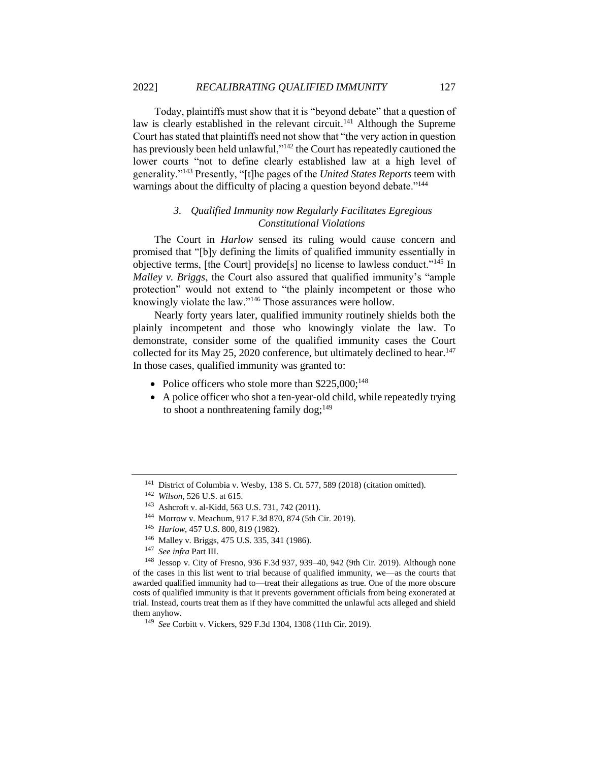Today, plaintiffs must show that it is "beyond debate" that a question of law is clearly established in the relevant circuit.[141] Although the Supreme Court has stated that plaintiffs need not show that "the very action in question has previously been held unlawful,"[142] the Court has repeatedly cautioned the lower courts "not to define clearly established law at a high level of generality."[143] Presently, "[t]he pages of the *United States Reports* teem with warnings about the difficulty of placing a question beyond debate."[144]

### *3. Qualified Immunity now Regularly Facilitates Egregious Constitutional Violations*

The Court in *Harlow* sensed its ruling would cause concern and promised that "[b]y defining the limits of qualified immunity essentially in objective terms, [the Court] provide[s] no license to lawless conduct."[145] In *Malley v. Briggs*, the Court also assured that qualified immunity's "ample protection" would not extend to "the plainly incompetent or those who knowingly violate the law."[146] Those assurances were hollow.

Nearly forty years later, qualified immunity routinely shields both the plainly incompetent and those who knowingly violate the law. To demonstrate, consider some of the qualified immunity cases the Court collected for its May 25, 2020 conference, but ultimately declined to hear.[147] In those cases, qualified immunity was granted to:

- Police officers who stole more than $225,000;[148]
- A police officer who shot a ten-year-old child, while repeatedly trying to shoot a nonthreatening family dog;[149]

---

[141] District of Columbia v. Wesby, 138 S. Ct. 577, 589 (2018) (citation omitted).

[142] *Wilson*, 526 U.S. at 615.

[143] Ashcroft v. al-Kidd, 563 U.S. 731, 742 (2011).

[144] Morrow v. Meachum, 917 F.3d 870, 874 (5th Cir. 2019).

[145] *Harlow*, 457 U.S. 800, 819 (1982).

[146] Malley v. Briggs, 475 U.S. 335, 341 (1986).

[147] *See infra* Part III.

[148] Jessop v. City of Fresno, 936 F.3d 937, 939–40, 942 (9th Cir. 2019). Although none of the cases in this list went to trial because of qualified immunity, we—as the courts that awarded qualified immunity had to—treat their allegations as true. One of the more obscure costs of qualified immunity is that it prevents government officials from being exonerated at trial. Instead, courts treat them as if they have committed the unlawful acts alleged and shield them anyhow.

[149] *See* Corbitt v. Vickers, 929 F.3d 1304, 1308 (11th Cir. 2019).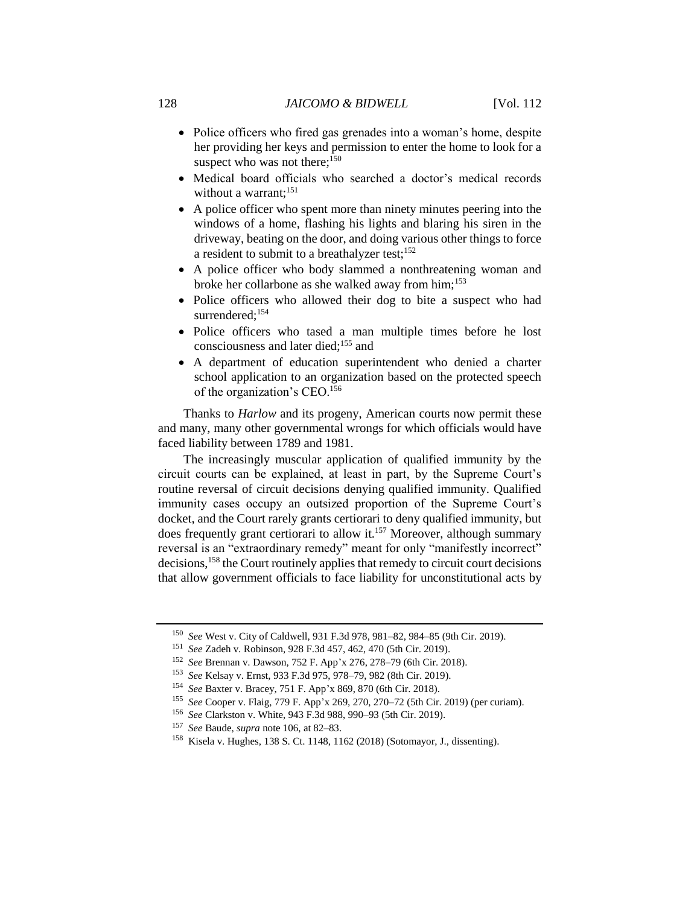- Police officers who fired gas grenades into a woman's home, despite her providing her keys and permission to enter the home to look for a suspect who was not there;[150]
- Medical board officials who searched a doctor's medical records without a warrant;[151]
- A police officer who spent more than ninety minutes peering into the windows of a home, flashing his lights and blaring his siren in the driveway, beating on the door, and doing various other things to force a resident to submit to a breathalyzer test;[152]
- A police officer who body slammed a nonthreatening woman and broke her collarbone as she walked away from him;[153]
- Police officers who allowed their dog to bite a suspect who had surrendered;[154]
- Police officers who tased a man multiple times before he lost consciousness and later died;[155] and
- A department of education superintendent who denied a charter school application to an organization based on the protected speech of the organization's CEO.[156]

Thanks to *Harlow* and its progeny, American courts now permit these and many, many other governmental wrongs for which officials would have faced liability between 1789 and 1981.

The increasingly muscular application of qualified immunity by the circuit courts can be explained, at least in part, by the Supreme Court's routine reversal of circuit decisions denying qualified immunity. Qualified immunity cases occupy an outsized proportion of the Supreme Court's docket, and the Court rarely grants certiorari to deny qualified immunity, but does frequently grant certiorari to allow it.[157] Moreover, although summary reversal is an "extraordinary remedy" meant for only "manifestly incorrect" decisions,[158] the Court routinely applies that remedy to circuit court decisions that allow government officials to face liability for unconstitutional acts by

---

[150] *See* West v. City of Caldwell, 931 F.3d 978, 981–82, 984–85 (9th Cir. 2019).

[151] *See* Zadeh v. Robinson, 928 F.3d 457, 462, 470 (5th Cir. 2019).

[152] *See* Brennan v. Dawson, 752 F. App'x 276, 278–79 (6th Cir. 2018).

[153] *See* Kelsay v. Ernst, 933 F.3d 975, 978–79, 982 (8th Cir. 2019).

[154] *See* Baxter v. Bracey, 751 F. App'x 869, 870 (6th Cir. 2018).

[155] *See* Cooper v. Flaig, 779 F. App'x 269, 270, 270–72 (5th Cir. 2019) (per curiam).

[156] *See* Clarkston v. White, 943 F.3d 988, 990–93 (5th Cir. 2019).

[157] *See* Baude, *supra* note 106, at 82–83.

[158] Kisela v. Hughes, 138 S. Ct. 1148, 1162 (2018) (Sotomayor, J., dissenting).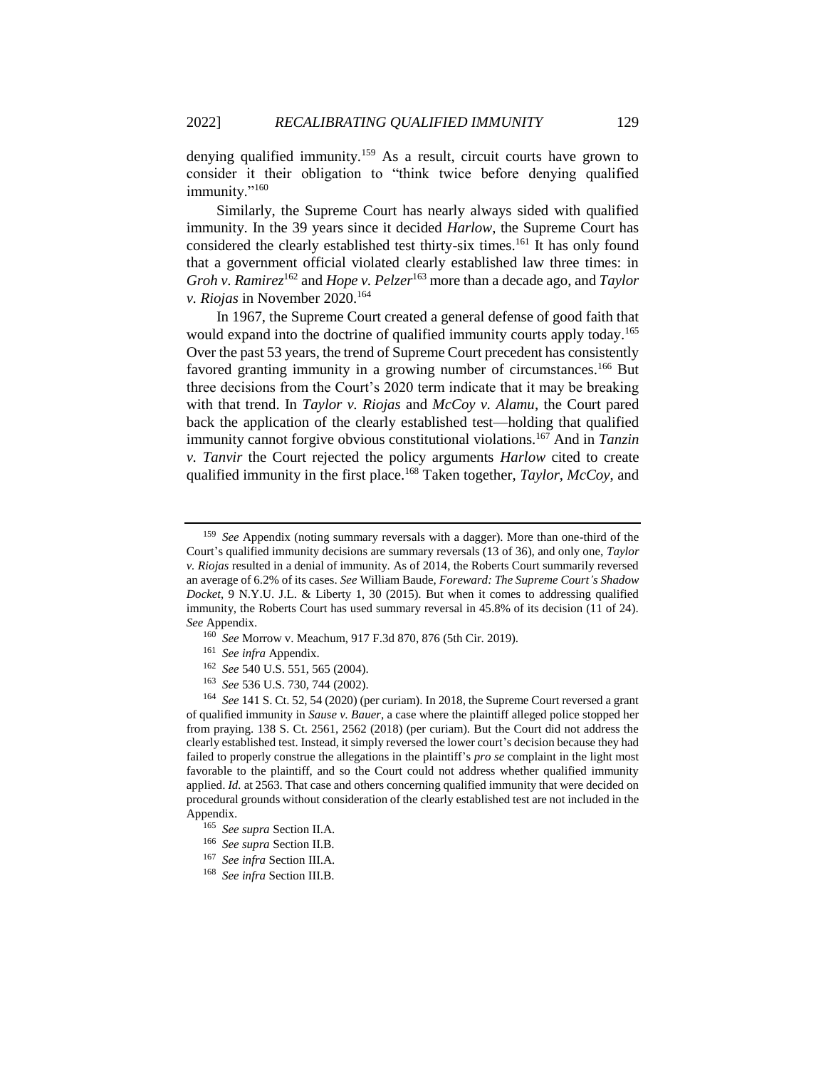denying qualified immunity.[159] As a result, circuit courts have grown to consider it their obligation to "think twice before denying qualified immunity."[160]

Similarly, the Supreme Court has nearly always sided with qualified immunity. In the 39 years since it decided *Harlow*, the Supreme Court has considered the clearly established test thirty-six times.[161] It has only found that a government official violated clearly established law three times: in *Groh v. Ramirez*[162] and *Hope v. Pelzer*[163] more than a decade ago, and *Taylor v. Riojas* in November 2020.[164]

In 1967, the Supreme Court created a general defense of good faith that would expand into the doctrine of qualified immunity courts apply today.[165] Over the past 53 years, the trend of Supreme Court precedent has consistently favored granting immunity in a growing number of circumstances.[166] But three decisions from the Court's 2020 term indicate that it may be breaking with that trend. In *Taylor v. Riojas* and *McCoy v. Alamu*, the Court pared back the application of the clearly established test—holding that qualified immunity cannot forgive obvious constitutional violations.[167] And in *Tanzin v. Tanvir* the Court rejected the policy arguments *Harlow* cited to create qualified immunity in the first place.[168] Taken together, *Taylor*, *McCoy*, and

---

[159] *See* Appendix (noting summary reversals with a dagger). More than one-third of the Court's qualified immunity decisions are summary reversals (13 of 36), and only one, *Taylor v. Riojas* resulted in a denial of immunity. As of 2014, the Roberts Court summarily reversed an average of 6.2% of its cases. *See* William Baude, *Foreward: The Supreme Court's Shadow Docket*, 9 N.Y.U. J.L. & Liberty 1, 30 (2015). But when it comes to addressing qualified immunity, the Roberts Court has used summary reversal in 45.8% of its decision (11 of 24). *See* Appendix.

[160] *See* Morrow v. Meachum, 917 F.3d 870, 876 (5th Cir. 2019).

[161] *See infra* Appendix.

[162] *See* 540 U.S. 551, 565 (2004).

[163] *See* 536 U.S. 730, 744 (2002).

[164] *See* 141 S. Ct. 52, 54 (2020) (per curiam). In 2018, the Supreme Court reversed a grant of qualified immunity in *Sause v. Bauer*, a case where the plaintiff alleged police stopped her from praying. 138 S. Ct. 2561, 2562 (2018) (per curiam). But the Court did not address the clearly established test. Instead, it simply reversed the lower court's decision because they had failed to properly construe the allegations in the plaintiff's *pro se* complaint in the light most favorable to the plaintiff, and so the Court could not address whether qualified immunity applied. *Id.* at 2563. That case and others concerning qualified immunity that were decided on procedural grounds without consideration of the clearly established test are not included in the Appendix.

[165] *See supra* Section II.A.

[166] *See supra* Section II.B.

[167] *See infra* Section III.A.

[168] *See infra* Section III.B.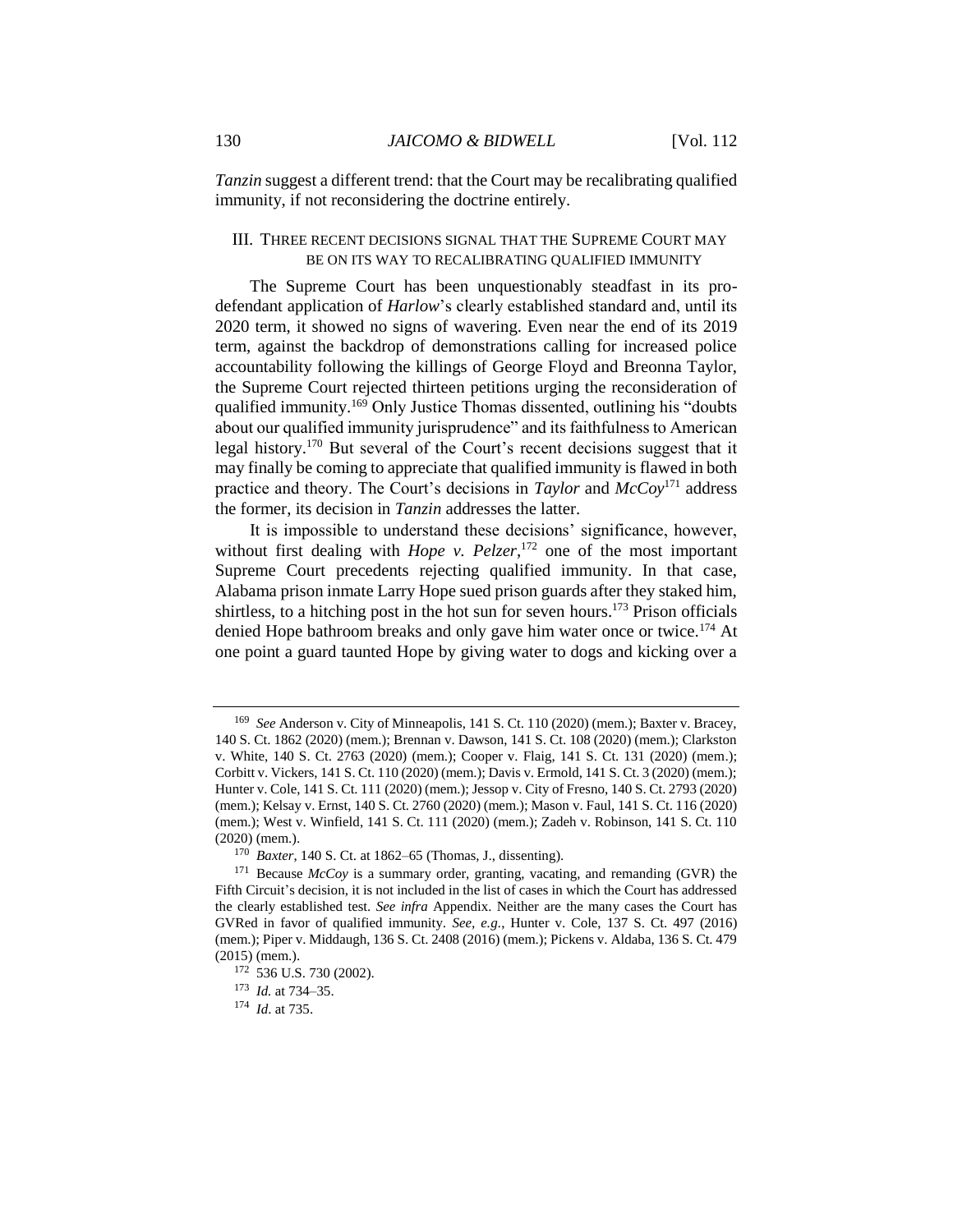*Tanzin* suggest a different trend: that the Court may be recalibrating qualified immunity, if not reconsidering the doctrine entirely.

## III. THREE RECENT DECISIONS SIGNAL THAT THE SUPREME COURT MAY BE ON ITS WAY TO RECALIBRATING QUALIFIED IMMUNITY

The Supreme Court has been unquestionably steadfast in its pro-defendant application of *Harlow*'s clearly established standard and, until its 2020 term, it showed no signs of wavering. Even near the end of its 2019 term, against the backdrop of demonstrations calling for increased police accountability following the killings of George Floyd and Breonna Taylor, the Supreme Court rejected thirteen petitions urging the reconsideration of qualified immunity.[169] Only Justice Thomas dissented, outlining his "doubts about our qualified immunity jurisprudence" and its faithfulness to American legal history.[170] But several of the Court's recent decisions suggest that it may finally be coming to appreciate that qualified immunity is flawed in both practice and theory. The Court's decisions in *Taylor* and *McCoy*[171] address the former, its decision in *Tanzin* addresses the latter.

It is impossible to understand these decisions' significance, however, without first dealing with *Hope v. Pelzer*,[172] one of the most important Supreme Court precedents rejecting qualified immunity. In that case, Alabama prison inmate Larry Hope sued prison guards after they staked him, shirtless, to a hitching post in the hot sun for seven hours.[173] Prison officials denied Hope bathroom breaks and only gave him water once or twice.[174] At one point a guard taunted Hope by giving water to dogs and kicking over a

---

[169] *See* Anderson v. City of Minneapolis, 141 S. Ct. 110 (2020) (mem.); Baxter v. Bracey, 140 S. Ct. 1862 (2020) (mem.); Brennan v. Dawson, 141 S. Ct. 108 (2020) (mem.); Clarkston v. White, 140 S. Ct. 2763 (2020) (mem.); Cooper v. Flaig, 141 S. Ct. 131 (2020) (mem.); Corbitt v. Vickers, 141 S. Ct. 110 (2020) (mem.); Davis v. Ermold, 141 S. Ct. 3 (2020) (mem.); Hunter v. Cole, 141 S. Ct. 111 (2020) (mem.); Jessop v. City of Fresno, 140 S. Ct. 2793 (2020) (mem.); Kelsay v. Ernst, 140 S. Ct. 2760 (2020) (mem.); Mason v. Faul, 141 S. Ct. 116 (2020) (mem.); West v. Winfield, 141 S. Ct. 111 (2020) (mem.); Zadeh v. Robinson, 141 S. Ct. 110 (2020) (mem.).

[170] *Baxter*, 140 S. Ct. at 1862–65 (Thomas, J., dissenting).

[171] Because *McCoy* is a summary order, granting, vacating, and remanding (GVR) the Fifth Circuit's decision, it is not included in the list of cases in which the Court has addressed the clearly established test. *See infra* Appendix. Neither are the many cases the Court has GVRed in favor of qualified immunity. *See, e.g.*, Hunter v. Cole, 137 S. Ct. 497 (2016) (mem.); Piper v. Middaugh, 136 S. Ct. 2408 (2016) (mem.); Pickens v. Aldaba, 136 S. Ct. 479 (2015) (mem.).

[172] 536 U.S. 730 (2002).

[173] *Id.* at 734–35.

[174] *Id.* at 735.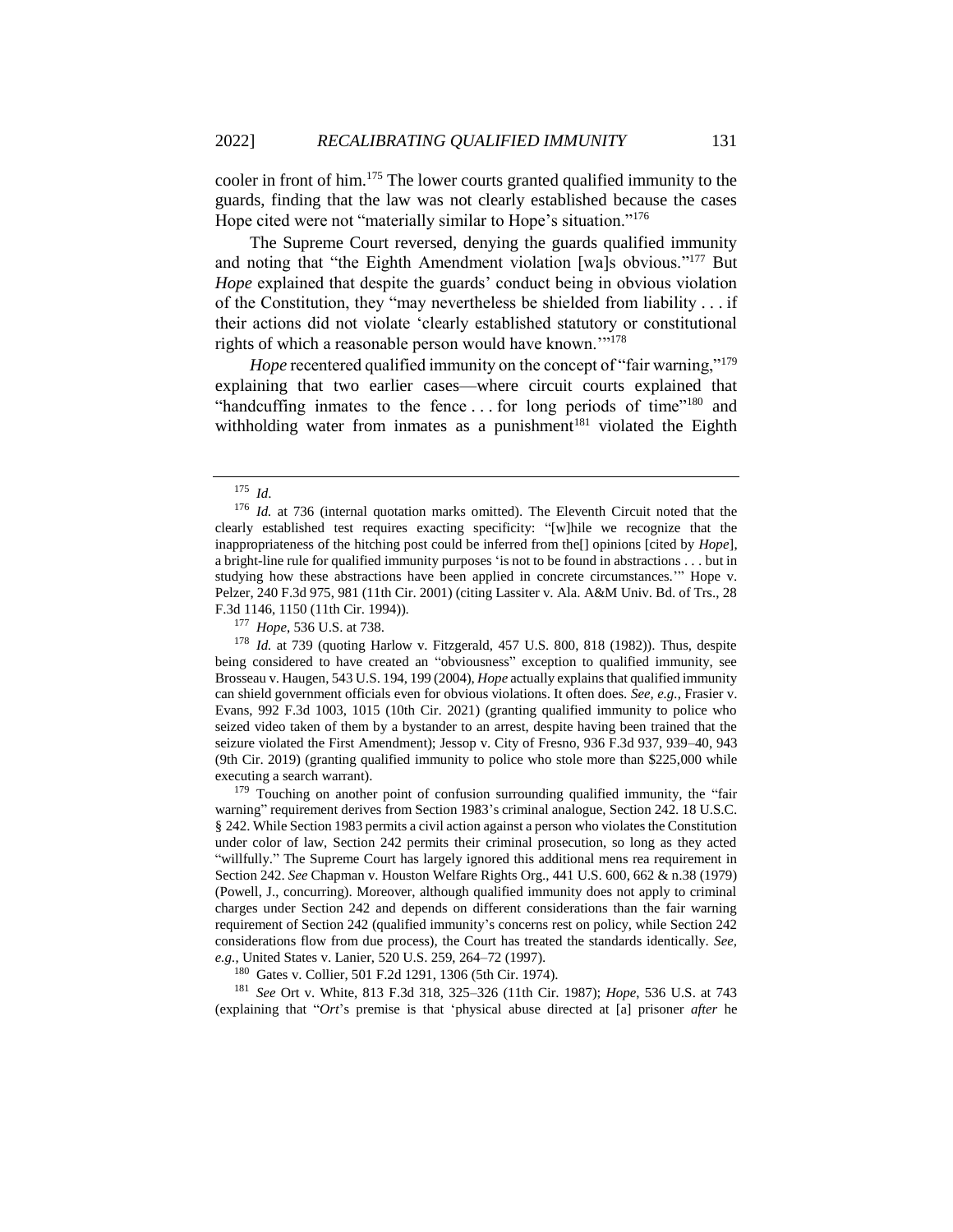cooler in front of him.[175] The lower courts granted qualified immunity to the guards, finding that the law was not clearly established because the cases Hope cited were not "materially similar to Hope's situation."[176]

The Supreme Court reversed, denying the guards qualified immunity and noting that "the Eighth Amendment violation [wa]s obvious."[177] But *Hope* explained that despite the guards' conduct being in obvious violation of the Constitution, they "may nevertheless be shielded from liability . . . if their actions did not violate 'clearly established statutory or constitutional rights of which a reasonable person would have known.'"[178]

*Hope* recentered qualified immunity on the concept of "fair warning,"[179] explaining that two earlier cases—where circuit courts explained that "handcuffing inmates to the fence . . . for long periods of time"[180] and withholding water from inmates as a punishment[181] violated the Eighth

---

[175] *Id.*

[176] *Id.* at 736 (internal quotation marks omitted). The Eleventh Circuit noted that the clearly established test requires exacting specificity: "[w]hile we recognize that the inappropriateness of the hitching post could be inferred from the[] opinions [cited by *Hope*], a bright-line rule for qualified immunity purposes 'is not to be found in abstractions . . . but in studying how these abstractions have been applied in concrete circumstances.'" Hope v. Pelzer, 240 F.3d 975, 981 (11th Cir. 2001) (citing Lassiter v. Ala. A&M Univ. Bd. of Trs., 28 F.3d 1146, 1150 (11th Cir. 1994)).

[177] *Hope*, 536 U.S. at 738.

[178] *Id.* at 739 (quoting Harlow v. Fitzgerald, 457 U.S. 800, 818 (1982)). Thus, despite being considered to have created an "obviousness" exception to qualified immunity, see Brosseau v. Haugen, 543 U.S. 194, 199 (2004), *Hope* actually explains that qualified immunity can shield government officials even for obvious violations. It often does. *See, e.g.*, Frasier v. Evans, 992 F.3d 1003, 1015 (10th Cir. 2021) (granting qualified immunity to police who seized video taken of them by a bystander to an arrest, despite having been trained that the seizure violated the First Amendment); Jessop v. City of Fresno, 936 F.3d 937, 939–40, 943 (9th Cir. 2019) (granting qualified immunity to police who stole more than $225,000 while executing a search warrant).

[179] Touching on another point of confusion surrounding qualified immunity, the "fair warning" requirement derives from Section 1983's criminal analogue, Section 242. 18 U.S.C. § 242. While Section 1983 permits a civil action against a person who violates the Constitution under color of law, Section 242 permits their criminal prosecution, so long as they acted "willfully." The Supreme Court has largely ignored this additional mens rea requirement in Section 242. *See* Chapman v. Houston Welfare Rights Org., 441 U.S. 600, 662 & n.38 (1979) (Powell, J., concurring). Moreover, although qualified immunity does not apply to criminal charges under Section 242 and depends on different considerations than the fair warning requirement of Section 242 (qualified immunity's concerns rest on policy, while Section 242 considerations flow from due process), the Court has treated the standards identically. *See, e.g.*, United States v. Lanier, 520 U.S. 259, 264–72 (1997).

[180] Gates v. Collier, 501 F.2d 1291, 1306 (5th Cir. 1974).

[181] *See* Ort v. White, 813 F.3d 318, 325–326 (11th Cir. 1987); *Hope*, 536 U.S. at 743 (explaining that "*Ort*'s premise is that 'physical abuse directed at [a] prisoner *after* he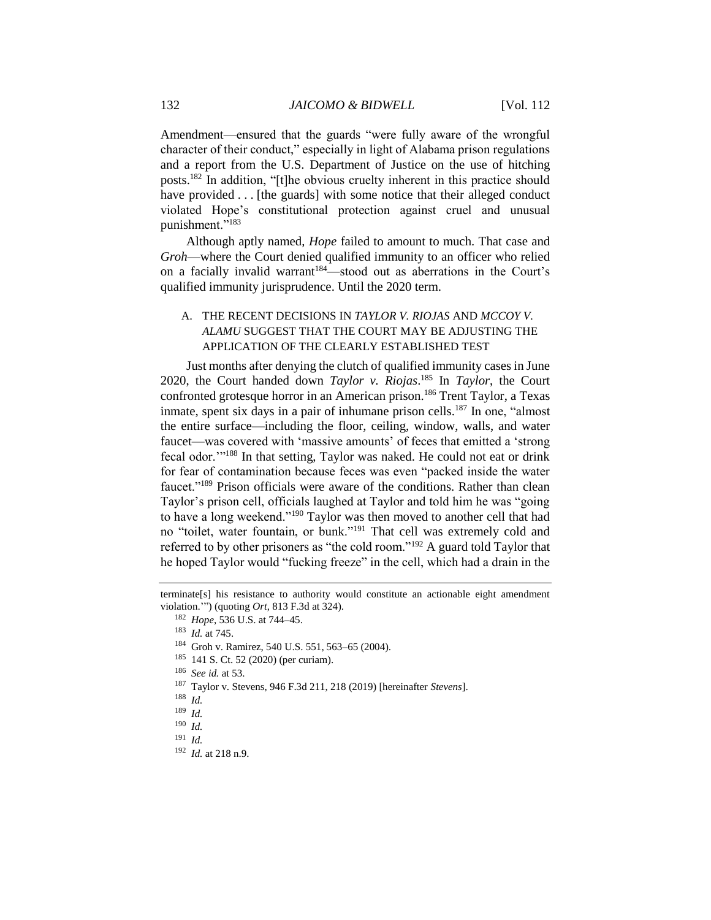Amendment—ensured that the guards "were fully aware of the wrongful character of their conduct," especially in light of Alabama prison regulations and a report from the U.S. Department of Justice on the use of hitching posts.[182] In addition, "[t]he obvious cruelty inherent in this practice should have provided . . . [the guards] with some notice that their alleged conduct violated Hope's constitutional protection against cruel and unusual punishment."[183]

Although aptly named, *Hope* failed to amount to much. That case and *Groh*—where the Court denied qualified immunity to an officer who relied on a facially invalid warrant[184]—stood out as aberrations in the Court's qualified immunity jurisprudence. Until the 2020 term.

### A. THE RECENT DECISIONS IN *TAYLOR V. RIOJAS* AND *MCCOY V. ALAMU* SUGGEST THAT THE COURT MAY BE ADJUSTING THE APPLICATION OF THE CLEARLY ESTABLISHED TEST

Just months after denying the clutch of qualified immunity cases in June 2020, the Court handed down *Taylor v. Riojas*.[185] In *Taylor*, the Court confronted grotesque horror in an American prison.[186] Trent Taylor, a Texas inmate, spent six days in a pair of inhumane prison cells.[187] In one, "almost the entire surface—including the floor, ceiling, window, walls, and water faucet—was covered with 'massive amounts' of feces that emitted a 'strong fecal odor.'"[188] In that setting, Taylor was naked. He could not eat or drink for fear of contamination because feces was even "packed inside the water faucet."[189] Prison officials were aware of the conditions. Rather than clean Taylor's prison cell, officials laughed at Taylor and told him he was "going to have a long weekend."[190] Taylor was then moved to another cell that had no "toilet, water fountain, or bunk."[191] That cell was extremely cold and referred to by other prisoners as "the cold room."[192] A guard told Taylor that he hoped Taylor would "fucking freeze" in the cell, which had a drain in the

---

terminate[s] his resistance to authority would constitute an actionable eight amendment violation.'") (quoting *Ort*, 813 F.3d at 324).

[182] *Hope*, 536 U.S. at 744–45.

[183] *Id.* at 745.

[184] Groh v. Ramirez, 540 U.S. 551, 563–65 (2004).

[185] 141 S. Ct. 52 (2020) (per curiam).

[186] *See id.* at 53.

[187] Taylor v. Stevens, 946 F.3d 211, 218 (2019) [hereinafter *Stevens*].

[188] *Id.*

[189] *Id.*

[190] *Id.*

[191] *Id.*

[192] *Id.* at 218 n.9.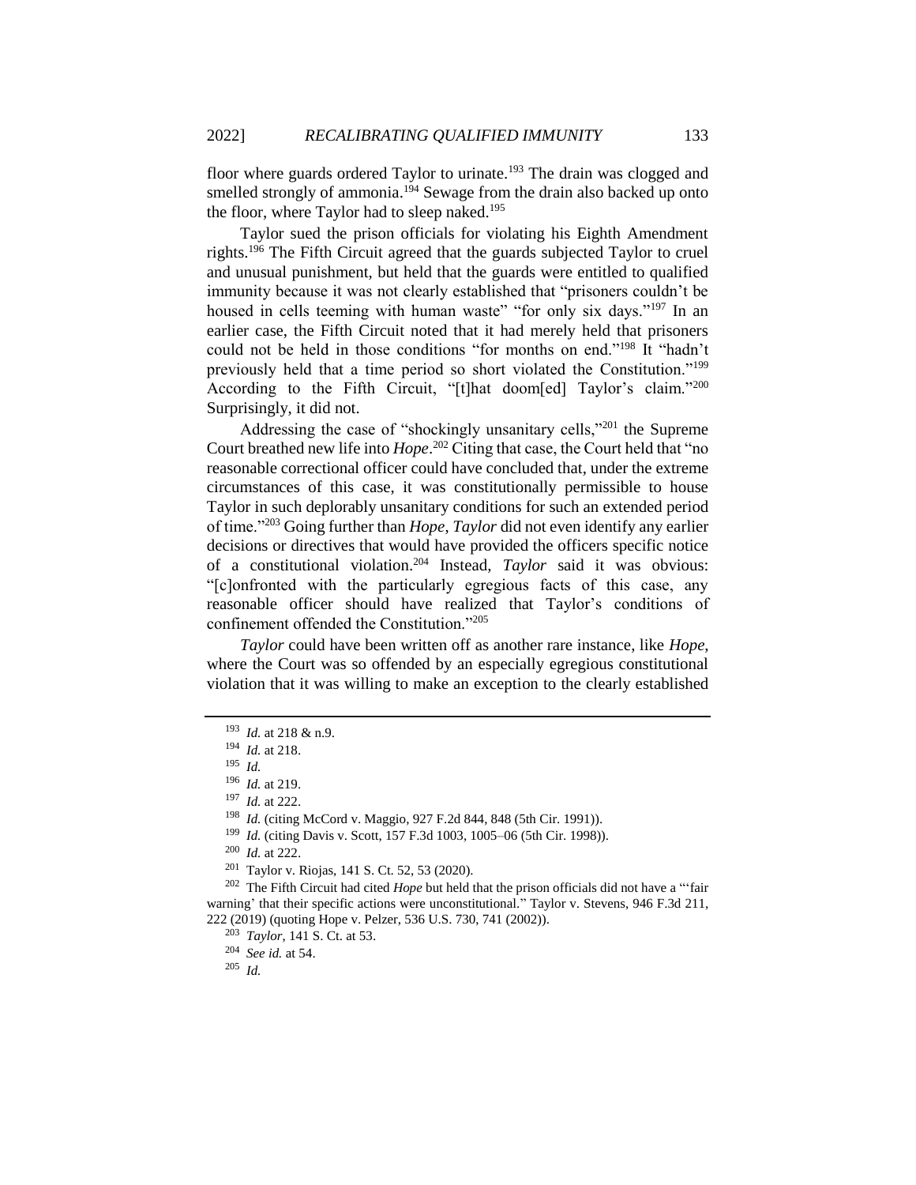floor where guards ordered Taylor to urinate.[193] The drain was clogged and smelled strongly of ammonia.[194] Sewage from the drain also backed up onto the floor, where Taylor had to sleep naked.[195]

Taylor sued the prison officials for violating his Eighth Amendment rights.[196] The Fifth Circuit agreed that the guards subjected Taylor to cruel and unusual punishment, but held that the guards were entitled to qualified immunity because it was not clearly established that "prisoners couldn't be housed in cells teeming with human waste" "for only six days."[197] In an earlier case, the Fifth Circuit noted that it had merely held that prisoners could not be held in those conditions "for months on end."[198] It "hadn't previously held that a time period so short violated the Constitution."[199] According to the Fifth Circuit, "[t]hat doom[ed] Taylor's claim."[200] Surprisingly, it did not.

Addressing the case of "shockingly unsanitary cells,"[201] the Supreme Court breathed new life into *Hope*.[202] Citing that case, the Court held that "no reasonable correctional officer could have concluded that, under the extreme circumstances of this case, it was constitutionally permissible to house Taylor in such deplorably unsanitary conditions for such an extended period of time."[203] Going further than *Hope*, *Taylor* did not even identify any earlier decisions or directives that would have provided the officers specific notice of a constitutional violation.[204] Instead, *Taylor* said it was obvious: "[c]onfronted with the particularly egregious facts of this case, any reasonable officer should have realized that Taylor's conditions of confinement offended the Constitution."[205]

*Taylor* could have been written off as another rare instance, like *Hope*, where the Court was so offended by an especially egregious constitutional violation that it was willing to make an exception to the clearly established

---

[193] *Id.* at 218 & n.9.

[194] *Id.* at 218.

[195] *Id.*

[196] *Id.* at 219.

[197] *Id.* at 222.

[198] *Id.* (citing McCord v. Maggio, 927 F.2d 844, 848 (5th Cir. 1991)).

[199] *Id.* (citing Davis v. Scott, 157 F.3d 1003, 1005–06 (5th Cir. 1998)).

[200] *Id.* at 222.

[201] Taylor v. Riojas, 141 S. Ct. 52, 53 (2020).

[202] The Fifth Circuit had cited *Hope* but held that the prison officials did not have a "'fair warning' that their specific actions were unconstitutional." Taylor v. Stevens, 946 F.3d 211, 222 (2019) (quoting Hope v. Pelzer, 536 U.S. 730, 741 (2002)).

[203] *Taylor*, 141 S. Ct. at 53.

[204] *See id.* at 54.

[205] *Id.*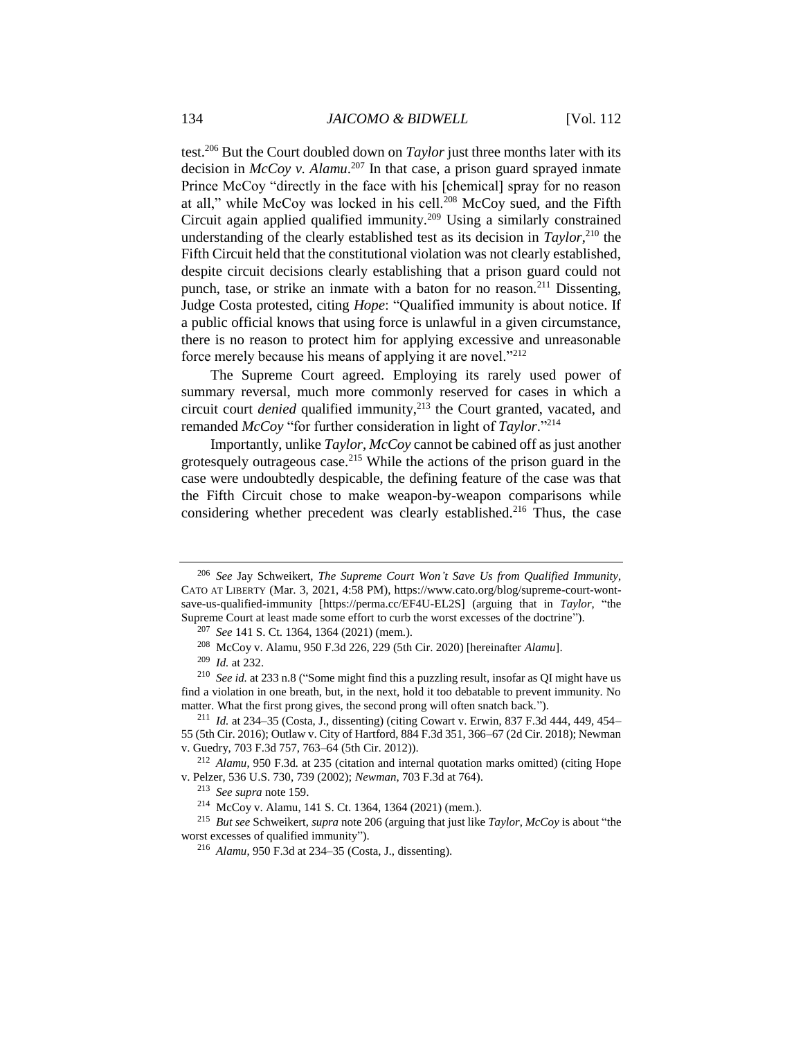test.[206] But the Court doubled down on *Taylor* just three months later with its decision in *McCoy v. Alamu*.[207] In that case, a prison guard sprayed inmate Prince McCoy "directly in the face with his [chemical] spray for no reason at all," while McCoy was locked in his cell.[208] McCoy sued, and the Fifth Circuit again applied qualified immunity.[209] Using a similarly constrained understanding of the clearly established test as its decision in *Taylor*,[210] the Fifth Circuit held that the constitutional violation was not clearly established, despite circuit decisions clearly establishing that a prison guard could not punch, tase, or strike an inmate with a baton for no reason.[211] Dissenting, Judge Costa protested, citing *Hope*: "Qualified immunity is about notice. If a public official knows that using force is unlawful in a given circumstance, there is no reason to protect him for applying excessive and unreasonable force merely because his means of applying it are novel."[212]

The Supreme Court agreed. Employing its rarely used power of summary reversal, much more commonly reserved for cases in which a circuit court *denied* qualified immunity,[213] the Court granted, vacated, and remanded *McCoy* "for further consideration in light of *Taylor*."[214]

Importantly, unlike *Taylor*, *McCoy* cannot be cabined off as just another grotesquely outrageous case.[215] While the actions of the prison guard in the case were undoubtedly despicable, the defining feature of the case was that the Fifth Circuit chose to make weapon-by-weapon comparisons while considering whether precedent was clearly established.[216] Thus, the case

---

[206] *See* Jay Schweikert, *The Supreme Court Won't Save Us from Qualified Immunity*, CATO AT LIBERTY (Mar. 3, 2021, 4:58 PM), https://www.cato.org/blog/supreme-court-wont-save-us-qualified-immunity [https://perma.cc/EF4U-EL2S] (arguing that in *Taylor*, "the Supreme Court at least made some effort to curb the worst excesses of the doctrine").

[207] *See* 141 S. Ct. 1364, 1364 (2021) (mem.).

[208] McCoy v. Alamu, 950 F.3d 226, 229 (5th Cir. 2020) [hereinafter *Alamu*].

[209] *Id.* at 232.

[210] *See id.* at 233 n.8 ("Some might find this a puzzling result, insofar as QI might have us find a violation in one breath, but, in the next, hold it too debatable to prevent immunity. No matter. What the first prong gives, the second prong will often snatch back.").

[211] *Id.* at 234–35 (Costa, J., dissenting) (citing Cowart v. Erwin, 837 F.3d 444, 449, 454–55 (5th Cir. 2016); Outlaw v. City of Hartford, 884 F.3d 351, 366–67 (2d Cir. 2018); Newman v. Guedry, 703 F.3d 757, 763–64 (5th Cir. 2012)).

[212] *Alamu*, 950 F.3d. at 235 (citation and internal quotation marks omitted) (citing Hope v. Pelzer, 536 U.S. 730, 739 (2002); *Newman*, 703 F.3d at 764).

[213] *See supra* note 159.

[214] McCoy v. Alamu, 141 S. Ct. 1364, 1364 (2021) (mem.).

[215] *But see* Schweikert, *supra* note 206 (arguing that just like *Taylor*, *McCoy* is about "the worst excesses of qualified immunity").

[216] *Alamu*, 950 F.3d at 234–35 (Costa, J., dissenting).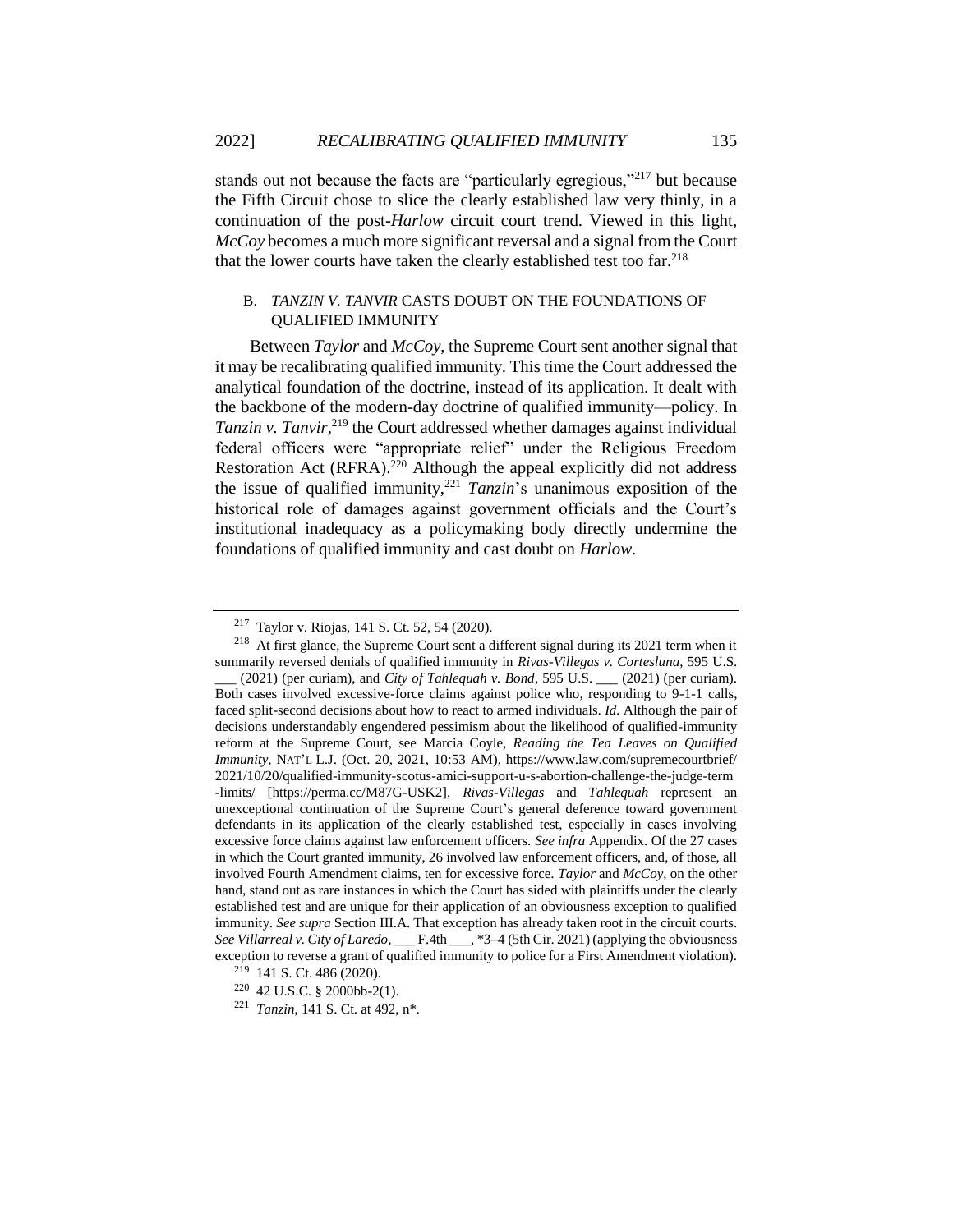stands out not because the facts are "particularly egregious,"[217] but because the Fifth Circuit chose to slice the clearly established law very thinly, in a continuation of the post-*Harlow* circuit court trend. Viewed in this light, *McCoy* becomes a much more significant reversal and a signal from the Court that the lower courts have taken the clearly established test too far.[218]

### B. *TANZIN V. TANVIR* CASTS DOUBT ON THE FOUNDATIONS OF QUALIFIED IMMUNITY

Between *Taylor* and *McCoy*, the Supreme Court sent another signal that it may be recalibrating qualified immunity. This time the Court addressed the analytical foundation of the doctrine, instead of its application. It dealt with the backbone of the modern-day doctrine of qualified immunity—policy. In *Tanzin v. Tanvir*,[219] the Court addressed whether damages against individual federal officers were "appropriate relief" under the Religious Freedom Restoration Act (RFRA).[220] Although the appeal explicitly did not address the issue of qualified immunity,[221] *Tanzin*'s unanimous exposition of the historical role of damages against government officials and the Court's institutional inadequacy as a policymaking body directly undermine the foundations of qualified immunity and cast doubt on *Harlow*.

---

[217] Taylor v. Riojas, 141 S. Ct. 52, 54 (2020).

[218] At first glance, the Supreme Court sent a different signal during its 2021 term when it summarily reversed denials of qualified immunity in *Rivas-Villegas v. Cortesluna*, 595 U.S. ___ (2021) (per curiam), and *City of Tahlequah v. Bond*, 595 U.S. ___ (2021) (per curiam). Both cases involved excessive-force claims against police who, responding to 9-1-1 calls, faced split-second decisions about how to react to armed individuals. *Id.* Although the pair of decisions understandably engendered pessimism about the likelihood of qualified-immunity reform at the Supreme Court, see Marcia Coyle, *Reading the Tea Leaves on Qualified Immunity*, NAT'L L.J. (Oct. 20, 2021, 10:53 AM), https://www.law.com/supremecourtbrief/2021/10/20/qualified-immunity-scotus-amici-support-u-s-abortion-challenge-the-judge-term-limits/ [https://perma.cc/M87G-USK2], *Rivas-Villegas* and *Tahlequah* represent an unexceptional continuation of the Supreme Court's general deference toward government defendants in its application of the clearly established test, especially in cases involving excessive force claims against law enforcement officers. *See infra* Appendix. Of the 27 cases in which the Court granted immunity, 26 involved law enforcement officers, and, of those, all involved Fourth Amendment claims, ten for excessive force. *Taylor* and *McCoy*, on the other hand, stand out as rare instances in which the Court has sided with plaintiffs under the clearly established test and are unique for their application of an obviousness exception to qualified immunity. *See supra* Section III.A. That exception has already taken root in the circuit courts. *See Villarreal v. City of Laredo*, ___ F.4th ___, *3–4 (5th Cir. 2021) (applying the obviousness exception to reverse a grant of qualified immunity to police for a First Amendment violation).

[219] 141 S. Ct. 486 (2020).

[220] 42 U.S.C. § 2000bb-2(1).

[221] *Tanzin*, 141 S. Ct. at 492, n*.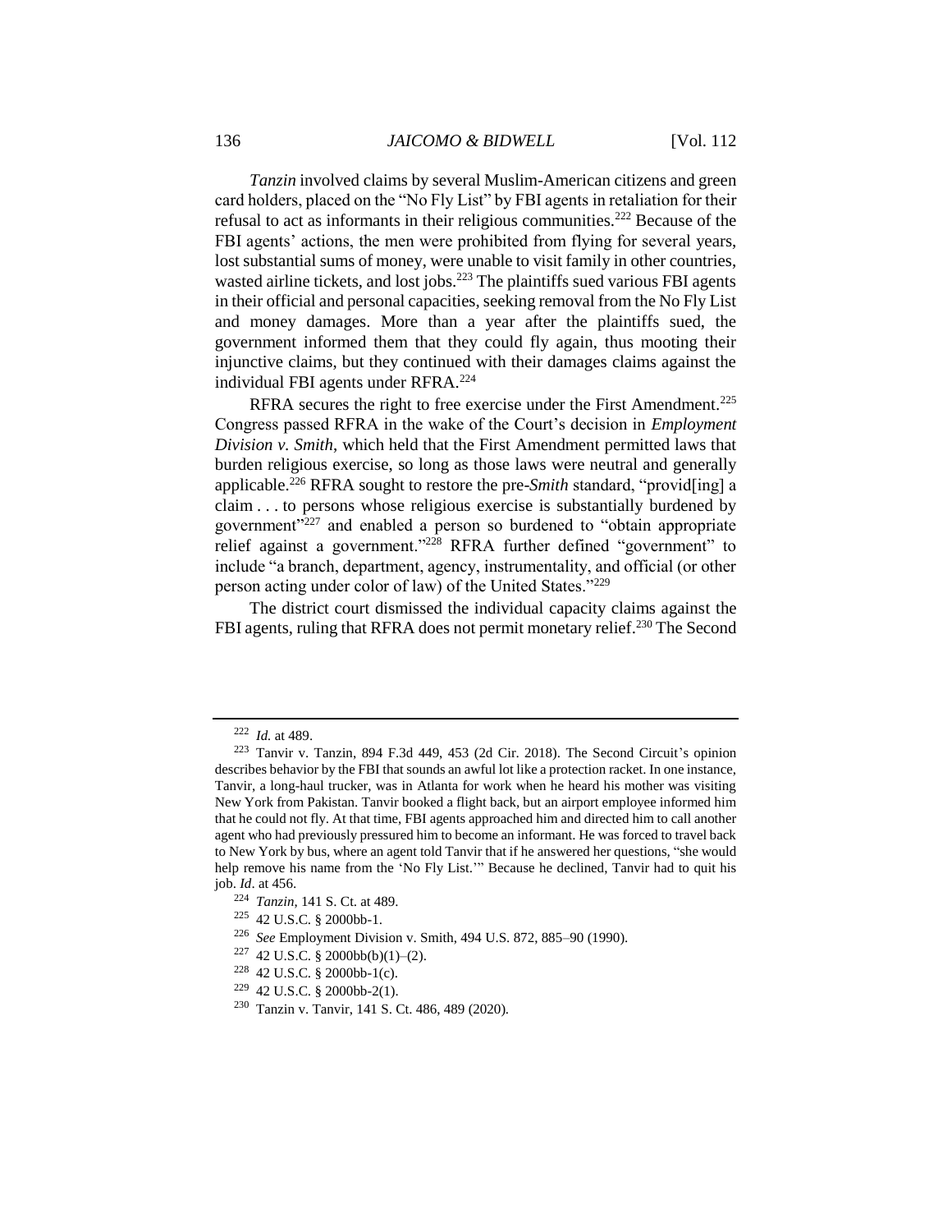*Tanzin* involved claims by several Muslim-American citizens and green card holders, placed on the "No Fly List" by FBI agents in retaliation for their refusal to act as informants in their religious communities.[222] Because of the FBI agents' actions, the men were prohibited from flying for several years, lost substantial sums of money, were unable to visit family in other countries, wasted airline tickets, and lost jobs.[223] The plaintiffs sued various FBI agents in their official and personal capacities, seeking removal from the No Fly List and money damages. More than a year after the plaintiffs sued, the government informed them that they could fly again, thus mooting their injunctive claims, but they continued with their damages claims against the individual FBI agents under RFRA.[224]

RFRA secures the right to free exercise under the First Amendment.[225] Congress passed RFRA in the wake of the Court's decision in *Employment Division v. Smith*, which held that the First Amendment permitted laws that burden religious exercise, so long as those laws were neutral and generally applicable.[226] RFRA sought to restore the pre-*Smith* standard, "provid[ing] a claim . . . to persons whose religious exercise is substantially burdened by government"[227] and enabled a person so burdened to "obtain appropriate relief against a government."[228] RFRA further defined "government" to include "a branch, department, agency, instrumentality, and official (or other person acting under color of law) of the United States."[229]

The district court dismissed the individual capacity claims against the FBI agents, ruling that RFRA does not permit monetary relief.[230] The Second

---

[222] *Id.* at 489.

[223] Tanvir v. Tanzin, 894 F.3d 449, 453 (2d Cir. 2018). The Second Circuit's opinion describes behavior by the FBI that sounds an awful lot like a protection racket. In one instance, Tanvir, a long-haul trucker, was in Atlanta for work when he heard his mother was visiting New York from Pakistan. Tanvir booked a flight back, but an airport employee informed him that he could not fly. At that time, FBI agents approached him and directed him to call another agent who had previously pressured him to become an informant. He was forced to travel back to New York by bus, where an agent told Tanvir that if he answered her questions, "she would help remove his name from the 'No Fly List.'" Because he declined, Tanvir had to quit his job. *Id*. at 456.

[224] *Tanzin*, 141 S. Ct. at 489.

[225] 42 U.S.C. § 2000bb-1.

[226] *See* Employment Division v. Smith, 494 U.S. 872, 885–90 (1990).

[227] 42 U.S.C. § 2000bb(b)(1)–(2).

[228] 42 U.S.C. § 2000bb-1(c).

[229] 42 U.S.C. § 2000bb-2(1).

[230] Tanzin v. Tanvir, 141 S. Ct. 486, 489 (2020).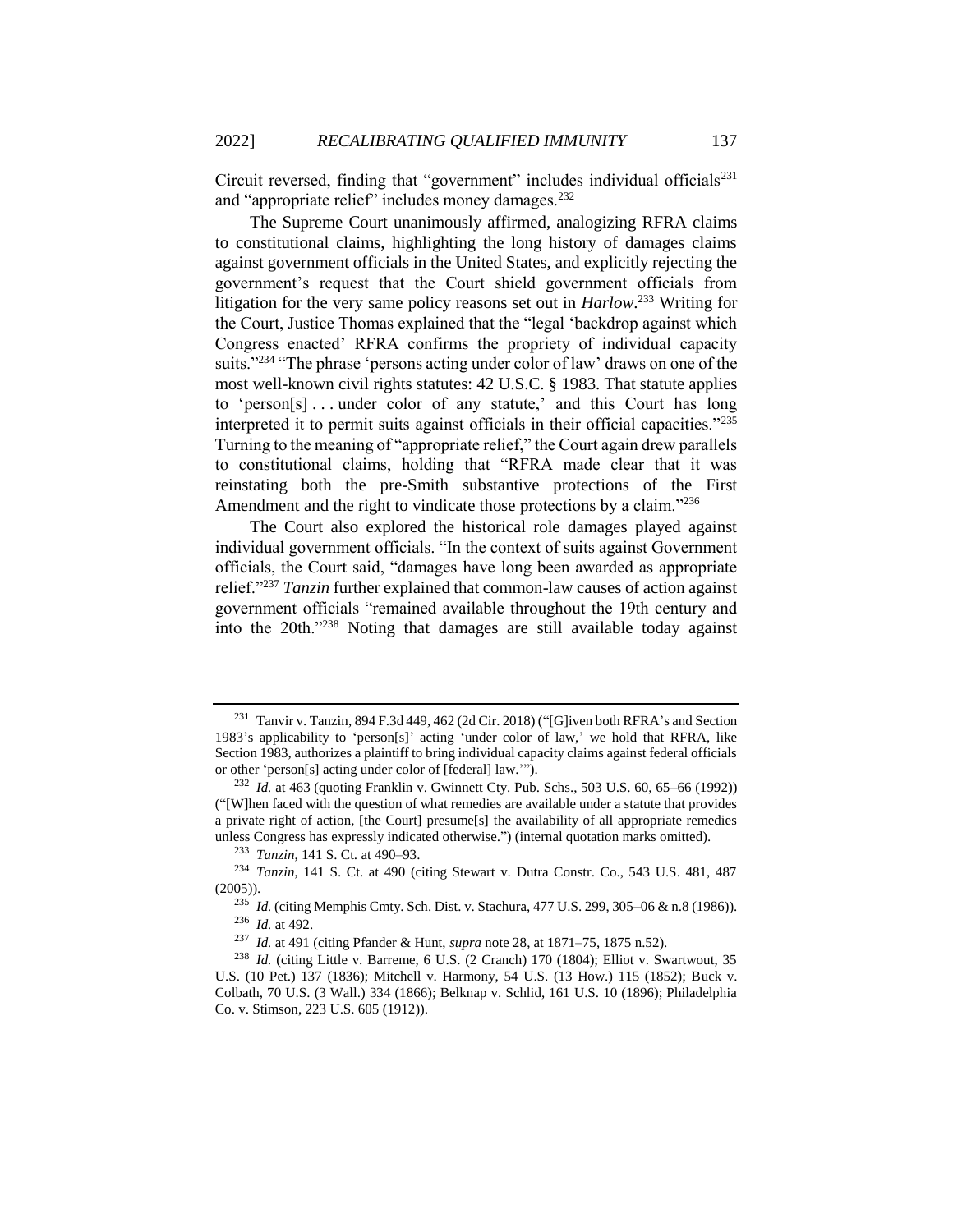Circuit reversed, finding that "government" includes individual officials[231] and "appropriate relief" includes money damages.[232]

The Supreme Court unanimously affirmed, analogizing RFRA claims to constitutional claims, highlighting the long history of damages claims against government officials in the United States, and explicitly rejecting the government's request that the Court shield government officials from litigation for the very same policy reasons set out in *Harlow*.[233] Writing for the Court, Justice Thomas explained that the "legal 'backdrop against which Congress enacted' RFRA confirms the propriety of individual capacity suits."[234] "The phrase 'persons acting under color of law' draws on one of the most well-known civil rights statutes: 42 U.S.C. § 1983. That statute applies to 'person[s] . . . under color of any statute,' and this Court has long interpreted it to permit suits against officials in their official capacities."[235] Turning to the meaning of "appropriate relief," the Court again drew parallels to constitutional claims, holding that "RFRA made clear that it was reinstating both the pre-Smith substantive protections of the First Amendment and the right to vindicate those protections by a claim."[236]

The Court also explored the historical role damages played against individual government officials. "In the context of suits against Government officials, the Court said, "damages have long been awarded as appropriate relief."[237] *Tanzin* further explained that common-law causes of action against government officials "remained available throughout the 19th century and into the 20th."[238] Noting that damages are still available today against

---

[231] Tanvir v. Tanzin, 894 F.3d 449, 462 (2d Cir. 2018) ("[G]iven both RFRA's and Section 1983's applicability to 'person[s]' acting 'under color of law,' we hold that RFRA, like Section 1983, authorizes a plaintiff to bring individual capacity claims against federal officials or other 'person[s] acting under color of [federal] law.'").

[232] *Id.* at 463 (quoting Franklin v. Gwinnett Cty. Pub. Schs., 503 U.S. 60, 65–66 (1992)) ("[W]hen faced with the question of what remedies are available under a statute that provides a private right of action, [the Court] presume[s] the availability of all appropriate remedies unless Congress has expressly indicated otherwise.") (internal quotation marks omitted).

[233] *Tanzin*, 141 S. Ct. at 490–93.

[234] *Tanzin*, 141 S. Ct. at 490 (citing Stewart v. Dutra Constr. Co., 543 U.S. 481, 487 (2005)).

[235] *Id.* (citing Memphis Cmty. Sch. Dist. v. Stachura, 477 U.S. 299, 305–06 & n.8 (1986)).

[236] *Id.* at 492.

[237] *Id.* at 491 (citing Pfander & Hunt, *supra* note 28, at 1871–75, 1875 n.52).

[238] *Id.* (citing Little v. Barreme, 6 U.S. (2 Cranch) 170 (1804); Elliot v. Swartwout, 35 U.S. (10 Pet.) 137 (1836); Mitchell v. Harmony, 54 U.S. (13 How.) 115 (1852); Buck v. Colbath, 70 U.S. (3 Wall.) 334 (1866); Belknap v. Schlid, 161 U.S. 10 (1896); Philadelphia Co. v. Stimson, 223 U.S. 605 (1912)).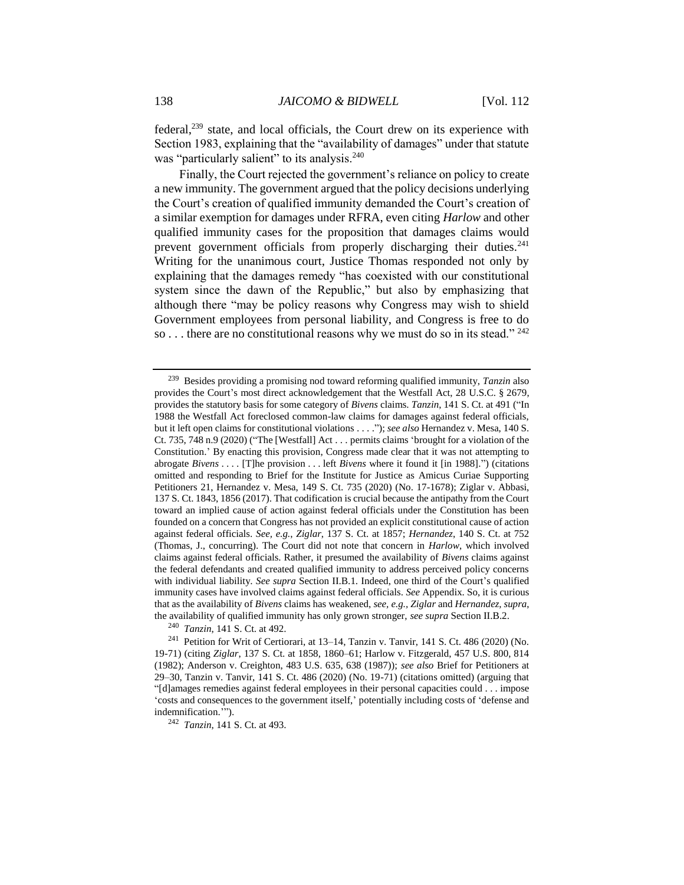federal,[239] state, and local officials, the Court drew on its experience with Section 1983, explaining that the "availability of damages" under that statute was "particularly salient" to its analysis.[240]

Finally, the Court rejected the government's reliance on policy to create a new immunity. The government argued that the policy decisions underlying the Court's creation of qualified immunity demanded the Court's creation of a similar exemption for damages under RFRA, even citing *Harlow* and other qualified immunity cases for the proposition that damages claims would prevent government officials from properly discharging their duties.[241] Writing for the unanimous court, Justice Thomas responded not only by explaining that the damages remedy "has coexisted with our constitutional system since the dawn of the Republic," but also by emphasizing that although there "may be policy reasons why Congress may wish to shield Government employees from personal liability, and Congress is free to do so . . . there are no constitutional reasons why we must do so in its stead." [242]

---

[239] Besides providing a promising nod toward reforming qualified immunity, *Tanzin* also provides the Court's most direct acknowledgement that the Westfall Act, 28 U.S.C. § 2679, provides the statutory basis for some category of *Bivens* claims. *Tanzin*, 141 S. Ct. at 491 ("In 1988 the Westfall Act foreclosed common-law claims for damages against federal officials, but it left open claims for constitutional violations . . . ."); *see also* Hernandez v. Mesa, 140 S. Ct. 735, 748 n.9 (2020) ("The [Westfall] Act . . . permits claims 'brought for a violation of the Constitution.' By enacting this provision, Congress made clear that it was not attempting to abrogate *Bivens* . . . . [T]he provision . . . left *Bivens* where it found it [in 1988].") (citations omitted and responding to Brief for the Institute for Justice as Amicus Curiae Supporting Petitioners 21, Hernandez v. Mesa, 149 S. Ct. 735 (2020) (No. 17-1678); Ziglar v. Abbasi, 137 S. Ct. 1843, 1856 (2017). That codification is crucial because the antipathy from the Court toward an implied cause of action against federal officials under the Constitution has been founded on a concern that Congress has not provided an explicit constitutional cause of action against federal officials. *See, e.g.*, *Ziglar*, 137 S. Ct. at 1857; *Hernandez*, 140 S. Ct. at 752 (Thomas, J., concurring). The Court did not note that concern in *Harlow*, which involved claims against federal officials. Rather, it presumed the availability of *Bivens* claims against the federal defendants and created qualified immunity to address perceived policy concerns with individual liability. *See supra* Section II.B.1. Indeed, one third of the Court's qualified immunity cases have involved claims against federal officials. *See* Appendix. So, it is curious that as the availability of *Bivens* claims has weakened, *see, e.g.*, *Ziglar* and *Hernandez*, *supra*, the availability of qualified immunity has only grown stronger, *see supra* Section II.B.2.

[240] *Tanzin*, 141 S. Ct. at 492.

[241] Petition for Writ of Certiorari, at 13–14, Tanzin v. Tanvir, 141 S. Ct. 486 (2020) (No. 19-71) (citing *Ziglar*, 137 S. Ct. at 1858, 1860–61; Harlow v. Fitzgerald, 457 U.S. 800, 814 (1982); Anderson v. Creighton, 483 U.S. 635, 638 (1987)); *see also* Brief for Petitioners at 29–30, Tanzin v. Tanvir, 141 S. Ct. 486 (2020) (No. 19-71) (citations omitted) (arguing that "[d]amages remedies against federal employees in their personal capacities could . . . impose 'costs and consequences to the government itself,' potentially including costs of 'defense and indemnification.'").

[242] *Tanzin*, 141 S. Ct. at 493.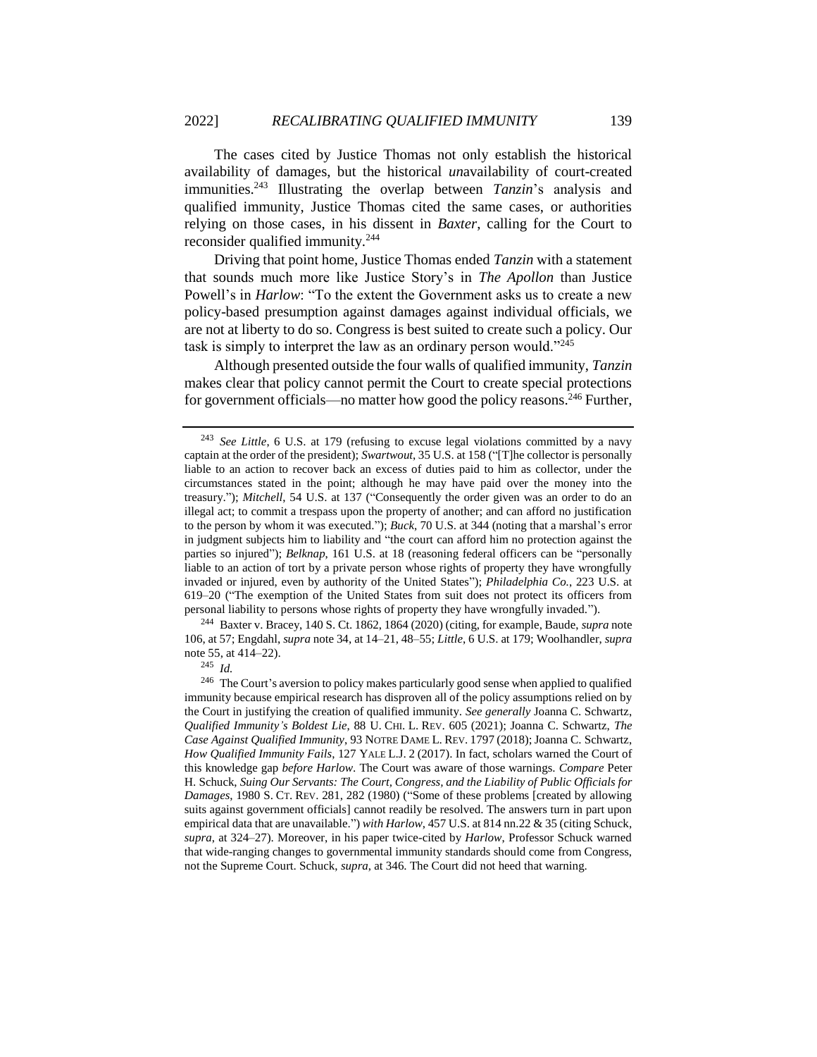The cases cited by Justice Thomas not only establish the historical availability of damages, but the historical *un*availability of court-created immunities.[243] Illustrating the overlap between *Tanzin*'s analysis and qualified immunity, Justice Thomas cited the same cases, or authorities relying on those cases, in his dissent in *Baxter*, calling for the Court to reconsider qualified immunity.[244]

Driving that point home, Justice Thomas ended *Tanzin* with a statement that sounds much more like Justice Story's in *The Apollon* than Justice Powell's in *Harlow*: "To the extent the Government asks us to create a new policy-based presumption against damages against individual officials, we are not at liberty to do so. Congress is best suited to create such a policy. Our task is simply to interpret the law as an ordinary person would."[245]

Although presented outside the four walls of qualified immunity, *Tanzin* makes clear that policy cannot permit the Court to create special protections for government officials—no matter how good the policy reasons.[246] Further,

---

[243] *See Little*, 6 U.S. at 179 (refusing to excuse legal violations committed by a navy captain at the order of the president); *Swartwout*, 35 U.S. at 158 ("[T]he collector is personally liable to an action to recover back an excess of duties paid to him as collector, under the circumstances stated in the point; although he may have paid over the money into the treasury."); *Mitchell*, 54 U.S. at 137 ("Consequently the order given was an order to do an illegal act; to commit a trespass upon the property of another; and can afford no justification to the person by whom it was executed."); *Buck*, 70 U.S. at 344 (noting that a marshal's error in judgment subjects him to liability and "the court can afford him no protection against the parties so injured"); *Belknap*, 161 U.S. at 18 (reasoning federal officers can be "personally liable to an action of tort by a private person whose rights of property they have wrongfully invaded or injured, even by authority of the United States"); *Philadelphia Co.*, 223 U.S. at 619–20 ("The exemption of the United States from suit does not protect its officers from personal liability to persons whose rights of property they have wrongfully invaded.").

[244] Baxter v. Bracey, 140 S. Ct. 1862, 1864 (2020) (citing, for example, Baude, *supra* note 106, at 57; Engdahl, *supra* note 34, at 14–21, 48–55; *Little*, 6 U.S. at 179; Woolhandler, *supra* note 55, at 414–22).

[245] *Id.*

[246] The Court's aversion to policy makes particularly good sense when applied to qualified immunity because empirical research has disproven all of the policy assumptions relied on by the Court in justifying the creation of qualified immunity. *See generally* Joanna C. Schwartz, *Qualified Immunity's Boldest Lie*, 88 U. CHI. L. REV. 605 (2021); Joanna C. Schwartz, *The Case Against Qualified Immunity*, 93 NOTRE DAME L. REV. 1797 (2018); Joanna C. Schwartz, *How Qualified Immunity Fails*, 127 YALE L.J. 2 (2017). In fact, scholars warned the Court of this knowledge gap *before Harlow*. The Court was aware of those warnings. *Compare* Peter H. Schuck, *Suing Our Servants: The Court, Congress, and the Liability of Public Officials for Damages*, 1980 S. CT. REV. 281, 282 (1980) ("Some of these problems [created by allowing suits against government officials] cannot readily be resolved. The answers turn in part upon empirical data that are unavailable.") *with Harlow*, 457 U.S. at 814 nn.22 & 35 (citing Schuck, *supra*, at 324–27). Moreover, in his paper twice-cited by *Harlow*, Professor Schuck warned that wide-ranging changes to governmental immunity standards should come from Congress, not the Supreme Court. Schuck, *supra*, at 346. The Court did not heed that warning.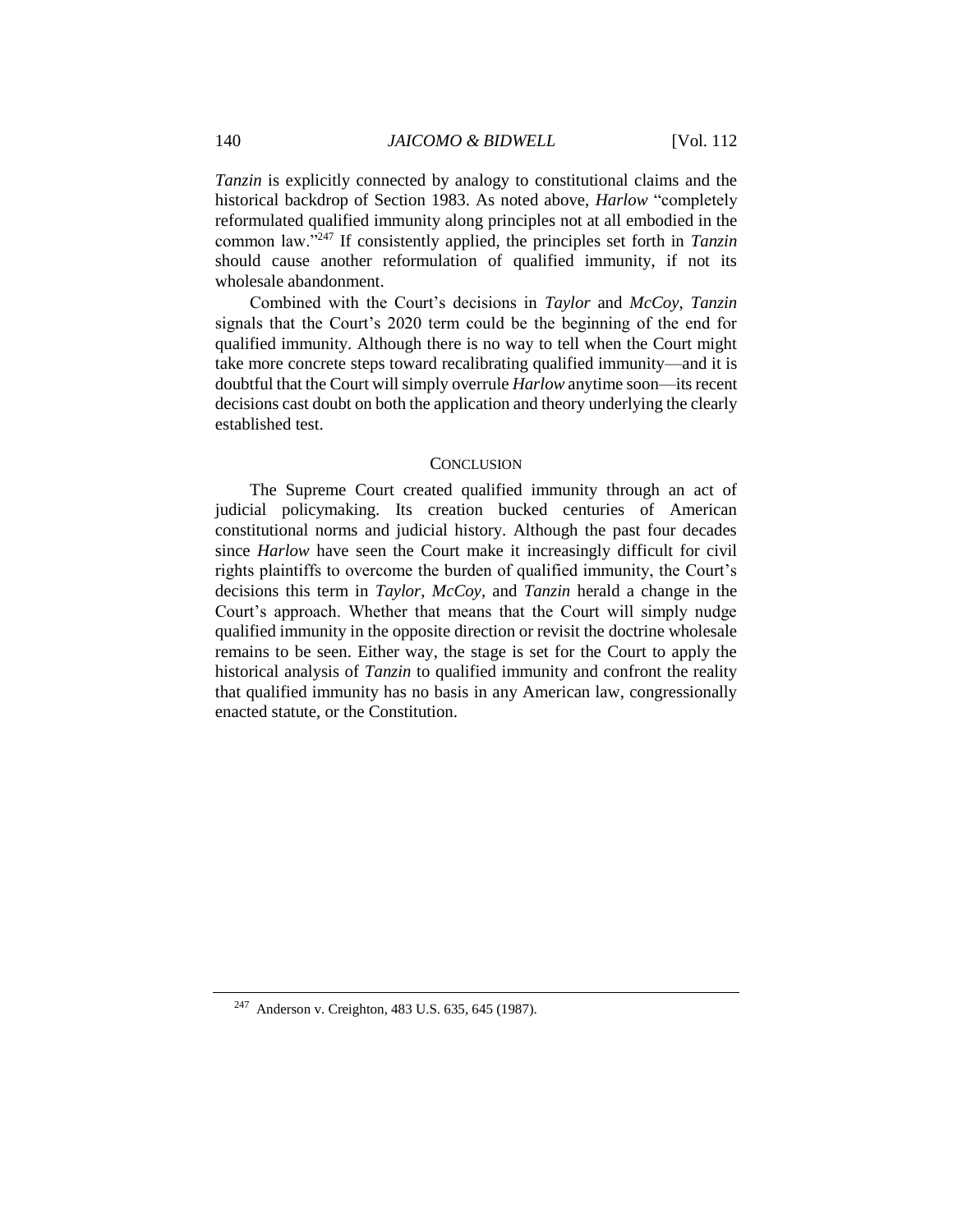*Tanzin* is explicitly connected by analogy to constitutional claims and the historical backdrop of Section 1983. As noted above, *Harlow* "completely reformulated qualified immunity along principles not at all embodied in the common law."[247] If consistently applied, the principles set forth in *Tanzin* should cause another reformulation of qualified immunity, if not its wholesale abandonment.

Combined with the Court's decisions in *Taylor* and *McCoy*, *Tanzin* signals that the Court's 2020 term could be the beginning of the end for qualified immunity. Although there is no way to tell when the Court might take more concrete steps toward recalibrating qualified immunity—and it is doubtful that the Court will simply overrule *Harlow* anytime soon—its recent decisions cast doubt on both the application and theory underlying the clearly established test.

## CONCLUSION

The Supreme Court created qualified immunity through an act of judicial policymaking. Its creation bucked centuries of American constitutional norms and judicial history. Although the past four decades since *Harlow* have seen the Court make it increasingly difficult for civil rights plaintiffs to overcome the burden of qualified immunity, the Court's decisions this term in *Taylor*, *McCoy*, and *Tanzin* herald a change in the Court's approach. Whether that means that the Court will simply nudge qualified immunity in the opposite direction or revisit the doctrine wholesale remains to be seen. Either way, the stage is set for the Court to apply the historical analysis of *Tanzin* to qualified immunity and confront the reality that qualified immunity has no basis in any American law, congressionally enacted statute, or the Constitution.

---

[247] Anderson v. Creighton, 483 U.S. 635, 645 (1987).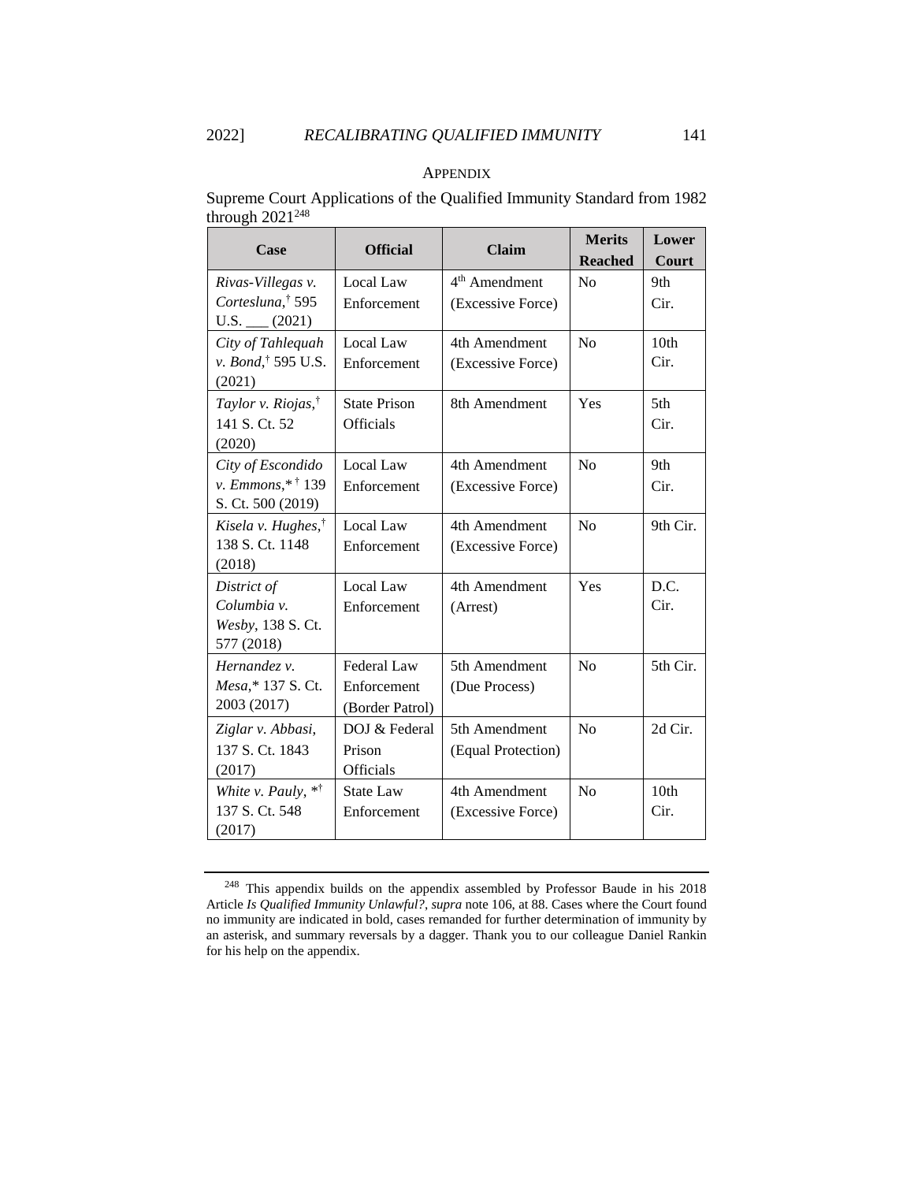## APPENDIX

Supreme Court Applications of the Qualified Immunity Standard from 1982 through 2021[248]

| Case | Official | Claim | Merits Reached | Lower Court |
|---|---|---|---|---|
| *Rivas-Villegas v. Cortesluna*,† 595 U.S. ___ (2021) | Local Law Enforcement | 4th Amendment (Excessive Force) | No | 9th Cir. |
| *City of Tahlequah v. Bond*,† 595 U.S. (2021) | Local Law Enforcement | 4th Amendment (Excessive Force) | No | 10th Cir. |
| *Taylor v. Riojas*,† 141 S. Ct. 52 (2020) | State Prison Officials | 8th Amendment | Yes | 5th Cir. |
| *City of Escondido v. Emmons*,* † 139 S. Ct. 500 (2019) | Local Law Enforcement | 4th Amendment (Excessive Force) | No | 9th Cir. |
| *Kisela v. Hughes*,† 138 S. Ct. 1148 (2018) | Local Law Enforcement | 4th Amendment (Excessive Force) | No | 9th Cir. |
| *District of Columbia v. Wesby*, 138 S. Ct. 577 (2018) | Local Law Enforcement | 4th Amendment (Arrest) | Yes | D.C. Cir. |
| *Hernandez v. Mesa*,* 137 S. Ct. 2003 (2017) | Federal Law Enforcement (Border Patrol) | 5th Amendment (Due Process) | No | 5th Cir. |
| *Ziglar v. Abbasi*, 137 S. Ct. 1843 (2017) | DOJ & Federal Prison Officials | 5th Amendment (Equal Protection) | No | 2d Cir. |
| *White v. Pauly*, *† 137 S. Ct. 548 (2017) | State Law Enforcement | 4th Amendment (Excessive Force) | No | 10th Cir. |

[248] This appendix builds on the appendix assembled by Professor Baude in his 2018 Article *Is Qualified Immunity Unlawful?*, *supra* note 106, at 88. Cases where the Court found no immunity are indicated in bold, cases remanded for further determination of immunity by an asterisk, and summary reversals by a dagger. Thank you to our colleague Daniel Rankin for his help on the appendix.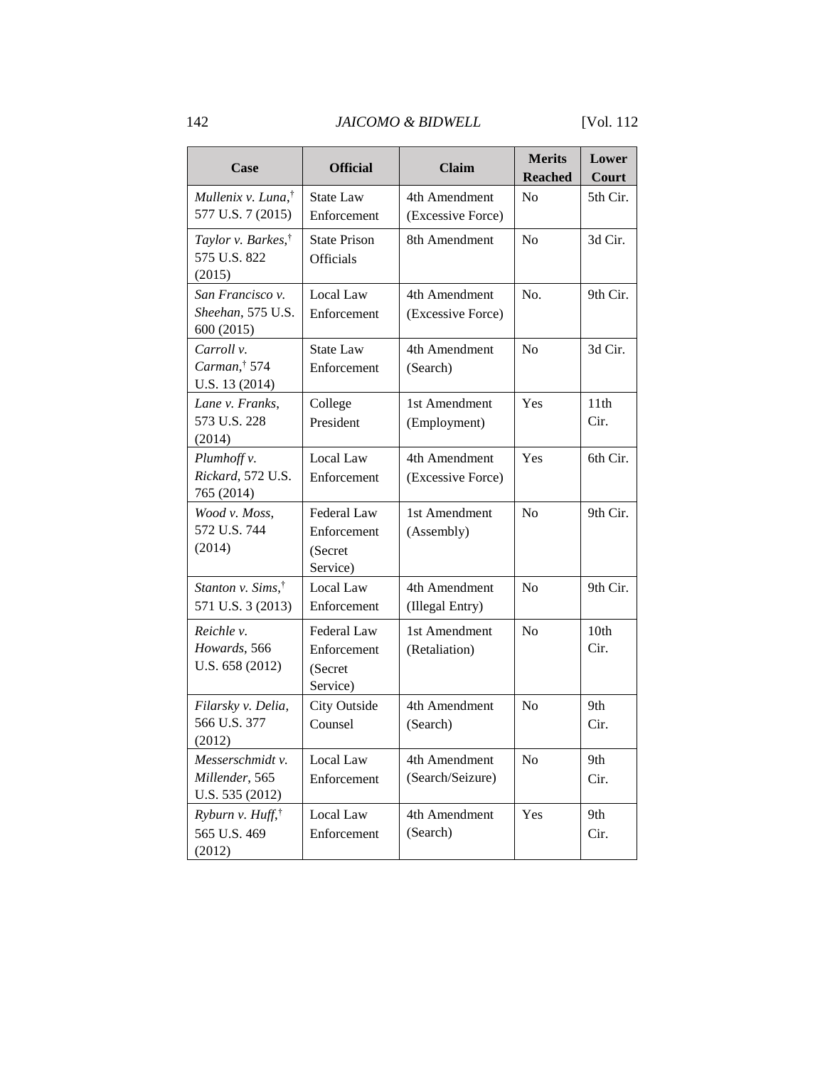| Case | Official | Claim | Merits Reached | Lower Court |
|---|---|---|---|---|
| *Mullenix v. Luna*,† 577 U.S. 7 (2015) | State Law Enforcement | 4th Amendment (Excessive Force) | No | 5th Cir. |
| *Taylor v. Barkes*,† 575 U.S. 822 (2015) | State Prison Officials | 8th Amendment | No | 3d Cir. |
| *San Francisco v. Sheehan*, 575 U.S. 600 (2015) | Local Law Enforcement | 4th Amendment (Excessive Force) | No. | 9th Cir. |
| *Carroll v. Carman*,† 574 U.S. 13 (2014) | State Law Enforcement | 4th Amendment (Search) | No | 3d Cir. |
| *Lane v. Franks*, 573 U.S. 228 (2014) | College President | 1st Amendment (Employment) | Yes | 11th Cir. |
| *Plumhoff v. Rickard*, 572 U.S. 765 (2014) | Local Law Enforcement | 4th Amendment (Excessive Force) | Yes | 6th Cir. |
| *Wood v. Moss*, 572 U.S. 744 (2014) | Federal Law Enforcement (Secret Service) | 1st Amendment (Assembly) | No | 9th Cir. |
| *Stanton v. Sims*,† 571 U.S. 3 (2013) | Local Law Enforcement | 4th Amendment (Illegal Entry) | No | 9th Cir. |
| *Reichle v. Howards*, 566 U.S. 658 (2012) | Federal Law Enforcement (Secret Service) | 1st Amendment (Retaliation) | No | 10th Cir. |
| *Filarsky v. Delia*, 566 U.S. 377 (2012) | City Outside Counsel | 4th Amendment (Search) | No | 9th Cir. |
| *Messerschmidt v. Millender*, 565 U.S. 535 (2012) | Local Law Enforcement | 4th Amendment (Search/Seizure) | No | 9th Cir. |
| *Ryburn v. Huff*,† 565 U.S. 469 (2012) | Local Law Enforcement | 4th Amendment (Search) | Yes | 9th Cir. |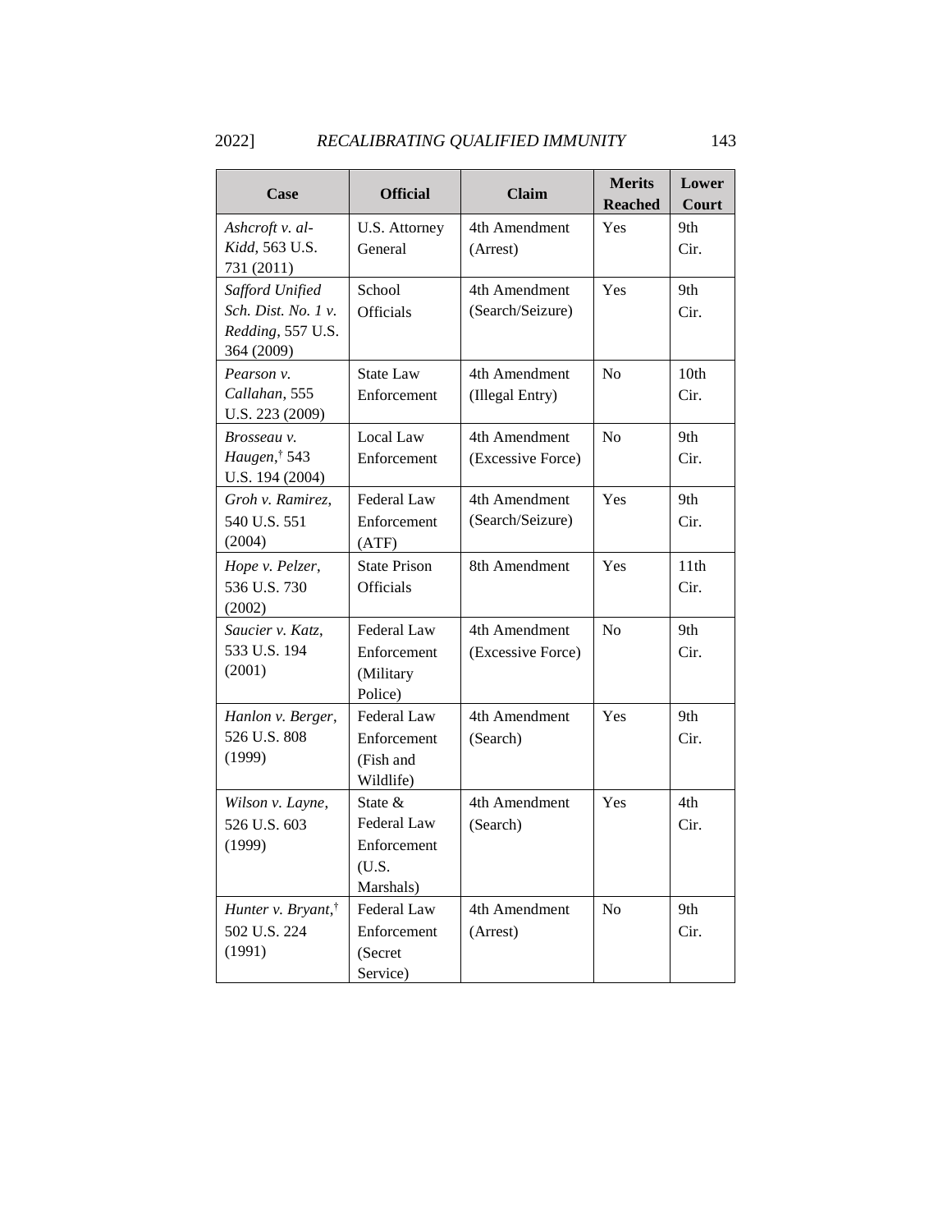| Case | Official | Claim | Merits Reached | Lower Court |
|---|---|---|---|---|
| *Ashcroft v. al-Kidd*, 563 U.S. 731 (2011) | U.S. Attorney General | 4th Amendment (Arrest) | Yes | 9th Cir. |
| *Safford Unified Sch. Dist. No. 1 v. Redding*, 557 U.S. 364 (2009) | School Officials | 4th Amendment (Search/Seizure) | Yes | 9th Cir. |
| *Pearson v. Callahan*, 555 U.S. 223 (2009) | State Law Enforcement | 4th Amendment (Illegal Entry) | No | 10th Cir. |
| *Brosseau v. Haugen*,† 543 U.S. 194 (2004) | Local Law Enforcement | 4th Amendment (Excessive Force) | No | 9th Cir. |
| *Groh v. Ramirez*, 540 U.S. 551 (2004) | Federal Law Enforcement (ATF) | 4th Amendment (Search/Seizure) | Yes | 9th Cir. |
| *Hope v. Pelzer*, 536 U.S. 730 (2002) | State Prison Officials | 8th Amendment | Yes | 11th Cir. |
| *Saucier v. Katz*, 533 U.S. 194 (2001) | Federal Law Enforcement (Military Police) | 4th Amendment (Excessive Force) | No | 9th Cir. |
| *Hanlon v. Berger*, 526 U.S. 808 (1999) | Federal Law Enforcement (Fish and Wildlife) | 4th Amendment (Search) | Yes | 9th Cir. |
| *Wilson v. Layne*, 526 U.S. 603 (1999) | State & Federal Law Enforcement (U.S. Marshals) | 4th Amendment (Search) | Yes | 4th Cir. |
| *Hunter v. Bryant*,† 502 U.S. 224 (1991) | Federal Law Enforcement (Secret Service) | 4th Amendment (Arrest) | No | 9th Cir. |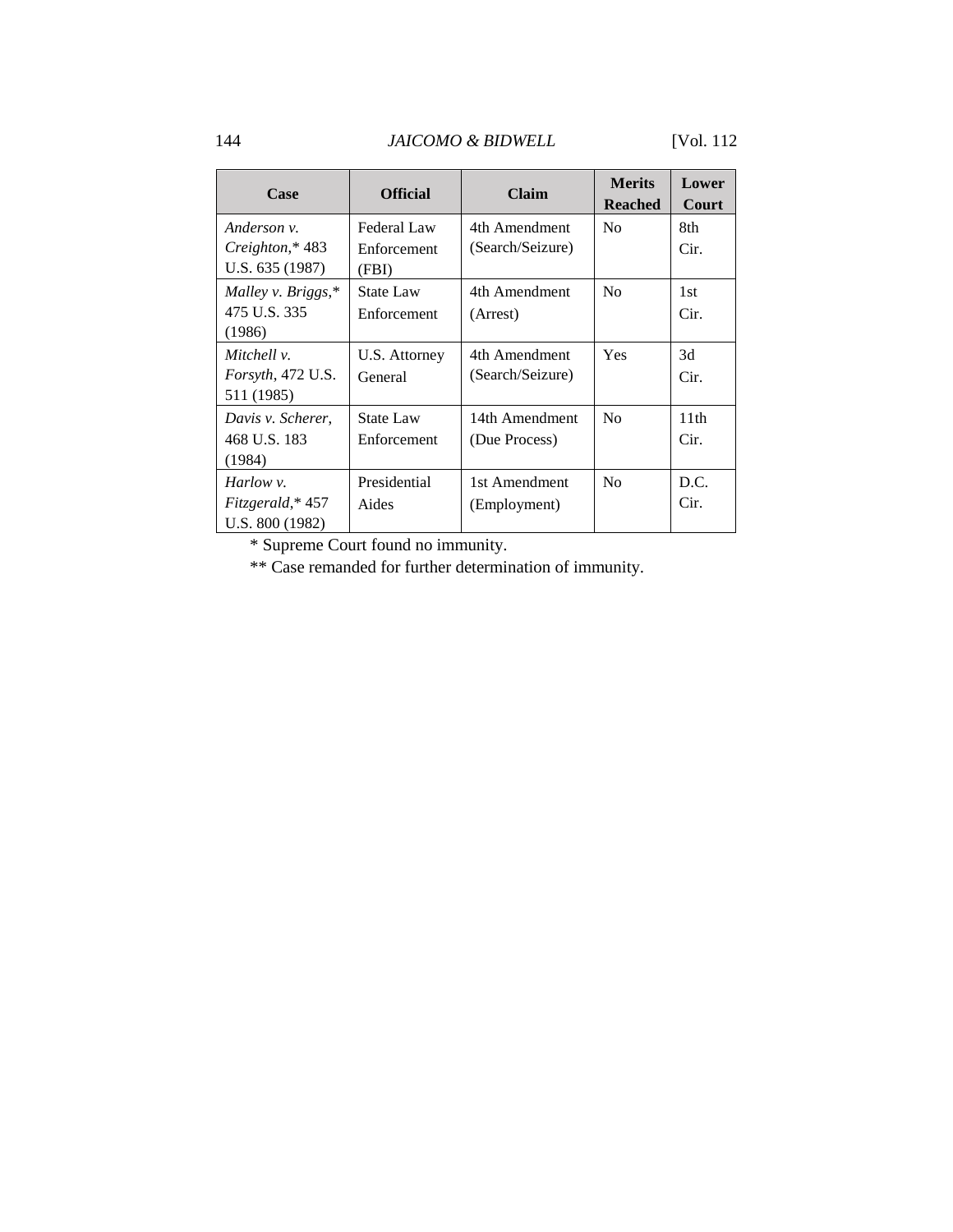| Case | Official | Claim | Merits Reached | Lower Court |
|---|---|---|---|---|
| *Anderson v. Creighton*,* 483 U.S. 635 (1987) | Federal Law Enforcement (FBI) | 4th Amendment (Search/Seizure) | No | 8th Cir. |
| *Malley v. Briggs*,* 475 U.S. 335 (1986) | State Law Enforcement | 4th Amendment (Arrest) | No | 1st Cir. |
| *Mitchell v. Forsyth*, 472 U.S. 511 (1985) | U.S. Attorney General | 4th Amendment (Search/Seizure) | Yes | 3d Cir. |
| *Davis v. Scherer*, 468 U.S. 183 (1984) | State Law Enforcement | 14th Amendment (Due Process) | No | 11th Cir. |
| *Harlow v. Fitzgerald*,* 457 U.S. 800 (1982) | Presidential Aides | 1st Amendment (Employment) | No | D.C. Cir. |

\* Supreme Court found no immunity.

\*\* Case remanded for further determination of immunity.